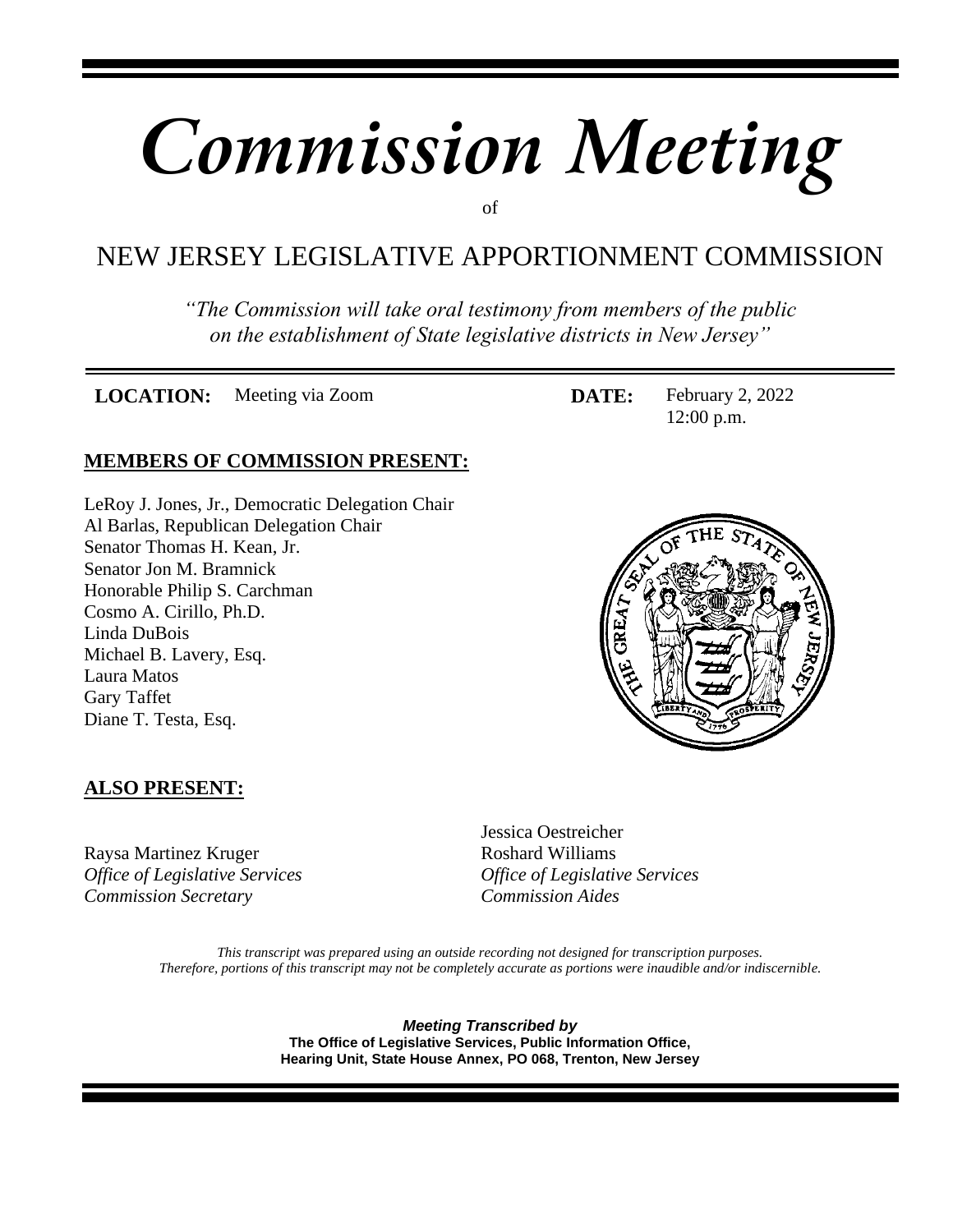# *Commission Meeting*

of

## NEW JERSEY LEGISLATIVE APPORTIONMENT COMMISSION

*"The Commission will take oral testimony from members of the public on the establishment of State legislative districts in New Jersey"*

**LOCATION:** Meeting via Zoom

**DATE:** February 2, 2022
12:00 p.m.

### MEMBERS OF COMMISSION PRESENT:

LeRoy J. Jones, Jr., Democratic Delegation Chair
Al Barlas, Republican Delegation Chair
Senator Thomas H. Kean, Jr.
Senator Jon M. Bramnick
Honorable Philip S. Carchman
Cosmo A. Cirillo, Ph.D.
Linda DuBois
Michael B. Lavery, Esq.
Laura Matos
Gary Taffet
Diane T. Testa, Esq.

### ALSO PRESENT:

Raysa Martinez Kruger
*Office of Legislative Services*
*Commission Secretary*

Jessica Oestreicher
Roshard Williams
*Office of Legislative Services*
*Commission Aides*

*This transcript was prepared using an outside recording not designed for transcription purposes. Therefore, portions of this transcript may not be completely accurate as portions were inaudible and/or indiscernible.*

***Meeting Transcribed by***
**The Office of Legislative Services, Public Information Office, Hearing Unit, State House Annex, PO 068, Trenton, New Jersey**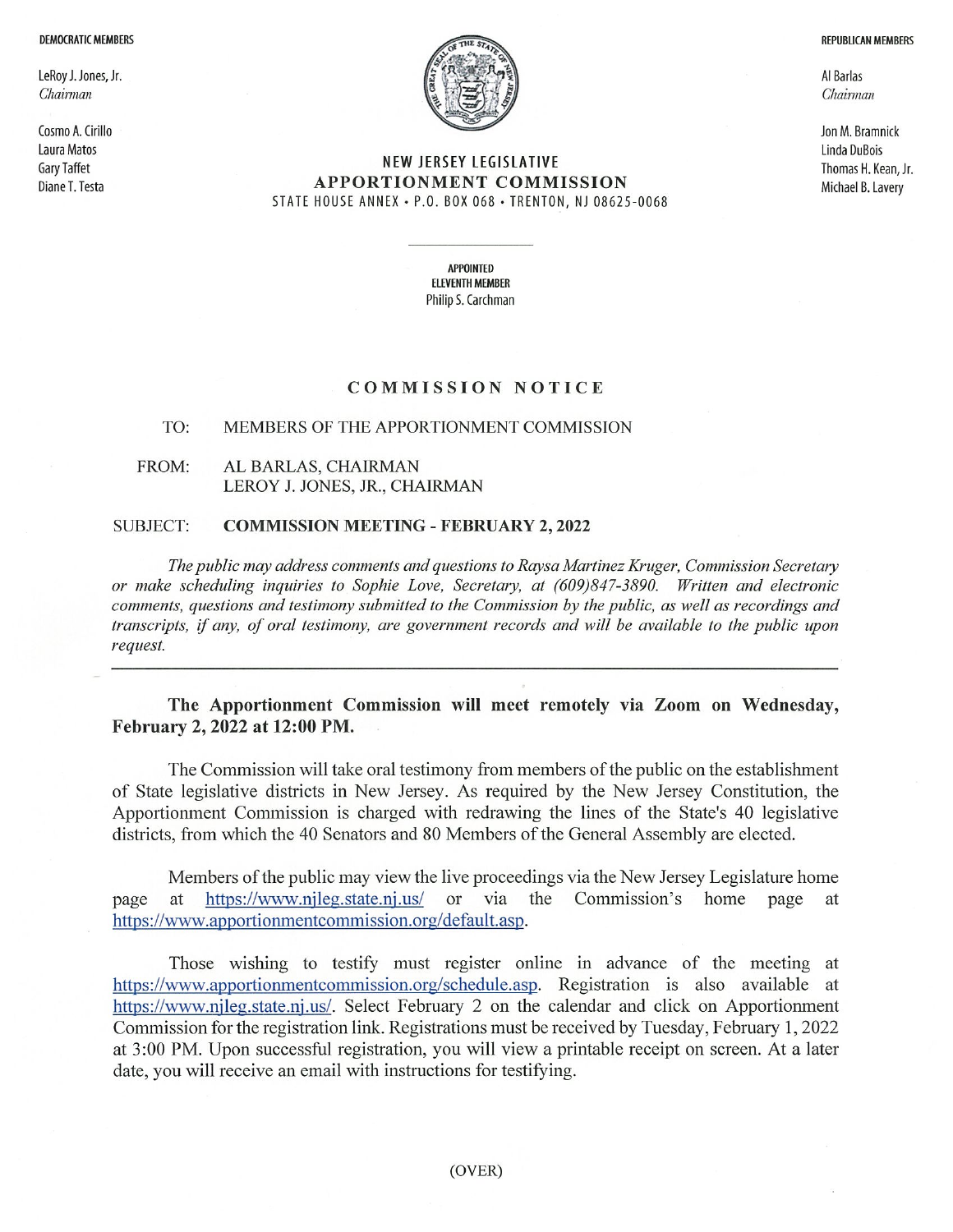**DEMOCRATIC MEMBERS**

LeRoy J. Jones, Jr.
*Chairman*

Cosmo A. Cirillo
Laura Matos
Gary Taffet
Diane T. Testa

**REPUBLICAN MEMBERS**

Al Barlas
*Chairman*

Jon M. Bramnick
Linda DuBois
Thomas H. Kean, Jr.
Michael B. Lavery

# NEW JERSEY LEGISLATIVE APPORTIONMENT COMMISSION

STATE HOUSE ANNEX • P.O. BOX 068 • TRENTON, NJ 08625-0068

**APPOINTED ELEVENTH MEMBER**
Philip S. Carchman

## COMMISSION NOTICE

TO: MEMBERS OF THE APPORTIONMENT COMMISSION

FROM: AL BARLAS, CHAIRMAN
LEROY J. JONES, JR., CHAIRMAN

SUBJECT: **COMMISSION MEETING - FEBRUARY 2, 2022**

*The public may address comments and questions to Raysa Martinez Kruger, Commission Secretary or make scheduling inquiries to Sophie Love, Secretary, at (609)847-3890. Written and electronic comments, questions and testimony submitted to the Commission by the public, as well as recordings and transcripts, if any, of oral testimony, are government records and will be available to the public upon request.*

---

**The Apportionment Commission will meet remotely via Zoom on Wednesday, February 2, 2022 at 12:00 PM.**

The Commission will take oral testimony from members of the public on the establishment of State legislative districts in New Jersey. As required by the New Jersey Constitution, the Apportionment Commission is charged with redrawing the lines of the State's 40 legislative districts, from which the 40 Senators and 80 Members of the General Assembly are elected.

Members of the public may view the live proceedings via the New Jersey Legislature home page at https://www.njleg.state.nj.us/ or via the Commission's home page at https://www.apportionmentcommission.org/default.asp.

Those wishing to testify must register online in advance of the meeting at https://www.apportionmentcommission.org/schedule.asp. Registration is also available at https://www.njleg.state.nj.us/. Select February 2 on the calendar and click on Apportionment Commission for the registration link. Registrations must be received by Tuesday, February 1, 2022 at 3:00 PM. Upon successful registration, you will view a printable receipt on screen. At a later date, you will receive an email with instructions for testifying.

(OVER)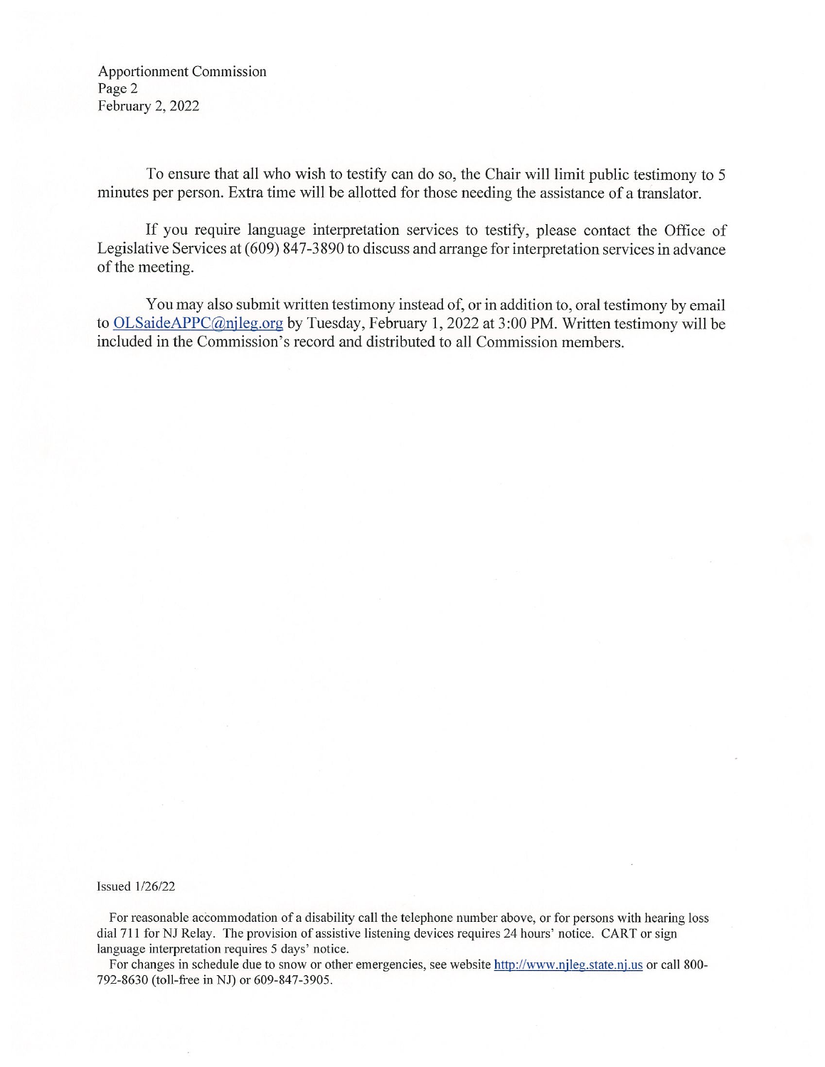To ensure that all who wish to testify can do so, the Chair will limit public testimony to 5 minutes per person. Extra time will be allotted for those needing the assistance of a translator.

If you require language interpretation services to testify, please contact the Office of Legislative Services at (609) 847-3890 to discuss and arrange for interpretation services in advance of the meeting.

You may also submit written testimony instead of, or in addition to, oral testimony by email to OLSaideAPPC@njleg.org by Tuesday, February 1, 2022 at 3:00 PM. Written testimony will be included in the Commission's record and distributed to all Commission members.

Issued 1/26/22

For reasonable accommodation of a disability call the telephone number above, or for persons with hearing loss dial 711 for NJ Relay. The provision of assistive listening devices requires 24 hours' notice. CART or sign language interpretation requires 5 days' notice.

For changes in schedule due to snow or other emergencies, see website http://www.njleg.state.nj.us or call 800-792-8630 (toll-free in NJ) or 609-847-3905.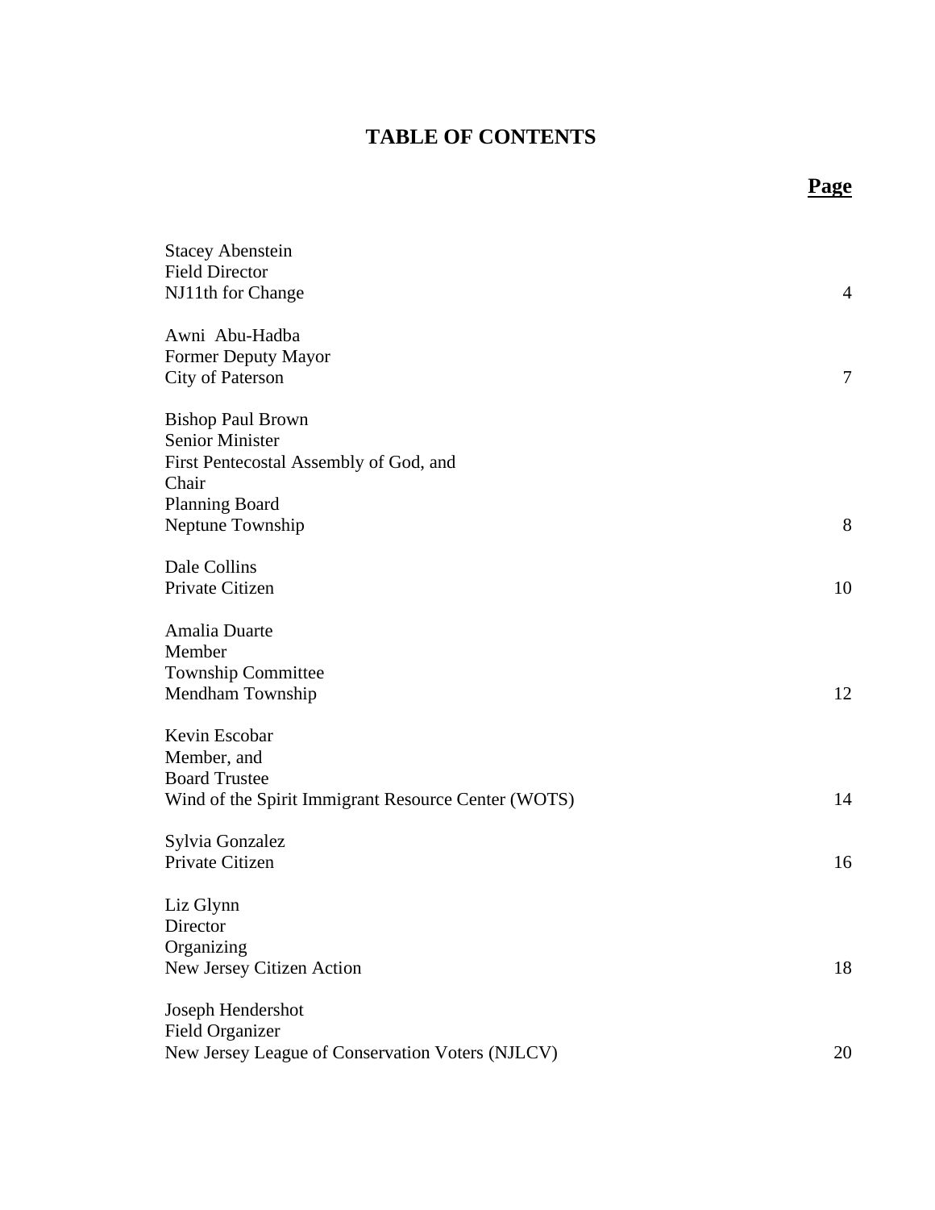# TABLE OF CONTENTS

| | Page |
|---|---|
| Stacey Abenstein<br>Field Director<br>NJ11th for Change | 4 |
| Awni Abu-Hadba<br>Former Deputy Mayor<br>City of Paterson | 7 |
| Bishop Paul Brown<br>Senior Minister<br>First Pentecostal Assembly of God, and<br>Chair<br>Planning Board<br>Neptune Township | 8 |
| Dale Collins<br>Private Citizen | 10 |
| Amalia Duarte<br>Member<br>Township Committee<br>Mendham Township | 12 |
| Kevin Escobar<br>Member, and<br>Board Trustee<br>Wind of the Spirit Immigrant Resource Center (WOTS) | 14 |
| Sylvia Gonzalez<br>Private Citizen | 16 |
| Liz Glynn<br>Director<br>Organizing<br>New Jersey Citizen Action | 18 |
| Joseph Hendershot<br>Field Organizer<br>New Jersey League of Conservation Voters (NJLCV) | 20 |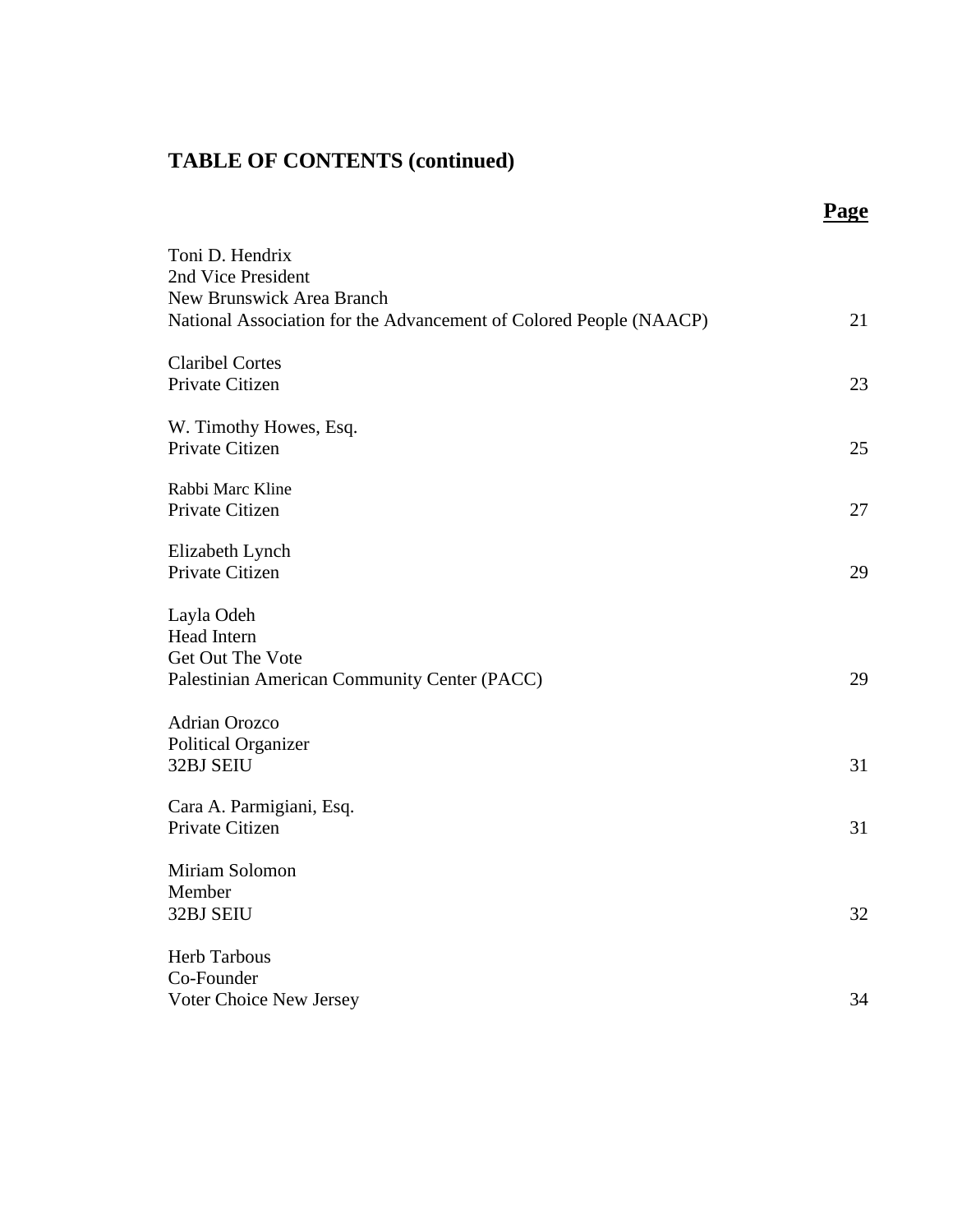# TABLE OF CONTENTS (continued)

| | **Page** |
|---|---|
| Toni D. Hendrix<br>2nd Vice President<br>New Brunswick Area Branch<br>National Association for the Advancement of Colored People (NAACP) | 21 |
| Claribel Cortes<br>Private Citizen | 23 |
| W. Timothy Howes, Esq.<br>Private Citizen | 25 |
| Rabbi Marc Kline<br>Private Citizen | 27 |
| Elizabeth Lynch<br>Private Citizen | 29 |
| Layla Odeh<br>Head Intern<br>Get Out The Vote<br>Palestinian American Community Center (PACC) | 29 |
| Adrian Orozco<br>Political Organizer<br>32BJ SEIU | 31 |
| Cara A. Parmigiani, Esq.<br>Private Citizen | 31 |
| Miriam Solomon<br>Member<br>32BJ SEIU | 32 |
| Herb Tarbous<br>Co-Founder<br>Voter Choice New Jersey | 34 |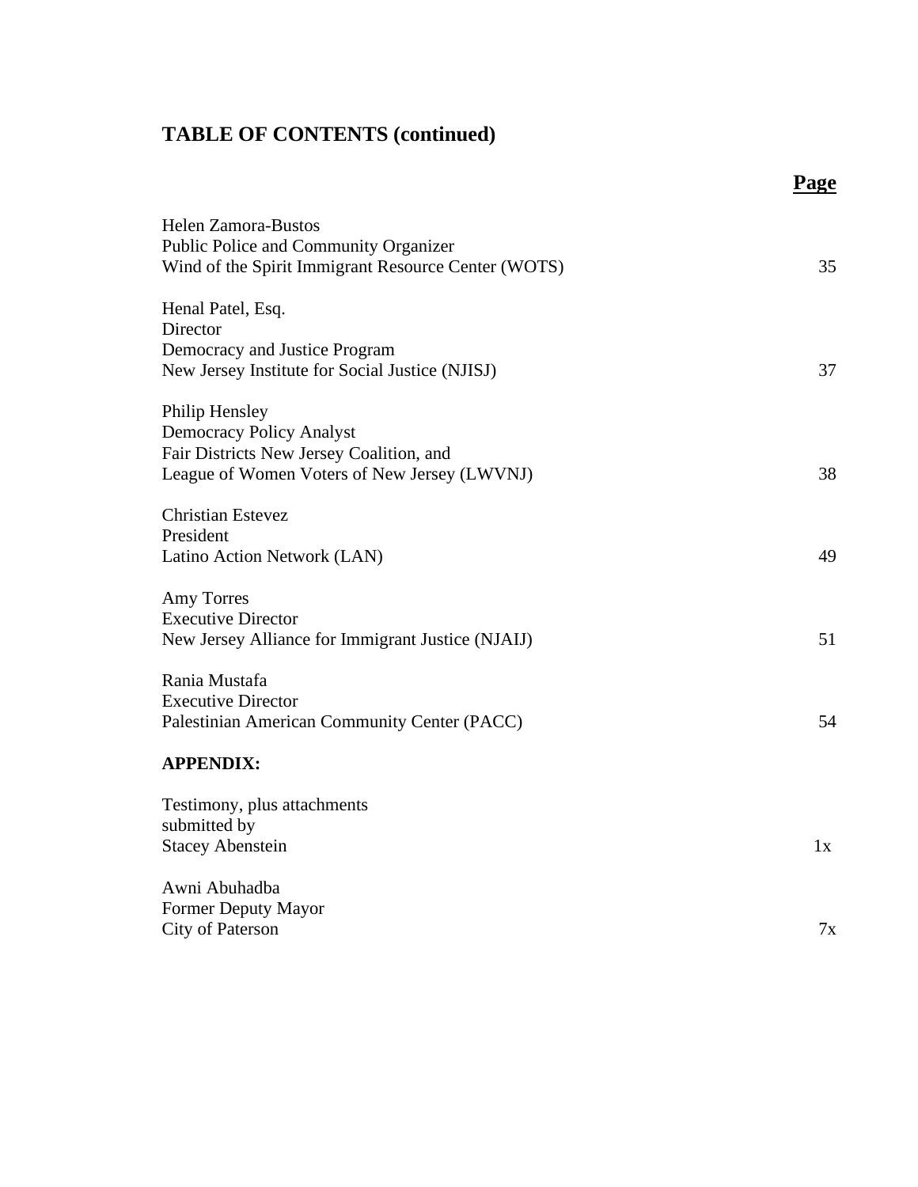## TABLE OF CONTENTS (continued)

| | **Page** |
|---|---|
| Helen Zamora-Bustos<br>Public Police and Community Organizer<br>Wind of the Spirit Immigrant Resource Center (WOTS) | 35 |
| Henal Patel, Esq.<br>Director<br>Democracy and Justice Program<br>New Jersey Institute for Social Justice (NJISJ) | 37 |
| Philip Hensley<br>Democracy Policy Analyst<br>Fair Districts New Jersey Coalition, and<br>League of Women Voters of New Jersey (LWVNJ) | 38 |
| Christian Estevez<br>President<br>Latino Action Network (LAN) | 49 |
| Amy Torres<br>Executive Director<br>New Jersey Alliance for Immigrant Justice (NJAIJ) | 51 |
| Rania Mustafa<br>Executive Director<br>Palestinian American Community Center (PACC) | 54 |
| **APPENDIX:** | |
| Testimony, plus attachments<br>submitted by<br>Stacey Abenstein | 1x |
| Awni Abuhadba<br>Former Deputy Mayor<br>City of Paterson | 7x |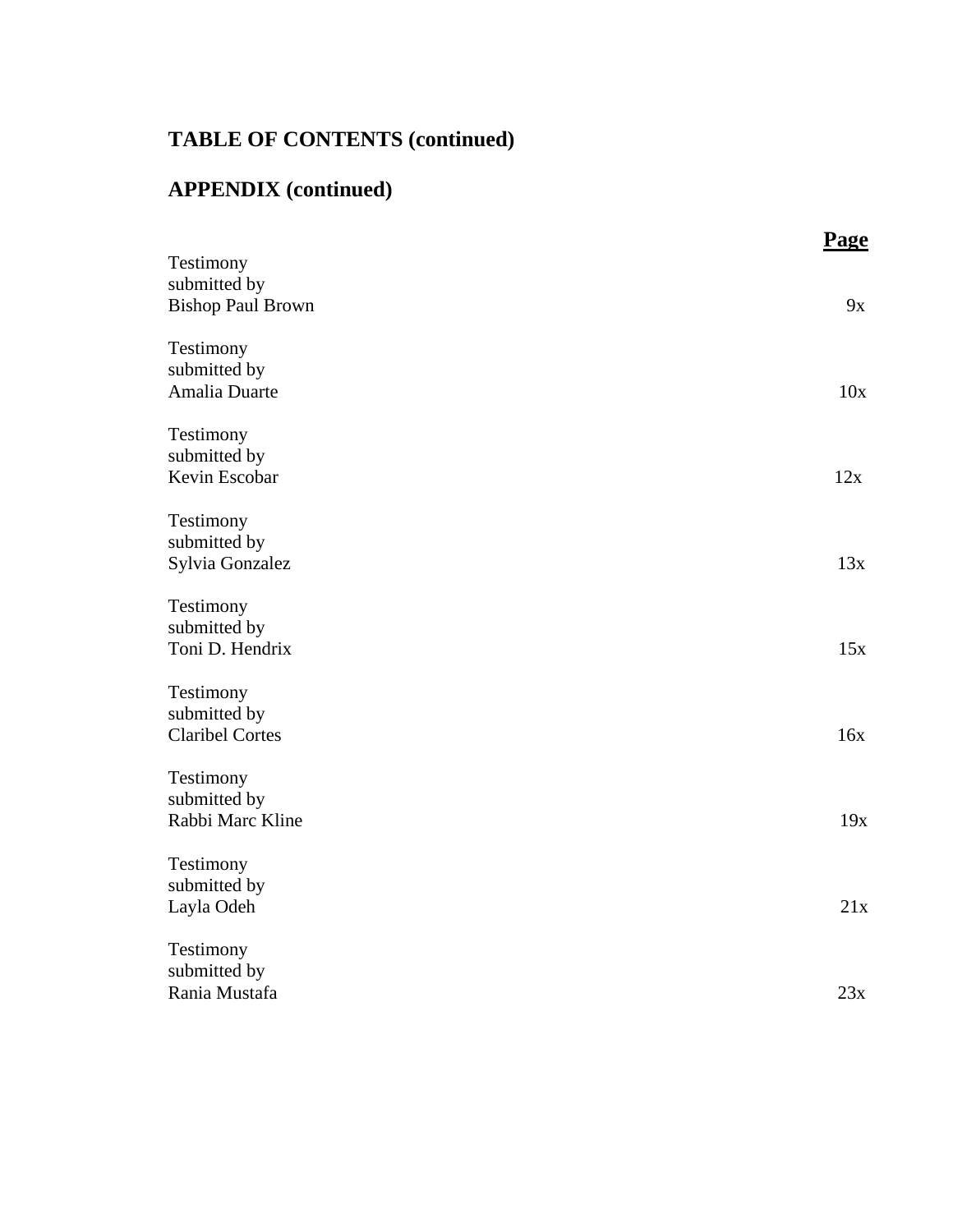**TABLE OF CONTENTS (continued)**

**APPENDIX (continued)**

| | Page |
|---|---|
| Testimony submitted by Bishop Paul Brown | 9x |
| Testimony submitted by Amalia Duarte | 10x |
| Testimony submitted by Kevin Escobar | 12x |
| Testimony submitted by Sylvia Gonzalez | 13x |
| Testimony submitted by Toni D. Hendrix | 15x |
| Testimony submitted by Claribel Cortes | 16x |
| Testimony submitted by Rabbi Marc Kline | 19x |
| Testimony submitted by Layla Odeh | 21x |
| Testimony submitted by Rania Mustafa | 23x |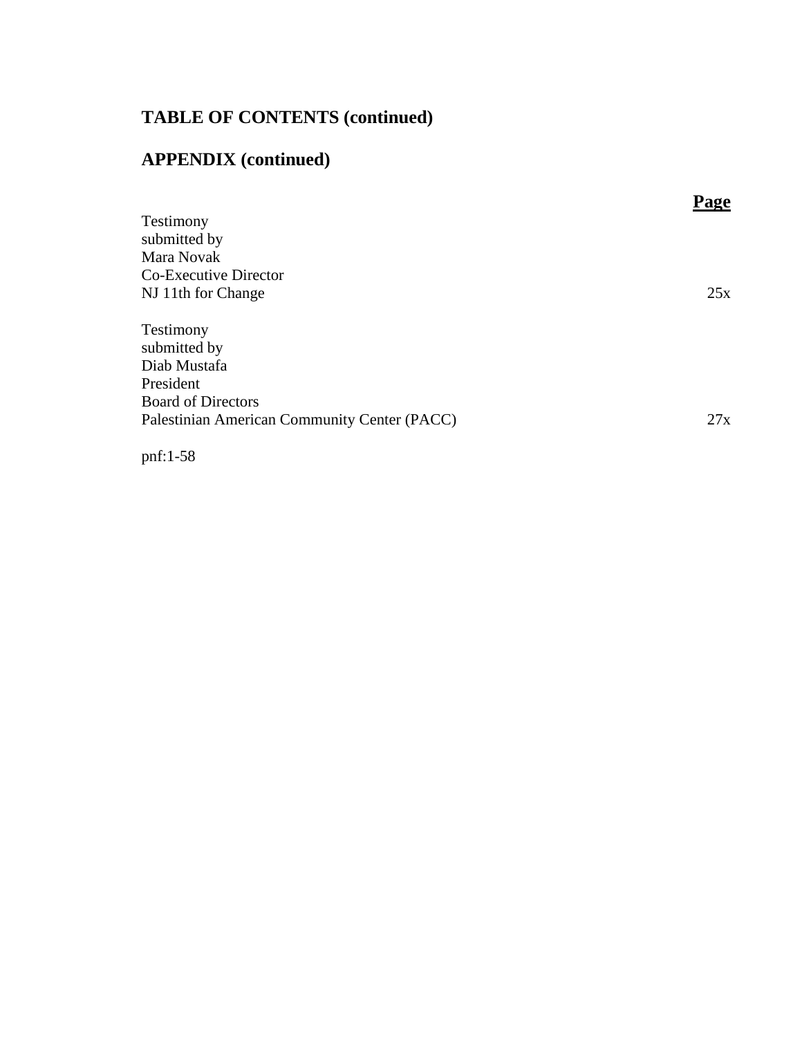## TABLE OF CONTENTS (continued)

## APPENDIX (continued)

| | Page |
|---|---|
| Testimony<br>submitted by<br>Mara Novak<br>Co-Executive Director<br>NJ 11th for Change | 25x |
| Testimony<br>submitted by<br>Diab Mustafa<br>President<br>Board of Directors<br>Palestinian American Community Center (PACC) | 27x |

pnf:1-58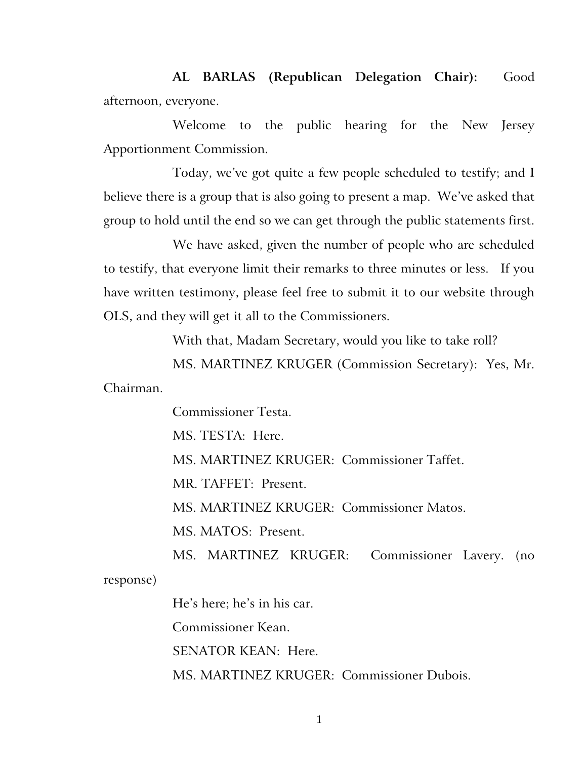**AL BARLAS (Republican Delegation Chair):** Good afternoon, everyone.

Welcome to the public hearing for the New Jersey Apportionment Commission.

Today, we've got quite a few people scheduled to testify; and I believe there is a group that is also going to present a map. We've asked that group to hold until the end so we can get through the public statements first.

We have asked, given the number of people who are scheduled to testify, that everyone limit their remarks to three minutes or less. If you have written testimony, please feel free to submit it to our website through OLS, and they will get it all to the Commissioners.

With that, Madam Secretary, would you like to take roll?

MS. MARTINEZ KRUGER (Commission Secretary): Yes, Mr. Chairman.

Commissioner Testa.

MS. TESTA: Here.

MS. MARTINEZ KRUGER: Commissioner Taffet.

MR. TAFFET: Present.

MS. MARTINEZ KRUGER: Commissioner Matos.

MS. MATOS: Present.

MS. MARTINEZ KRUGER: Commissioner Lavery. (no response)

He's here; he's in his car.

Commissioner Kean.

SENATOR KEAN: Here.

MS. MARTINEZ KRUGER: Commissioner Dubois.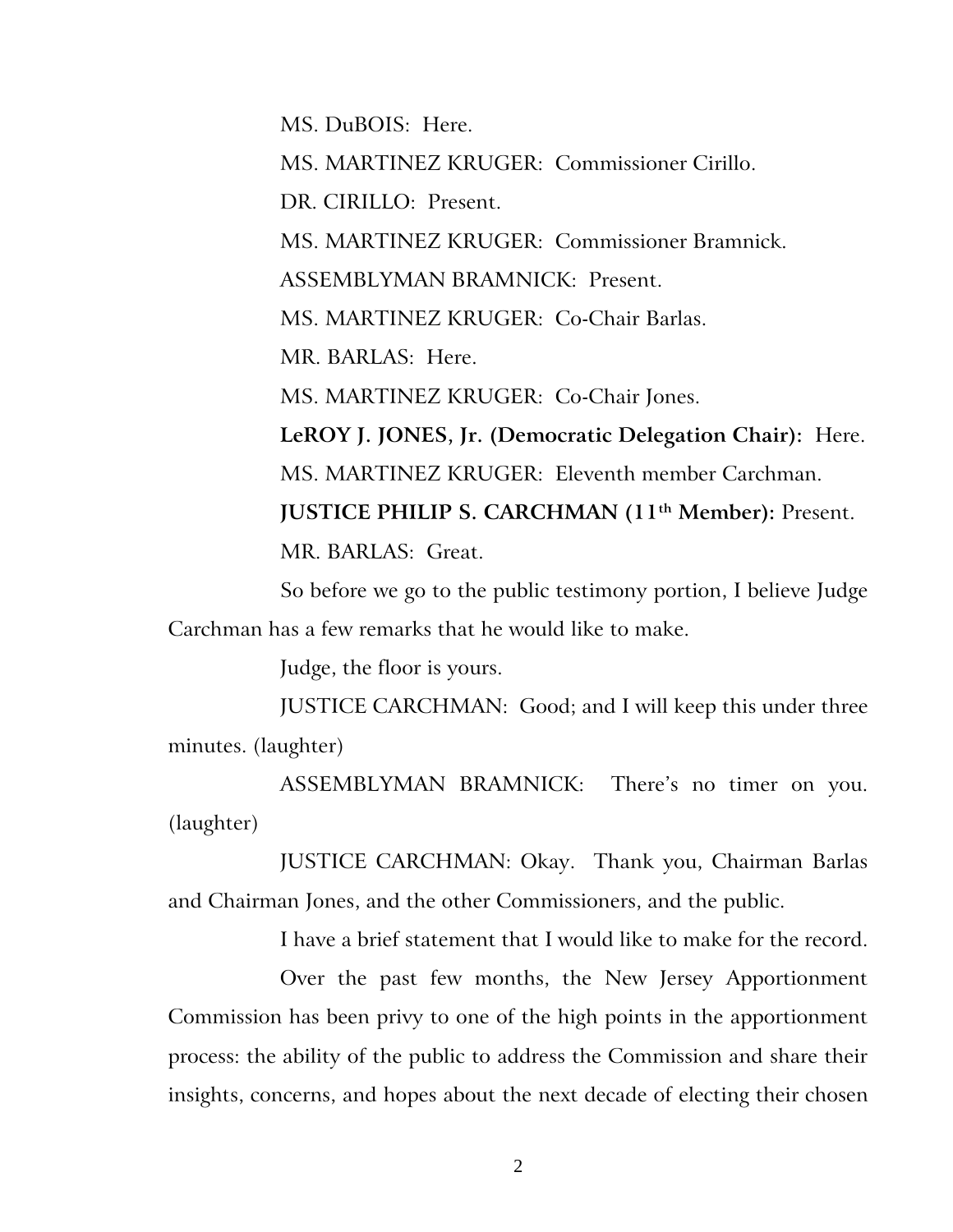MS. DuBOIS: Here.

MS. MARTINEZ KRUGER: Commissioner Cirillo.

DR. CIRILLO: Present.

MS. MARTINEZ KRUGER: Commissioner Bramnick.

ASSEMBLYMAN BRAMNICK: Present.

MS. MARTINEZ KRUGER: Co-Chair Barlas.

MR. BARLAS: Here.

MS. MARTINEZ KRUGER: Co-Chair Jones.

**LeROY J. JONES, Jr. (Democratic Delegation Chair):** Here.

MS. MARTINEZ KRUGER: Eleventh member Carchman.

**JUSTICE PHILIP S. CARCHMAN (11th Member):** Present.

MR. BARLAS: Great.

So before we go to the public testimony portion, I believe Judge Carchman has a few remarks that he would like to make.

Judge, the floor is yours.

JUSTICE CARCHMAN: Good; and I will keep this under three minutes. (laughter)

ASSEMBLYMAN BRAMNICK: There's no timer on you. (laughter)

JUSTICE CARCHMAN: Okay. Thank you, Chairman Barlas and Chairman Jones, and the other Commissioners, and the public.

I have a brief statement that I would like to make for the record.

Over the past few months, the New Jersey Apportionment Commission has been privy to one of the high points in the apportionment process: the ability of the public to address the Commission and share their insights, concerns, and hopes about the next decade of electing their chosen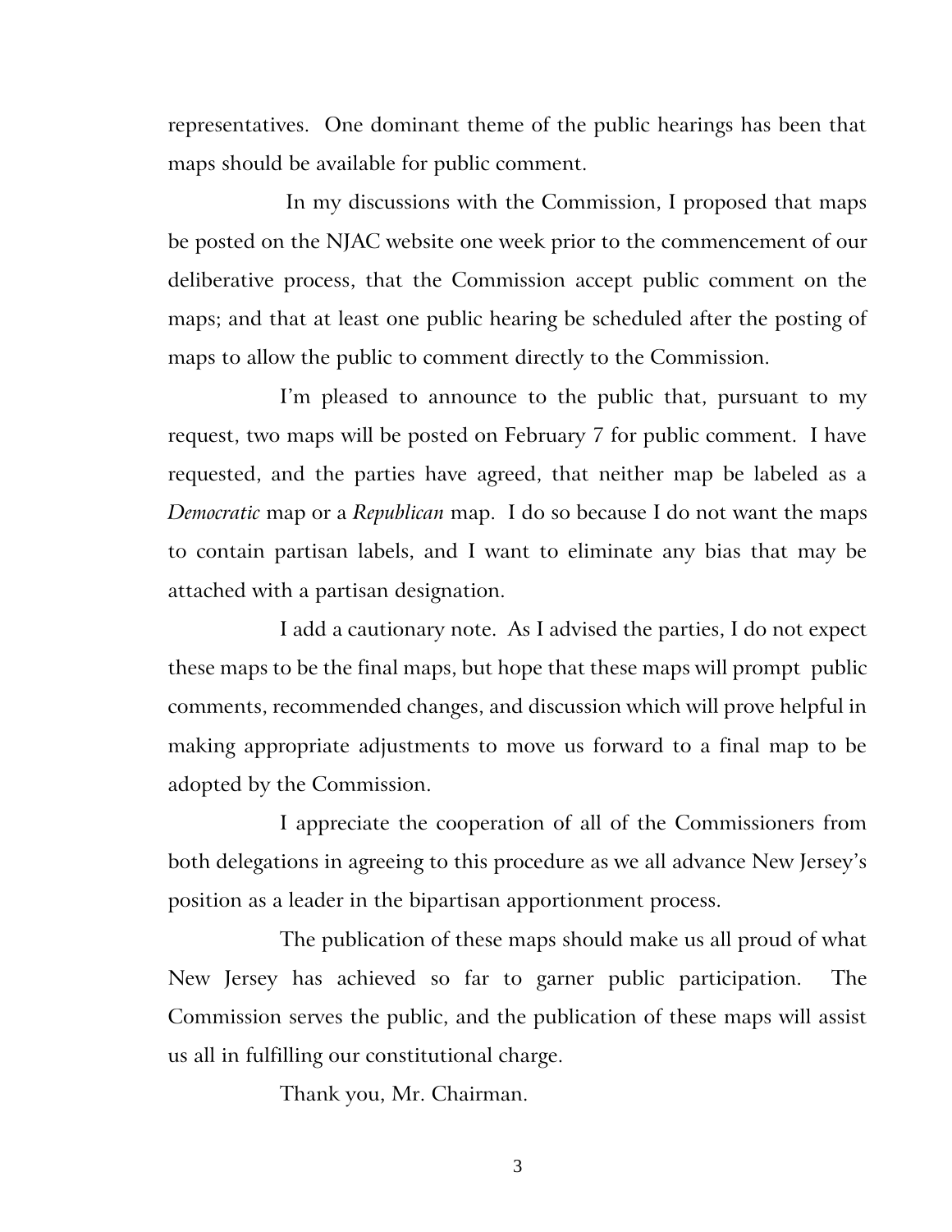representatives. One dominant theme of the public hearings has been that maps should be available for public comment.

In my discussions with the Commission, I proposed that maps be posted on the NJAC website one week prior to the commencement of our deliberative process, that the Commission accept public comment on the maps; and that at least one public hearing be scheduled after the posting of maps to allow the public to comment directly to the Commission.

I'm pleased to announce to the public that, pursuant to my request, two maps will be posted on February 7 for public comment. I have requested, and the parties have agreed, that neither map be labeled as a *Democratic* map or a *Republican* map. I do so because I do not want the maps to contain partisan labels, and I want to eliminate any bias that may be attached with a partisan designation.

I add a cautionary note. As I advised the parties, I do not expect these maps to be the final maps, but hope that these maps will prompt public comments, recommended changes, and discussion which will prove helpful in making appropriate adjustments to move us forward to a final map to be adopted by the Commission.

I appreciate the cooperation of all of the Commissioners from both delegations in agreeing to this procedure as we all advance New Jersey's position as a leader in the bipartisan apportionment process.

The publication of these maps should make us all proud of what New Jersey has achieved so far to garner public participation. The Commission serves the public, and the publication of these maps will assist us all in fulfilling our constitutional charge.

Thank you, Mr. Chairman.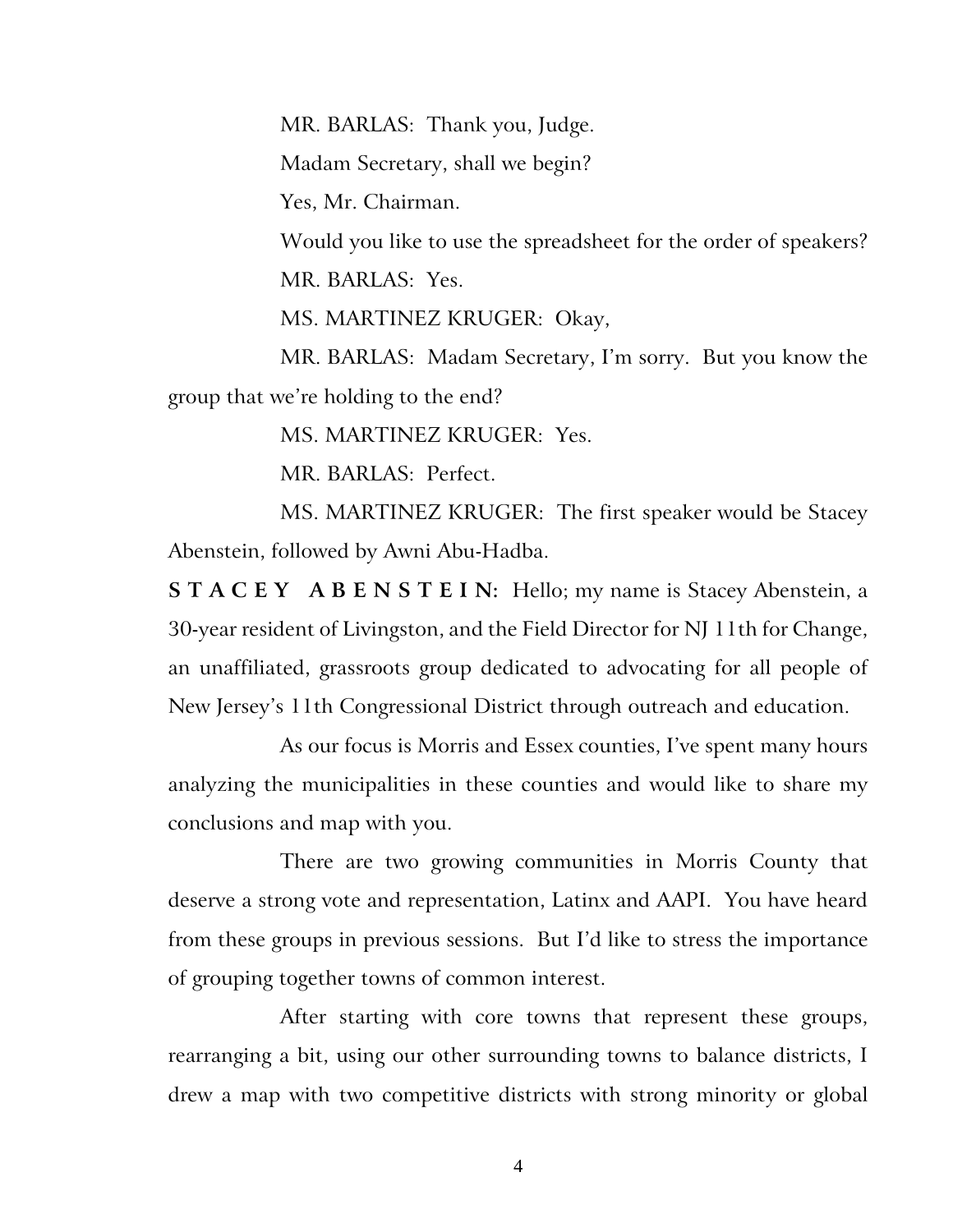MR. BARLAS: Thank you, Judge.

Madam Secretary, shall we begin?

Yes, Mr. Chairman.

Would you like to use the spreadsheet for the order of speakers?

MR. BARLAS: Yes.

MS. MARTINEZ KRUGER: Okay,

MR. BARLAS: Madam Secretary, I'm sorry. But you know the group that we're holding to the end?

MS. MARTINEZ KRUGER: Yes.

MR. BARLAS: Perfect.

MS. MARTINEZ KRUGER: The first speaker would be Stacey Abenstein, followed by Awni Abu-Hadba.

**S T A C E Y A B E N S T E I N:** Hello; my name is Stacey Abenstein, a 30-year resident of Livingston, and the Field Director for NJ 11th for Change, an unaffiliated, grassroots group dedicated to advocating for all people of New Jersey's 11th Congressional District through outreach and education.

As our focus is Morris and Essex counties, I've spent many hours analyzing the municipalities in these counties and would like to share my conclusions and map with you.

There are two growing communities in Morris County that deserve a strong vote and representation, Latinx and AAPI. You have heard from these groups in previous sessions. But I'd like to stress the importance of grouping together towns of common interest.

After starting with core towns that represent these groups, rearranging a bit, using our other surrounding towns to balance districts, I drew a map with two competitive districts with strong minority or global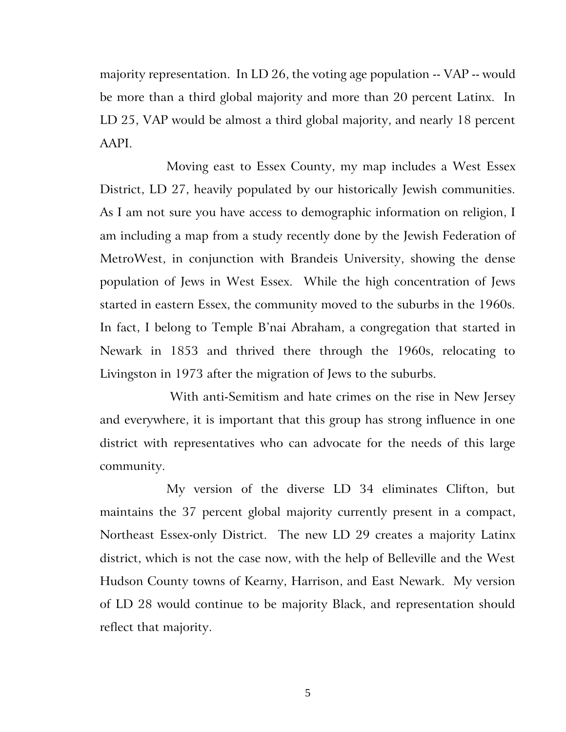majority representation. In LD 26, the voting age population -- VAP -- would be more than a third global majority and more than 20 percent Latinx. In LD 25, VAP would be almost a third global majority, and nearly 18 percent AAPI.

Moving east to Essex County, my map includes a West Essex District, LD 27, heavily populated by our historically Jewish communities. As I am not sure you have access to demographic information on religion, I am including a map from a study recently done by the Jewish Federation of MetroWest, in conjunction with Brandeis University, showing the dense population of Jews in West Essex. While the high concentration of Jews started in eastern Essex, the community moved to the suburbs in the 1960s. In fact, I belong to Temple B'nai Abraham, a congregation that started in Newark in 1853 and thrived there through the 1960s, relocating to Livingston in 1973 after the migration of Jews to the suburbs.

With anti-Semitism and hate crimes on the rise in New Jersey and everywhere, it is important that this group has strong influence in one district with representatives who can advocate for the needs of this large community.

My version of the diverse LD 34 eliminates Clifton, but maintains the 37 percent global majority currently present in a compact, Northeast Essex-only District. The new LD 29 creates a majority Latinx district, which is not the case now, with the help of Belleville and the West Hudson County towns of Kearny, Harrison, and East Newark. My version of LD 28 would continue to be majority Black, and representation should reflect that majority.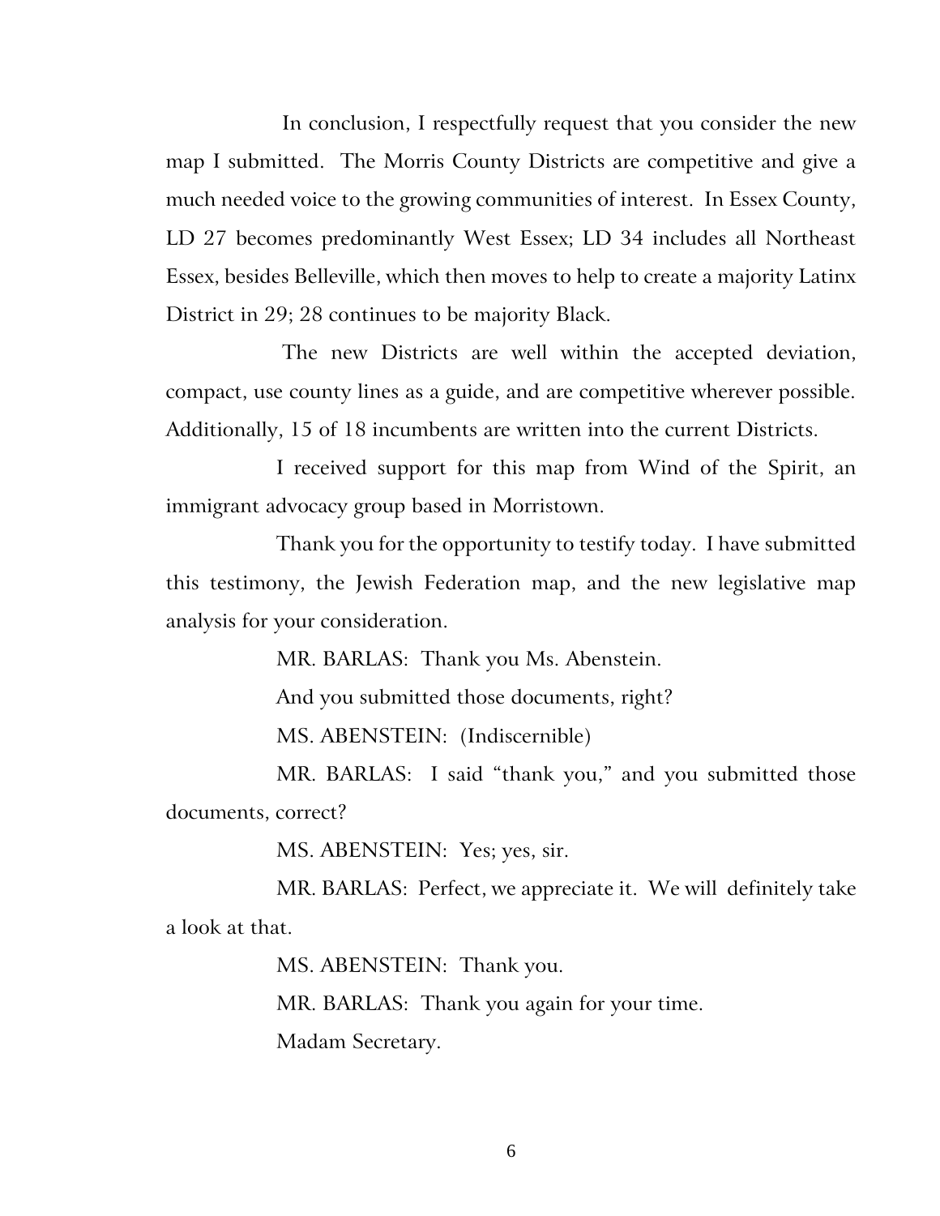In conclusion, I respectfully request that you consider the new map I submitted. The Morris County Districts are competitive and give a much needed voice to the growing communities of interest. In Essex County, LD 27 becomes predominantly West Essex; LD 34 includes all Northeast Essex, besides Belleville, which then moves to help to create a majority Latinx District in 29; 28 continues to be majority Black.

The new Districts are well within the accepted deviation, compact, use county lines as a guide, and are competitive wherever possible. Additionally, 15 of 18 incumbents are written into the current Districts.

I received support for this map from Wind of the Spirit, an immigrant advocacy group based in Morristown.

Thank you for the opportunity to testify today. I have submitted this testimony, the Jewish Federation map, and the new legislative map analysis for your consideration.

MR. BARLAS: Thank you Ms. Abenstein.

And you submitted those documents, right?

MS. ABENSTEIN: (Indiscernible)

MR. BARLAS: I said "thank you," and you submitted those documents, correct?

MS. ABENSTEIN: Yes; yes, sir.

MR. BARLAS: Perfect, we appreciate it. We will definitely take a look at that.

MS. ABENSTEIN: Thank you.

MR. BARLAS: Thank you again for your time.

Madam Secretary.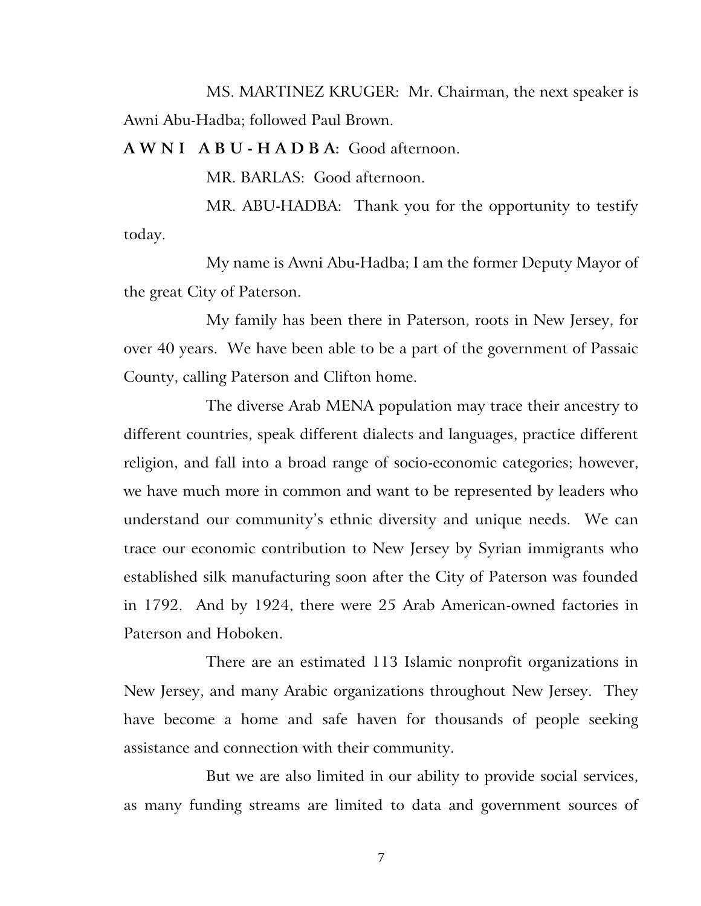MS. MARTINEZ KRUGER: Mr. Chairman, the next speaker is Awni Abu-Hadba; followed Paul Brown.

**A W N I A B U - H A D B A:** Good afternoon.

MR. BARLAS: Good afternoon.

MR. ABU-HADBA: Thank you for the opportunity to testify today.

My name is Awni Abu-Hadba; I am the former Deputy Mayor of the great City of Paterson.

My family has been there in Paterson, roots in New Jersey, for over 40 years. We have been able to be a part of the government of Passaic County, calling Paterson and Clifton home.

The diverse Arab MENA population may trace their ancestry to different countries, speak different dialects and languages, practice different religion, and fall into a broad range of socio-economic categories; however, we have much more in common and want to be represented by leaders who understand our community's ethnic diversity and unique needs. We can trace our economic contribution to New Jersey by Syrian immigrants who established silk manufacturing soon after the City of Paterson was founded in 1792. And by 1924, there were 25 Arab American-owned factories in Paterson and Hoboken.

There are an estimated 113 Islamic nonprofit organizations in New Jersey, and many Arabic organizations throughout New Jersey. They have become a home and safe haven for thousands of people seeking assistance and connection with their community.

But we are also limited in our ability to provide social services, as many funding streams are limited to data and government sources of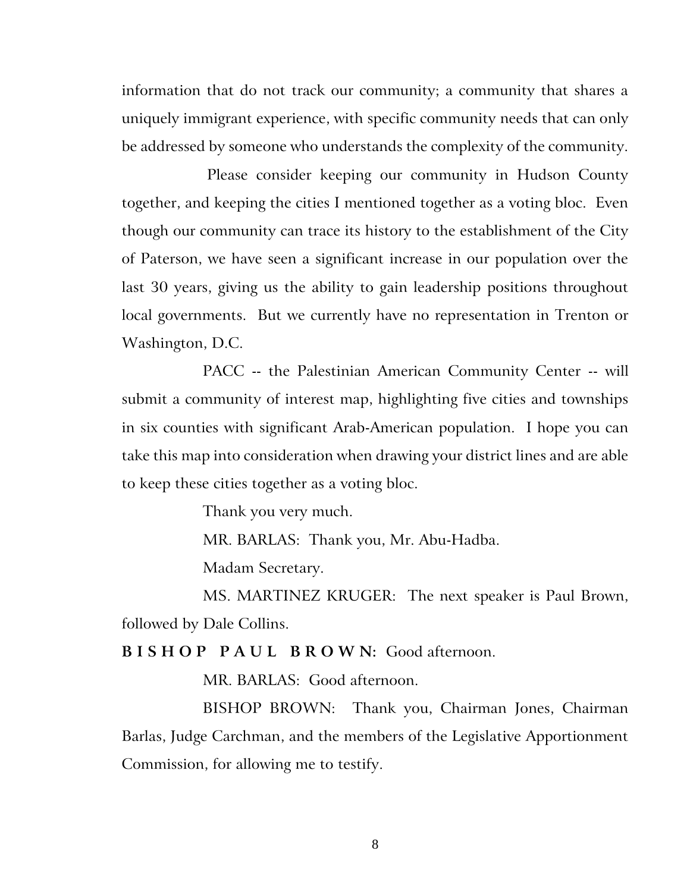information that do not track our community; a community that shares a uniquely immigrant experience, with specific community needs that can only be addressed by someone who understands the complexity of the community.

Please consider keeping our community in Hudson County together, and keeping the cities I mentioned together as a voting bloc. Even though our community can trace its history to the establishment of the City of Paterson, we have seen a significant increase in our population over the last 30 years, giving us the ability to gain leadership positions throughout local governments. But we currently have no representation in Trenton or Washington, D.C.

PACC -- the Palestinian American Community Center -- will submit a community of interest map, highlighting five cities and townships in six counties with significant Arab-American population. I hope you can take this map into consideration when drawing your district lines and are able to keep these cities together as a voting bloc.

Thank you very much.

MR. BARLAS: Thank you, Mr. Abu-Hadba.

Madam Secretary.

MS. MARTINEZ KRUGER: The next speaker is Paul Brown, followed by Dale Collins.

**B I S H O P   P A U L   B R O W N:** Good afternoon.

MR. BARLAS: Good afternoon.

BISHOP BROWN: Thank you, Chairman Jones, Chairman Barlas, Judge Carchman, and the members of the Legislative Apportionment Commission, for allowing me to testify.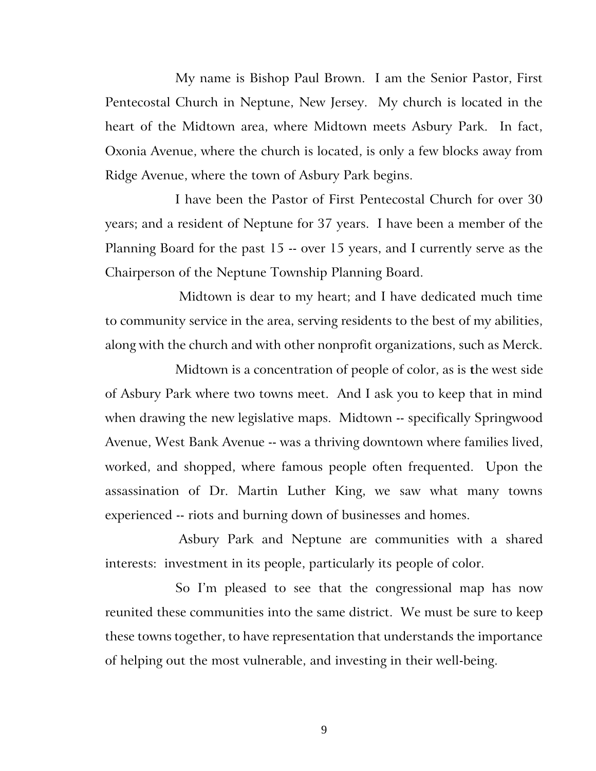My name is Bishop Paul Brown. I am the Senior Pastor, First Pentecostal Church in Neptune, New Jersey. My church is located in the heart of the Midtown area, where Midtown meets Asbury Park. In fact, Oxonia Avenue, where the church is located, is only a few blocks away from Ridge Avenue, where the town of Asbury Park begins.

I have been the Pastor of First Pentecostal Church for over 30 years; and a resident of Neptune for 37 years. I have been a member of the Planning Board for the past 15 -- over 15 years, and I currently serve as the Chairperson of the Neptune Township Planning Board.

Midtown is dear to my heart; and I have dedicated much time to community service in the area, serving residents to the best of my abilities, along with the church and with other nonprofit organizations, such as Merck.

Midtown is a concentration of people of color, as is the west side of Asbury Park where two towns meet. And I ask you to keep that in mind when drawing the new legislative maps. Midtown -- specifically Springwood Avenue, West Bank Avenue -- was a thriving downtown where families lived, worked, and shopped, where famous people often frequented. Upon the assassination of Dr. Martin Luther King, we saw what many towns experienced -- riots and burning down of businesses and homes.

Asbury Park and Neptune are communities with a shared interests: investment in its people, particularly its people of color.

So I'm pleased to see that the congressional map has now reunited these communities into the same district. We must be sure to keep these towns together, to have representation that understands the importance of helping out the most vulnerable, and investing in their well-being.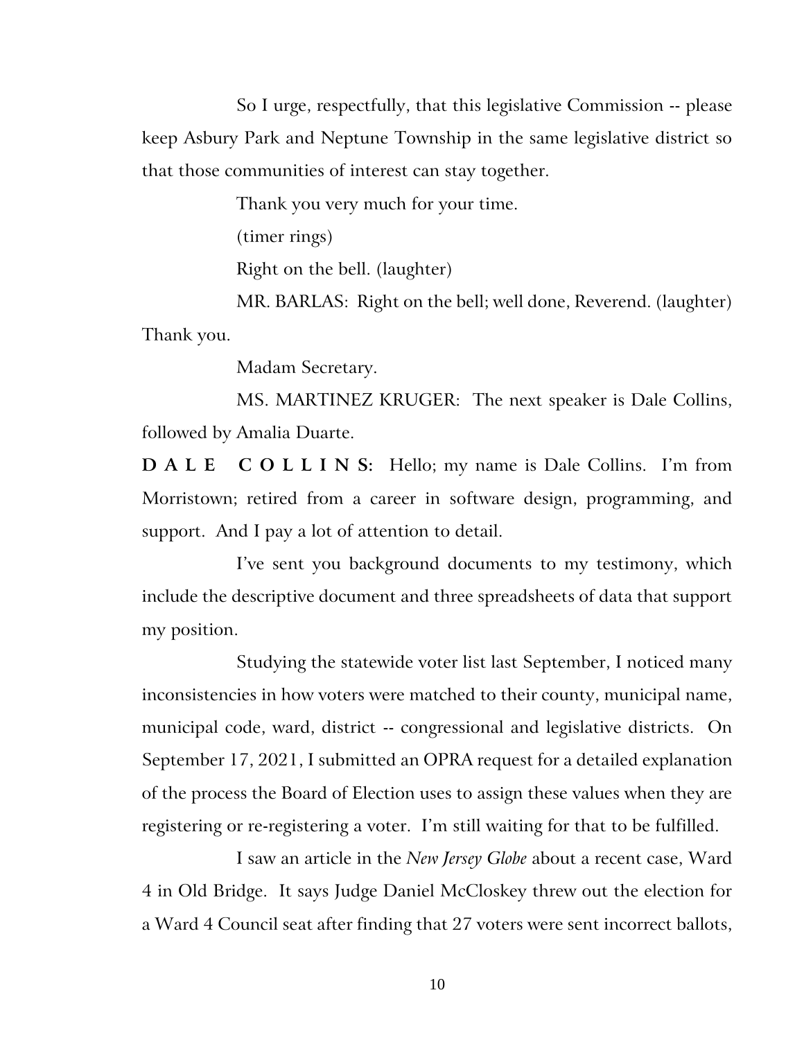So I urge, respectfully, that this legislative Commission -- please keep Asbury Park and Neptune Township in the same legislative district so that those communities of interest can stay together.

Thank you very much for your time.

(timer rings)

Right on the bell. (laughter)

MR. BARLAS: Right on the bell; well done, Reverend. (laughter) Thank you.

Madam Secretary.

MS. MARTINEZ KRUGER: The next speaker is Dale Collins, followed by Amalia Duarte.

**D A L E C O L L I N S:** Hello; my name is Dale Collins. I'm from Morristown; retired from a career in software design, programming, and support. And I pay a lot of attention to detail.

I've sent you background documents to my testimony, which include the descriptive document and three spreadsheets of data that support my position.

Studying the statewide voter list last September, I noticed many inconsistencies in how voters were matched to their county, municipal name, municipal code, ward, district -- congressional and legislative districts. On September 17, 2021, I submitted an OPRA request for a detailed explanation of the process the Board of Election uses to assign these values when they are registering or re-registering a voter. I'm still waiting for that to be fulfilled.

I saw an article in the *New Jersey Globe* about a recent case, Ward 4 in Old Bridge. It says Judge Daniel McCloskey threw out the election for a Ward 4 Council seat after finding that 27 voters were sent incorrect ballots,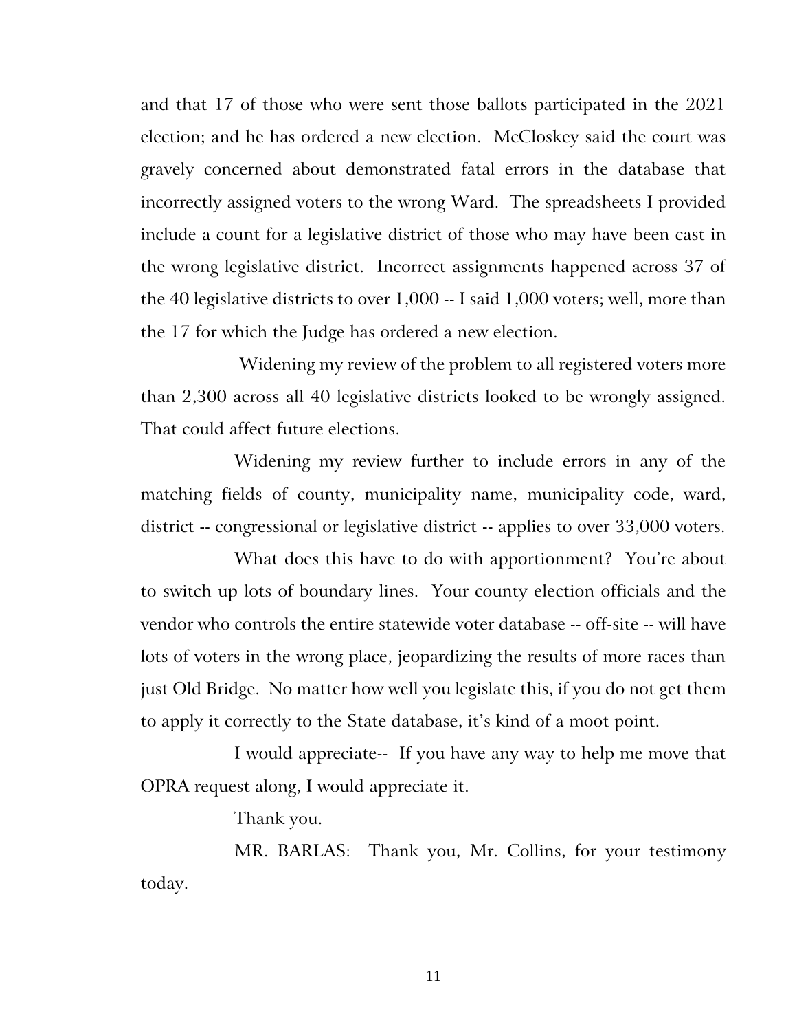and that 17 of those who were sent those ballots participated in the 2021 election; and he has ordered a new election. McCloskey said the court was gravely concerned about demonstrated fatal errors in the database that incorrectly assigned voters to the wrong Ward. The spreadsheets I provided include a count for a legislative district of those who may have been cast in the wrong legislative district. Incorrect assignments happened across 37 of the 40 legislative districts to over 1,000 -- I said 1,000 voters; well, more than the 17 for which the Judge has ordered a new election.

Widening my review of the problem to all registered voters more than 2,300 across all 40 legislative districts looked to be wrongly assigned. That could affect future elections.

Widening my review further to include errors in any of the matching fields of county, municipality name, municipality code, ward, district -- congressional or legislative district -- applies to over 33,000 voters.

What does this have to do with apportionment? You're about to switch up lots of boundary lines. Your county election officials and the vendor who controls the entire statewide voter database -- off-site -- will have lots of voters in the wrong place, jeopardizing the results of more races than just Old Bridge. No matter how well you legislate this, if you do not get them to apply it correctly to the State database, it's kind of a moot point.

I would appreciate-- If you have any way to help me move that OPRA request along, I would appreciate it.

Thank you.

MR. BARLAS: Thank you, Mr. Collins, for your testimony today.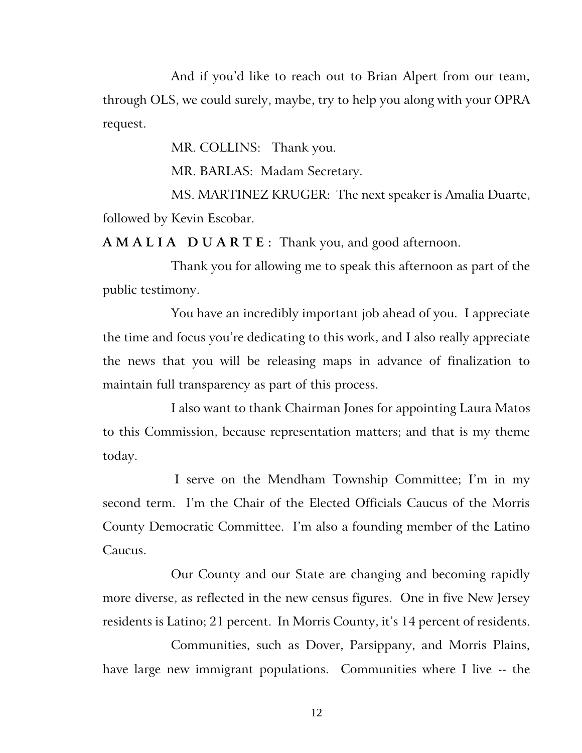And if you'd like to reach out to Brian Alpert from our team, through OLS, we could surely, maybe, try to help you along with your OPRA request.

MR. COLLINS: Thank you.

MR. BARLAS: Madam Secretary.

MS. MARTINEZ KRUGER: The next speaker is Amalia Duarte, followed by Kevin Escobar.

**AMALIA DUARTE:** Thank you, and good afternoon.

Thank you for allowing me to speak this afternoon as part of the public testimony.

You have an incredibly important job ahead of you. I appreciate the time and focus you're dedicating to this work, and I also really appreciate the news that you will be releasing maps in advance of finalization to maintain full transparency as part of this process.

I also want to thank Chairman Jones for appointing Laura Matos to this Commission, because representation matters; and that is my theme today.

I serve on the Mendham Township Committee; I'm in my second term. I'm the Chair of the Elected Officials Caucus of the Morris County Democratic Committee. I'm also a founding member of the Latino Caucus.

Our County and our State are changing and becoming rapidly more diverse, as reflected in the new census figures. One in five New Jersey residents is Latino; 21 percent. In Morris County, it's 14 percent of residents.

Communities, such as Dover, Parsippany, and Morris Plains, have large new immigrant populations. Communities where I live -- the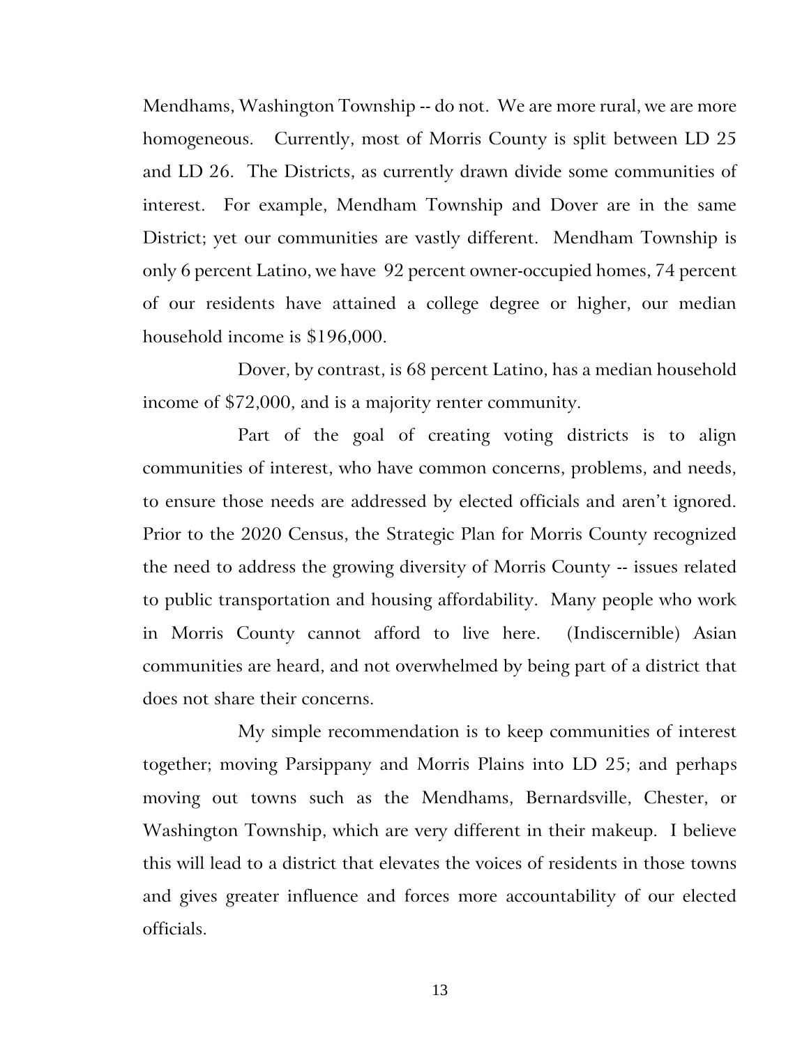Mendhams, Washington Township -- do not. We are more rural, we are more homogeneous. Currently, most of Morris County is split between LD 25 and LD 26. The Districts, as currently drawn divide some communities of interest. For example, Mendham Township and Dover are in the same District; yet our communities are vastly different. Mendham Township is only 6 percent Latino, we have 92 percent owner-occupied homes, 74 percent of our residents have attained a college degree or higher, our median household income is $196,000.

Dover, by contrast, is 68 percent Latino, has a median household income of $72,000, and is a majority renter community.

Part of the goal of creating voting districts is to align communities of interest, who have common concerns, problems, and needs, to ensure those needs are addressed by elected officials and aren't ignored. Prior to the 2020 Census, the Strategic Plan for Morris County recognized the need to address the growing diversity of Morris County -- issues related to public transportation and housing affordability. Many people who work in Morris County cannot afford to live here. (Indiscernible) Asian communities are heard, and not overwhelmed by being part of a district that does not share their concerns.

My simple recommendation is to keep communities of interest together; moving Parsippany and Morris Plains into LD 25; and perhaps moving out towns such as the Mendhams, Bernardsville, Chester, or Washington Township, which are very different in their makeup. I believe this will lead to a district that elevates the voices of residents in those towns and gives greater influence and forces more accountability of our elected officials.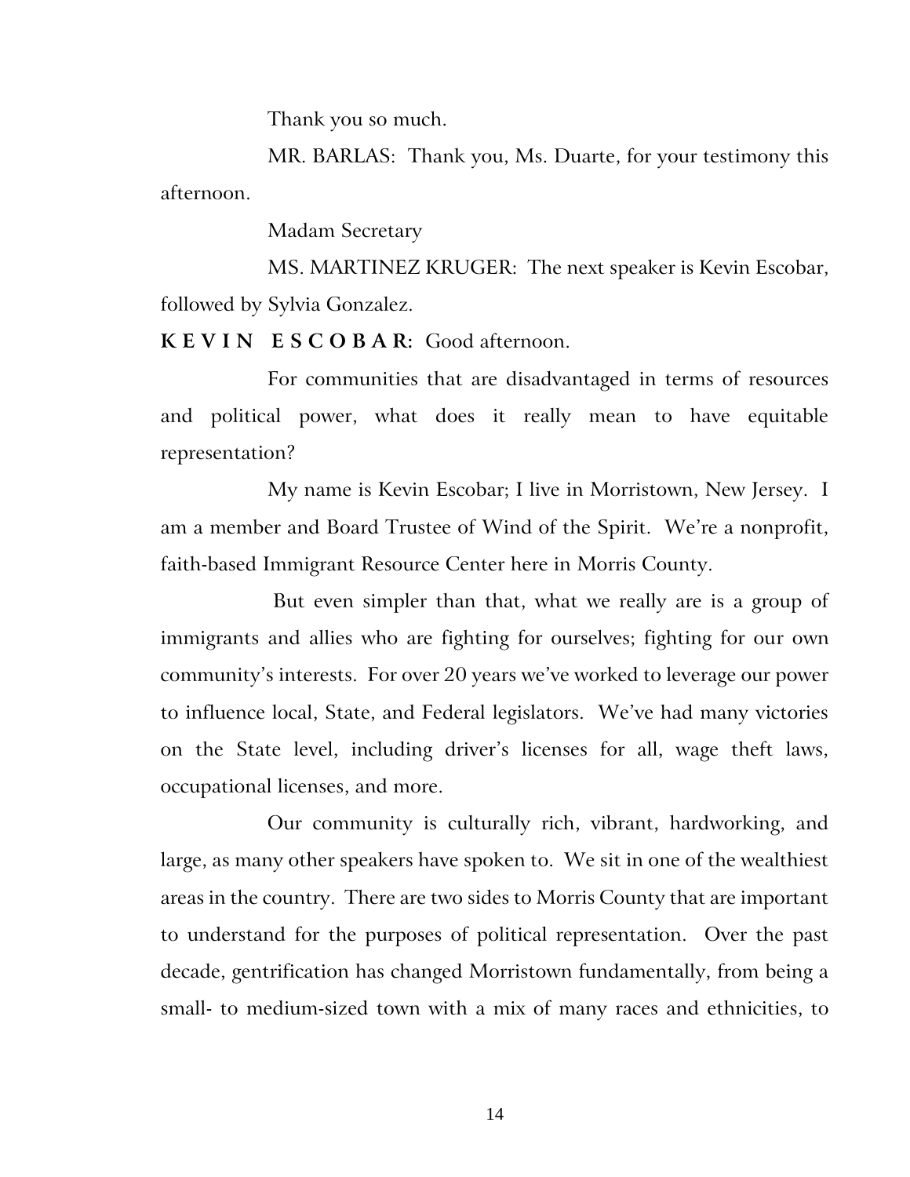Thank you so much.

MR. BARLAS: Thank you, Ms. Duarte, for your testimony this afternoon.

Madam Secretary

MS. MARTINEZ KRUGER: The next speaker is Kevin Escobar, followed by Sylvia Gonzalez.

**K E V I N E S C O B A R:** Good afternoon.

For communities that are disadvantaged in terms of resources and political power, what does it really mean to have equitable representation?

My name is Kevin Escobar; I live in Morristown, New Jersey. I am a member and Board Trustee of Wind of the Spirit. We're a nonprofit, faith-based Immigrant Resource Center here in Morris County.

But even simpler than that, what we really are is a group of immigrants and allies who are fighting for ourselves; fighting for our own community's interests. For over 20 years we've worked to leverage our power to influence local, State, and Federal legislators. We've had many victories on the State level, including driver's licenses for all, wage theft laws, occupational licenses, and more.

Our community is culturally rich, vibrant, hardworking, and large, as many other speakers have spoken to. We sit in one of the wealthiest areas in the country. There are two sides to Morris County that are important to understand for the purposes of political representation. Over the past decade, gentrification has changed Morristown fundamentally, from being a small- to medium-sized town with a mix of many races and ethnicities, to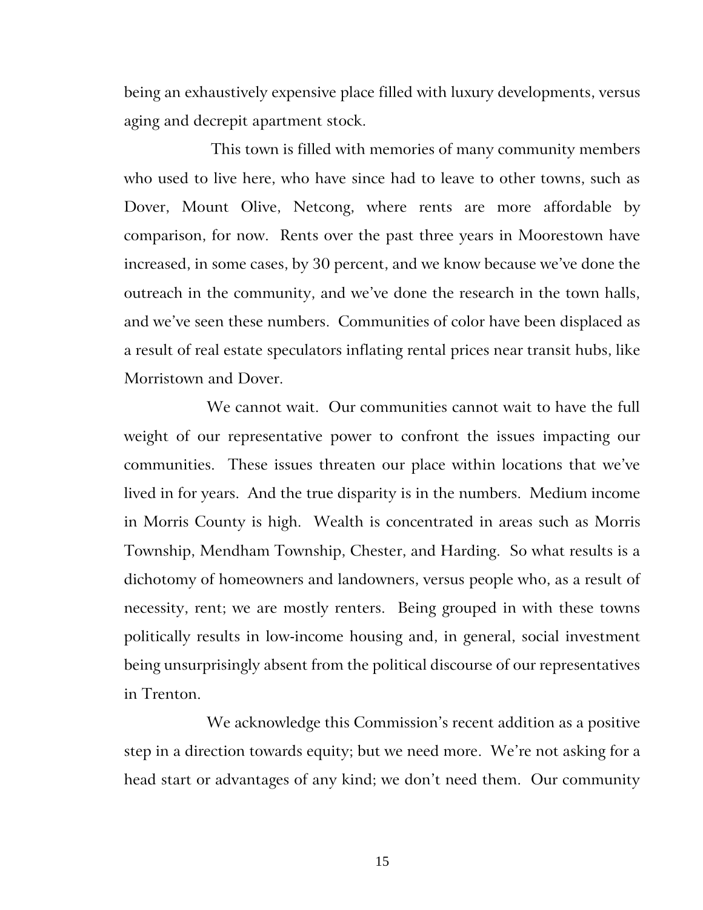being an exhaustively expensive place filled with luxury developments, versus aging and decrepit apartment stock.

This town is filled with memories of many community members who used to live here, who have since had to leave to other towns, such as Dover, Mount Olive, Netcong, where rents are more affordable by comparison, for now. Rents over the past three years in Moorestown have increased, in some cases, by 30 percent, and we know because we've done the outreach in the community, and we've done the research in the town halls, and we've seen these numbers. Communities of color have been displaced as a result of real estate speculators inflating rental prices near transit hubs, like Morristown and Dover.

We cannot wait. Our communities cannot wait to have the full weight of our representative power to confront the issues impacting our communities. These issues threaten our place within locations that we've lived in for years. And the true disparity is in the numbers. Medium income in Morris County is high. Wealth is concentrated in areas such as Morris Township, Mendham Township, Chester, and Harding. So what results is a dichotomy of homeowners and landowners, versus people who, as a result of necessity, rent; we are mostly renters. Being grouped in with these towns politically results in low-income housing and, in general, social investment being unsurprisingly absent from the political discourse of our representatives in Trenton.

We acknowledge this Commission's recent addition as a positive step in a direction towards equity; but we need more. We're not asking for a head start or advantages of any kind; we don't need them. Our community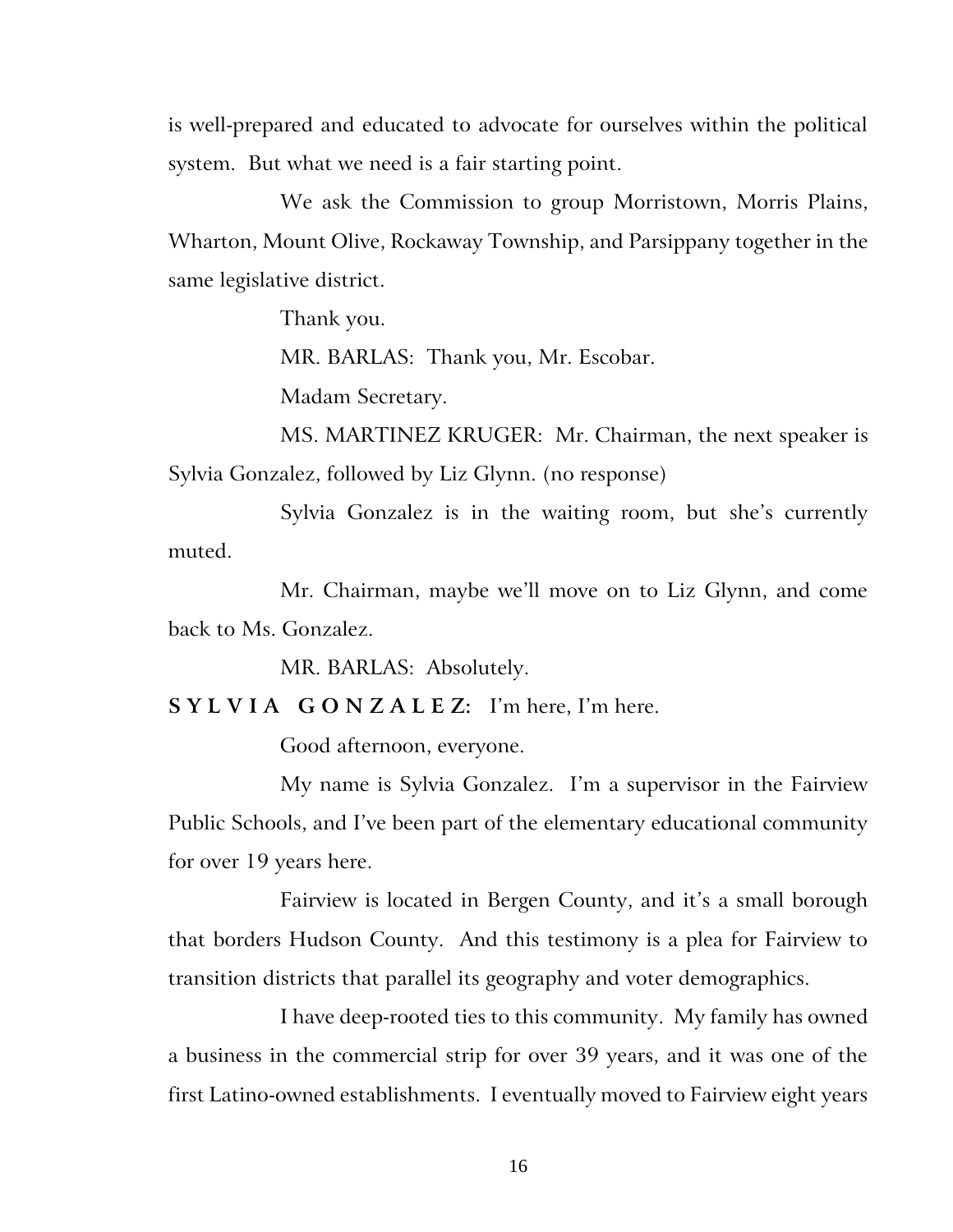is well-prepared and educated to advocate for ourselves within the political system. But what we need is a fair starting point.

We ask the Commission to group Morristown, Morris Plains, Wharton, Mount Olive, Rockaway Township, and Parsippany together in the same legislative district.

Thank you.

MR. BARLAS: Thank you, Mr. Escobar.

Madam Secretary.

MS. MARTINEZ KRUGER: Mr. Chairman, the next speaker is Sylvia Gonzalez, followed by Liz Glynn. (no response)

Sylvia Gonzalez is in the waiting room, but she's currently muted.

Mr. Chairman, maybe we'll move on to Liz Glynn, and come back to Ms. Gonzalez.

MR. BARLAS: Absolutely.

**S Y L V I A G O N Z A L E Z:** I'm here, I'm here.

Good afternoon, everyone.

My name is Sylvia Gonzalez. I'm a supervisor in the Fairview Public Schools, and I've been part of the elementary educational community for over 19 years here.

Fairview is located in Bergen County, and it's a small borough that borders Hudson County. And this testimony is a plea for Fairview to transition districts that parallel its geography and voter demographics.

I have deep-rooted ties to this community. My family has owned a business in the commercial strip for over 39 years, and it was one of the first Latino-owned establishments. I eventually moved to Fairview eight years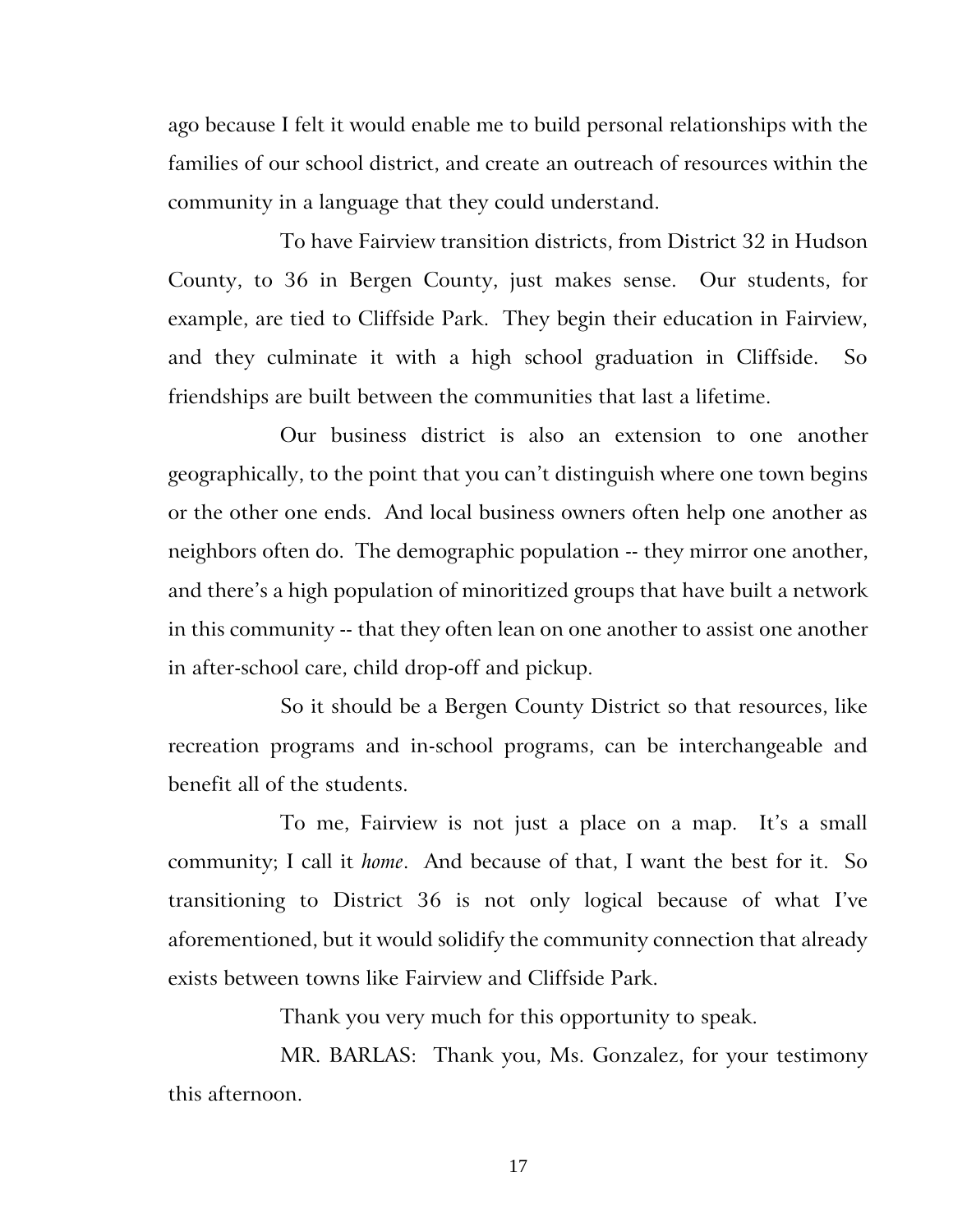ago because I felt it would enable me to build personal relationships with the families of our school district, and create an outreach of resources within the community in a language that they could understand.

To have Fairview transition districts, from District 32 in Hudson County, to 36 in Bergen County, just makes sense. Our students, for example, are tied to Cliffside Park. They begin their education in Fairview, and they culminate it with a high school graduation in Cliffside. So friendships are built between the communities that last a lifetime.

Our business district is also an extension to one another geographically, to the point that you can't distinguish where one town begins or the other one ends. And local business owners often help one another as neighbors often do. The demographic population -- they mirror one another, and there's a high population of minoritized groups that have built a network in this community -- that they often lean on one another to assist one another in after-school care, child drop-off and pickup.

So it should be a Bergen County District so that resources, like recreation programs and in-school programs, can be interchangeable and benefit all of the students.

To me, Fairview is not just a place on a map. It's a small community; I call it *home*. And because of that, I want the best for it. So transitioning to District 36 is not only logical because of what I've aforementioned, but it would solidify the community connection that already exists between towns like Fairview and Cliffside Park.

Thank you very much for this opportunity to speak.

MR. BARLAS: Thank you, Ms. Gonzalez, for your testimony this afternoon.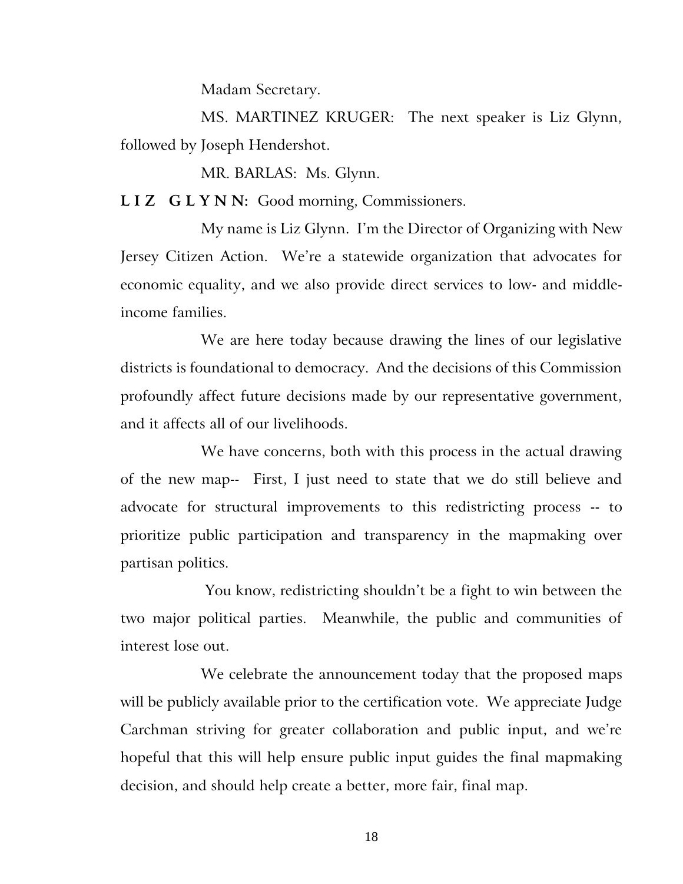Madam Secretary.

MS. MARTINEZ KRUGER: The next speaker is Liz Glynn, followed by Joseph Hendershot.

MR. BARLAS: Ms. Glynn.

**L I Z G L Y N N:** Good morning, Commissioners.

My name is Liz Glynn. I'm the Director of Organizing with New Jersey Citizen Action. We're a statewide organization that advocates for economic equality, and we also provide direct services to low- and middle-income families.

We are here today because drawing the lines of our legislative districts is foundational to democracy. And the decisions of this Commission profoundly affect future decisions made by our representative government, and it affects all of our livelihoods.

We have concerns, both with this process in the actual drawing of the new map-- First, I just need to state that we do still believe and advocate for structural improvements to this redistricting process -- to prioritize public participation and transparency in the mapmaking over partisan politics.

You know, redistricting shouldn't be a fight to win between the two major political parties. Meanwhile, the public and communities of interest lose out.

We celebrate the announcement today that the proposed maps will be publicly available prior to the certification vote. We appreciate Judge Carchman striving for greater collaboration and public input, and we're hopeful that this will help ensure public input guides the final mapmaking decision, and should help create a better, more fair, final map.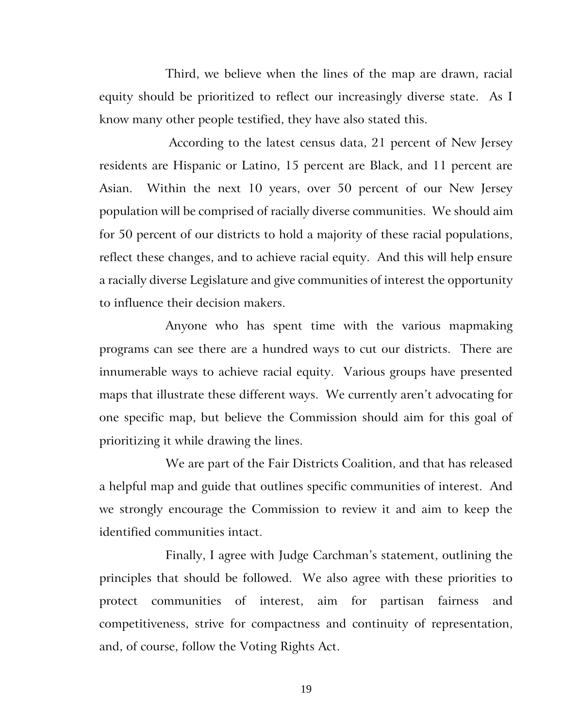Third, we believe when the lines of the map are drawn, racial equity should be prioritized to reflect our increasingly diverse state. As I know many other people testified, they have also stated this.

According to the latest census data, 21 percent of New Jersey residents are Hispanic or Latino, 15 percent are Black, and 11 percent are Asian. Within the next 10 years, over 50 percent of our New Jersey population will be comprised of racially diverse communities. We should aim for 50 percent of our districts to hold a majority of these racial populations, reflect these changes, and to achieve racial equity. And this will help ensure a racially diverse Legislature and give communities of interest the opportunity to influence their decision makers.

Anyone who has spent time with the various mapmaking programs can see there are a hundred ways to cut our districts. There are innumerable ways to achieve racial equity. Various groups have presented maps that illustrate these different ways. We currently aren't advocating for one specific map, but believe the Commission should aim for this goal of prioritizing it while drawing the lines.

We are part of the Fair Districts Coalition, and that has released a helpful map and guide that outlines specific communities of interest. And we strongly encourage the Commission to review it and aim to keep the identified communities intact.

Finally, I agree with Judge Carchman's statement, outlining the principles that should be followed. We also agree with these priorities to protect communities of interest, aim for partisan fairness and competitiveness, strive for compactness and continuity of representation, and, of course, follow the Voting Rights Act.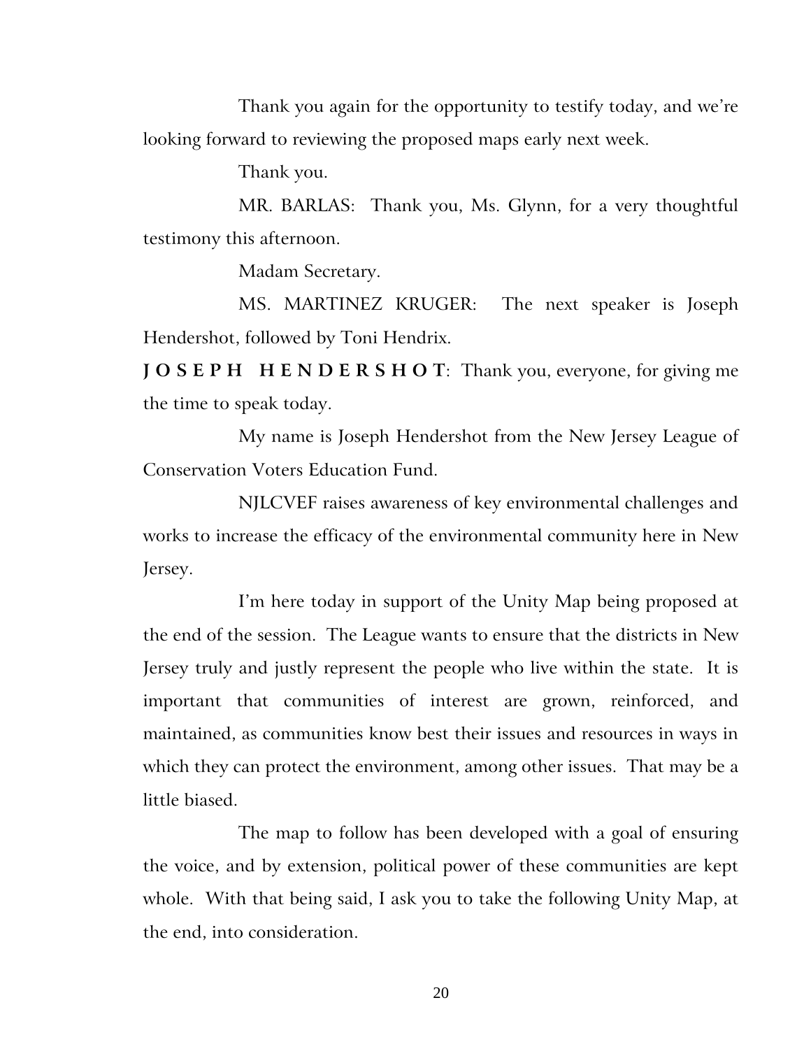Thank you again for the opportunity to testify today, and we're looking forward to reviewing the proposed maps early next week.

Thank you.

MR. BARLAS: Thank you, Ms. Glynn, for a very thoughtful testimony this afternoon.

Madam Secretary.

MS. MARTINEZ KRUGER: The next speaker is Joseph Hendershot, followed by Toni Hendrix.

**JOSEPH HENDERSHOT**: Thank you, everyone, for giving me the time to speak today.

My name is Joseph Hendershot from the New Jersey League of Conservation Voters Education Fund.

NJLCVEF raises awareness of key environmental challenges and works to increase the efficacy of the environmental community here in New Jersey.

I'm here today in support of the Unity Map being proposed at the end of the session. The League wants to ensure that the districts in New Jersey truly and justly represent the people who live within the state. It is important that communities of interest are grown, reinforced, and maintained, as communities know best their issues and resources in ways in which they can protect the environment, among other issues. That may be a little biased.

The map to follow has been developed with a goal of ensuring the voice, and by extension, political power of these communities are kept whole. With that being said, I ask you to take the following Unity Map, at the end, into consideration.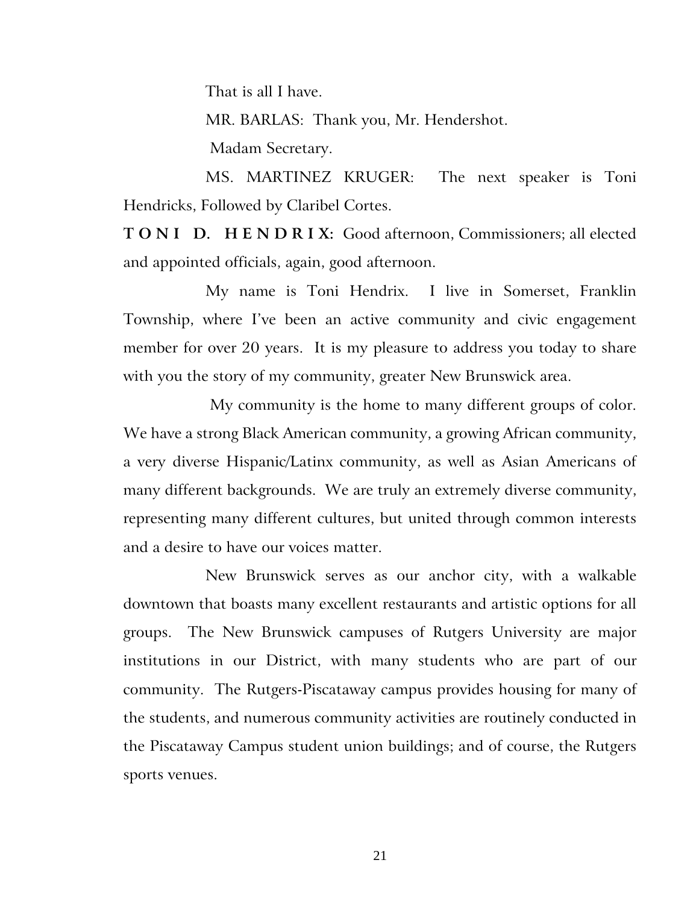That is all I have.

MR. BARLAS: Thank you, Mr. Hendershot.

Madam Secretary.

MS. MARTINEZ KRUGER: The next speaker is Toni Hendricks, Followed by Claribel Cortes.

**T O N I D. H E N D R I X:** Good afternoon, Commissioners; all elected and appointed officials, again, good afternoon.

My name is Toni Hendrix. I live in Somerset, Franklin Township, where I've been an active community and civic engagement member for over 20 years. It is my pleasure to address you today to share with you the story of my community, greater New Brunswick area.

My community is the home to many different groups of color. We have a strong Black American community, a growing African community, a very diverse Hispanic/Latinx community, as well as Asian Americans of many different backgrounds. We are truly an extremely diverse community, representing many different cultures, but united through common interests and a desire to have our voices matter.

New Brunswick serves as our anchor city, with a walkable downtown that boasts many excellent restaurants and artistic options for all groups. The New Brunswick campuses of Rutgers University are major institutions in our District, with many students who are part of our community. The Rutgers-Piscataway campus provides housing for many of the students, and numerous community activities are routinely conducted in the Piscataway Campus student union buildings; and of course, the Rutgers sports venues.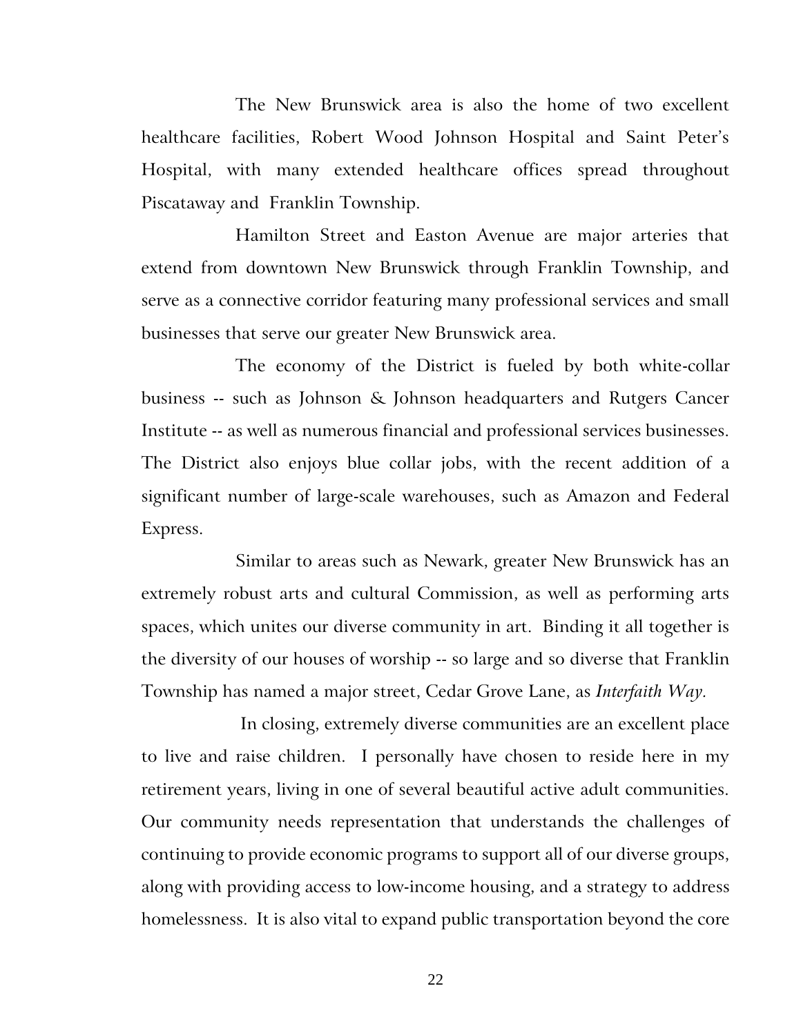The New Brunswick area is also the home of two excellent healthcare facilities, Robert Wood Johnson Hospital and Saint Peter's Hospital, with many extended healthcare offices spread throughout Piscataway and Franklin Township.

Hamilton Street and Easton Avenue are major arteries that extend from downtown New Brunswick through Franklin Township, and serve as a connective corridor featuring many professional services and small businesses that serve our greater New Brunswick area.

The economy of the District is fueled by both white-collar business -- such as Johnson & Johnson headquarters and Rutgers Cancer Institute -- as well as numerous financial and professional services businesses. The District also enjoys blue collar jobs, with the recent addition of a significant number of large-scale warehouses, such as Amazon and Federal Express.

Similar to areas such as Newark, greater New Brunswick has an extremely robust arts and cultural Commission, as well as performing arts spaces, which unites our diverse community in art. Binding it all together is the diversity of our houses of worship -- so large and so diverse that Franklin Township has named a major street, Cedar Grove Lane, as *Interfaith Way*.

In closing, extremely diverse communities are an excellent place to live and raise children. I personally have chosen to reside here in my retirement years, living in one of several beautiful active adult communities. Our community needs representation that understands the challenges of continuing to provide economic programs to support all of our diverse groups, along with providing access to low-income housing, and a strategy to address homelessness. It is also vital to expand public transportation beyond the core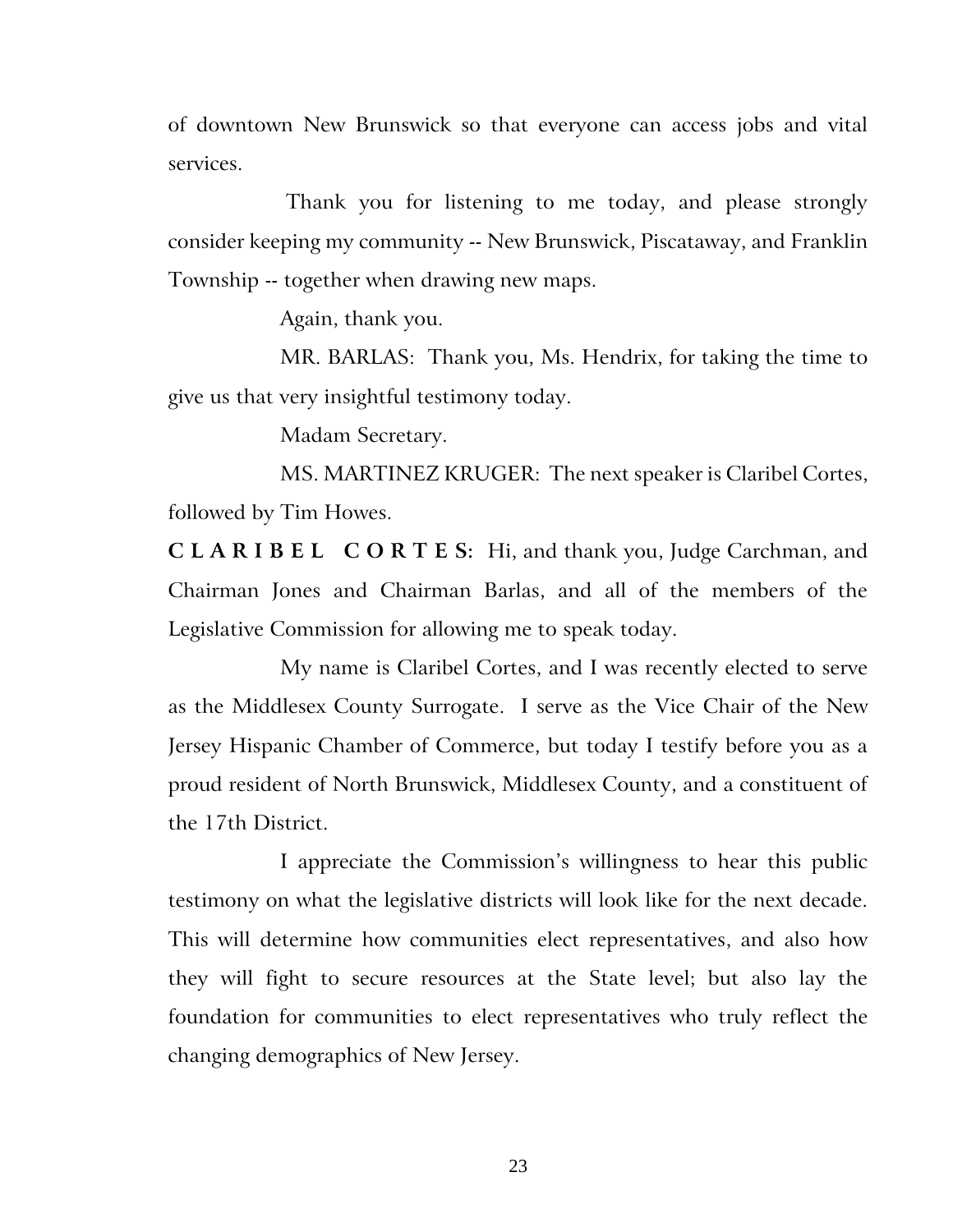of downtown New Brunswick so that everyone can access jobs and vital services.

Thank you for listening to me today, and please strongly consider keeping my community -- New Brunswick, Piscataway, and Franklin Township -- together when drawing new maps.

Again, thank you.

MR. BARLAS: Thank you, Ms. Hendrix, for taking the time to give us that very insightful testimony today.

Madam Secretary.

MS. MARTINEZ KRUGER: The next speaker is Claribel Cortes, followed by Tim Howes.

**CLARIBEL CORTES:** Hi, and thank you, Judge Carchman, and Chairman Jones and Chairman Barlas, and all of the members of the Legislative Commission for allowing me to speak today.

My name is Claribel Cortes, and I was recently elected to serve as the Middlesex County Surrogate. I serve as the Vice Chair of the New Jersey Hispanic Chamber of Commerce, but today I testify before you as a proud resident of North Brunswick, Middlesex County, and a constituent of the 17th District.

I appreciate the Commission's willingness to hear this public testimony on what the legislative districts will look like for the next decade. This will determine how communities elect representatives, and also how they will fight to secure resources at the State level; but also lay the foundation for communities to elect representatives who truly reflect the changing demographics of New Jersey.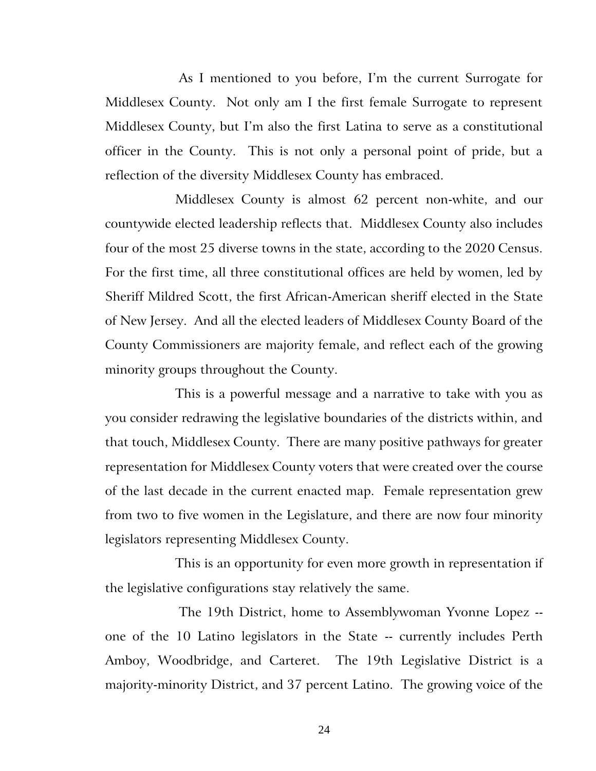As I mentioned to you before, I'm the current Surrogate for Middlesex County. Not only am I the first female Surrogate to represent Middlesex County, but I'm also the first Latina to serve as a constitutional officer in the County. This is not only a personal point of pride, but a reflection of the diversity Middlesex County has embraced.

Middlesex County is almost 62 percent non-white, and our countywide elected leadership reflects that. Middlesex County also includes four of the most 25 diverse towns in the state, according to the 2020 Census. For the first time, all three constitutional offices are held by women, led by Sheriff Mildred Scott, the first African-American sheriff elected in the State of New Jersey. And all the elected leaders of Middlesex County Board of the County Commissioners are majority female, and reflect each of the growing minority groups throughout the County.

This is a powerful message and a narrative to take with you as you consider redrawing the legislative boundaries of the districts within, and that touch, Middlesex County. There are many positive pathways for greater representation for Middlesex County voters that were created over the course of the last decade in the current enacted map. Female representation grew from two to five women in the Legislature, and there are now four minority legislators representing Middlesex County.

This is an opportunity for even more growth in representation if the legislative configurations stay relatively the same.

The 19th District, home to Assemblywoman Yvonne Lopez -- one of the 10 Latino legislators in the State -- currently includes Perth Amboy, Woodbridge, and Carteret. The 19th Legislative District is a majority-minority District, and 37 percent Latino. The growing voice of the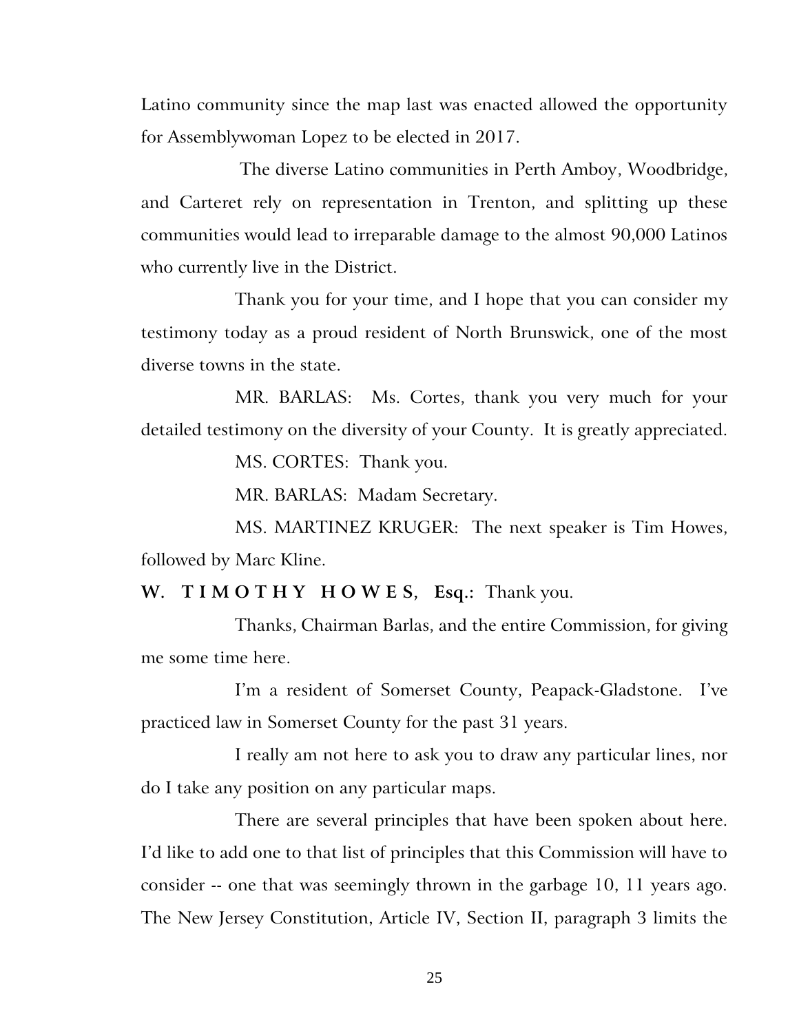Latino community since the map last was enacted allowed the opportunity for Assemblywoman Lopez to be elected in 2017.

The diverse Latino communities in Perth Amboy, Woodbridge, and Carteret rely on representation in Trenton, and splitting up these communities would lead to irreparable damage to the almost 90,000 Latinos who currently live in the District.

Thank you for your time, and I hope that you can consider my testimony today as a proud resident of North Brunswick, one of the most diverse towns in the state.

MR. BARLAS: Ms. Cortes, thank you very much for your detailed testimony on the diversity of your County. It is greatly appreciated.

MS. CORTES: Thank you.

MR. BARLAS: Madam Secretary.

MS. MARTINEZ KRUGER: The next speaker is Tim Howes, followed by Marc Kline.

**W. TIMOTHY HOWES, Esq.:** Thank you.

Thanks, Chairman Barlas, and the entire Commission, for giving me some time here.

I'm a resident of Somerset County, Peapack-Gladstone. I've practiced law in Somerset County for the past 31 years.

I really am not here to ask you to draw any particular lines, nor do I take any position on any particular maps.

There are several principles that have been spoken about here. I'd like to add one to that list of principles that this Commission will have to consider -- one that was seemingly thrown in the garbage 10, 11 years ago. The New Jersey Constitution, Article IV, Section II, paragraph 3 limits the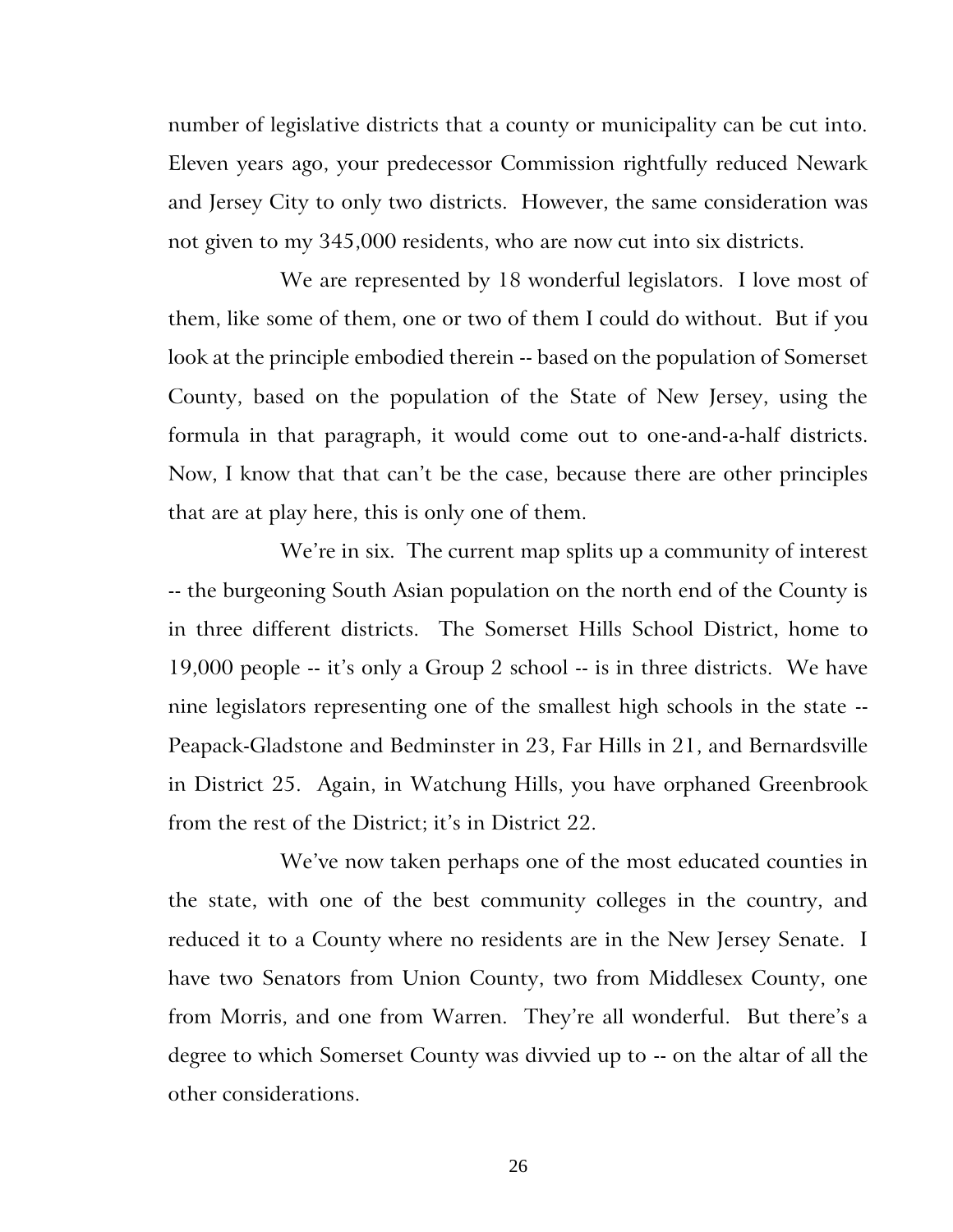number of legislative districts that a county or municipality can be cut into. Eleven years ago, your predecessor Commission rightfully reduced Newark and Jersey City to only two districts. However, the same consideration was not given to my 345,000 residents, who are now cut into six districts.

We are represented by 18 wonderful legislators. I love most of them, like some of them, one or two of them I could do without. But if you look at the principle embodied therein -- based on the population of Somerset County, based on the population of the State of New Jersey, using the formula in that paragraph, it would come out to one-and-a-half districts. Now, I know that that can't be the case, because there are other principles that are at play here, this is only one of them.

We're in six. The current map splits up a community of interest -- the burgeoning South Asian population on the north end of the County is in three different districts. The Somerset Hills School District, home to 19,000 people -- it's only a Group 2 school -- is in three districts. We have nine legislators representing one of the smallest high schools in the state -- Peapack-Gladstone and Bedminster in 23, Far Hills in 21, and Bernardsville in District 25. Again, in Watchung Hills, you have orphaned Greenbrook from the rest of the District; it's in District 22.

We've now taken perhaps one of the most educated counties in the state, with one of the best community colleges in the country, and reduced it to a County where no residents are in the New Jersey Senate. I have two Senators from Union County, two from Middlesex County, one from Morris, and one from Warren. They're all wonderful. But there's a degree to which Somerset County was divvied up to -- on the altar of all the other considerations.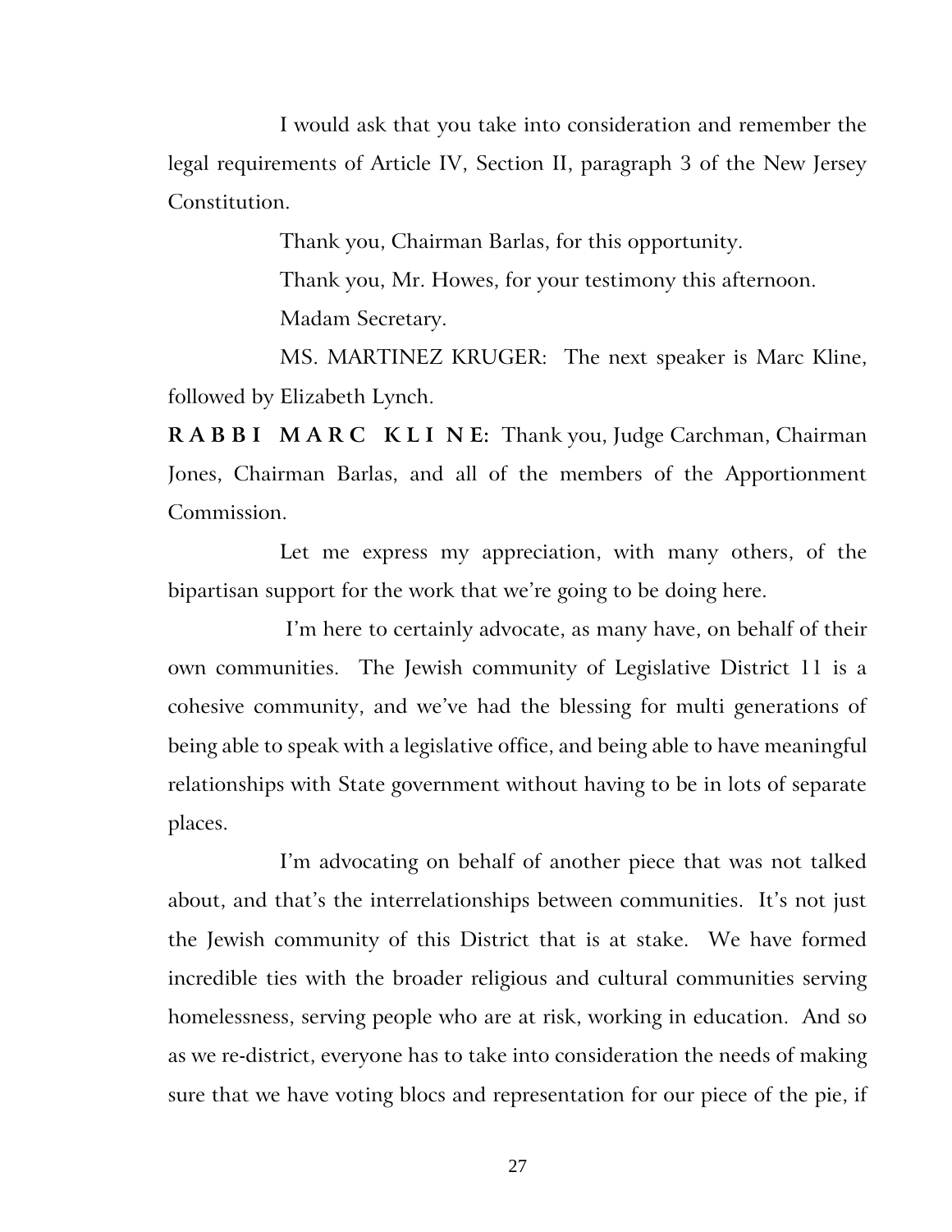I would ask that you take into consideration and remember the legal requirements of Article IV, Section II, paragraph 3 of the New Jersey Constitution.

Thank you, Chairman Barlas, for this opportunity.

Thank you, Mr. Howes, for your testimony this afternoon.

Madam Secretary.

MS. MARTINEZ KRUGER: The next speaker is Marc Kline, followed by Elizabeth Lynch.

**RABBI MARC KLINE:** Thank you, Judge Carchman, Chairman Jones, Chairman Barlas, and all of the members of the Apportionment Commission.

Let me express my appreciation, with many others, of the bipartisan support for the work that we're going to be doing here.

I'm here to certainly advocate, as many have, on behalf of their own communities. The Jewish community of Legislative District 11 is a cohesive community, and we've had the blessing for multi generations of being able to speak with a legislative office, and being able to have meaningful relationships with State government without having to be in lots of separate places.

I'm advocating on behalf of another piece that was not talked about, and that's the interrelationships between communities. It's not just the Jewish community of this District that is at stake. We have formed incredible ties with the broader religious and cultural communities serving homelessness, serving people who are at risk, working in education. And so as we re-district, everyone has to take into consideration the needs of making sure that we have voting blocs and representation for our piece of the pie, if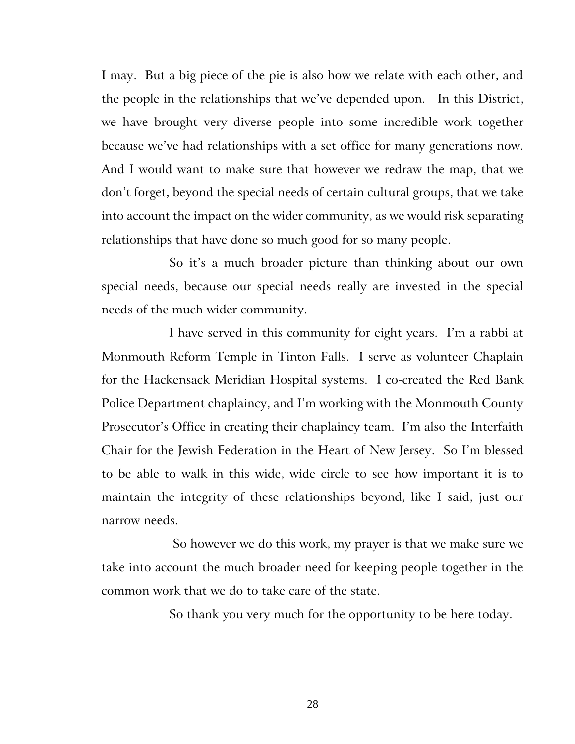I may. But a big piece of the pie is also how we relate with each other, and the people in the relationships that we've depended upon. In this District, we have brought very diverse people into some incredible work together because we've had relationships with a set office for many generations now. And I would want to make sure that however we redraw the map, that we don't forget, beyond the special needs of certain cultural groups, that we take into account the impact on the wider community, as we would risk separating relationships that have done so much good for so many people.

So it's a much broader picture than thinking about our own special needs, because our special needs really are invested in the special needs of the much wider community.

I have served in this community for eight years. I'm a rabbi at Monmouth Reform Temple in Tinton Falls. I serve as volunteer Chaplain for the Hackensack Meridian Hospital systems. I co-created the Red Bank Police Department chaplaincy, and I'm working with the Monmouth County Prosecutor's Office in creating their chaplaincy team. I'm also the Interfaith Chair for the Jewish Federation in the Heart of New Jersey. So I'm blessed to be able to walk in this wide, wide circle to see how important it is to maintain the integrity of these relationships beyond, like I said, just our narrow needs.

So however we do this work, my prayer is that we make sure we take into account the much broader need for keeping people together in the common work that we do to take care of the state.

So thank you very much for the opportunity to be here today.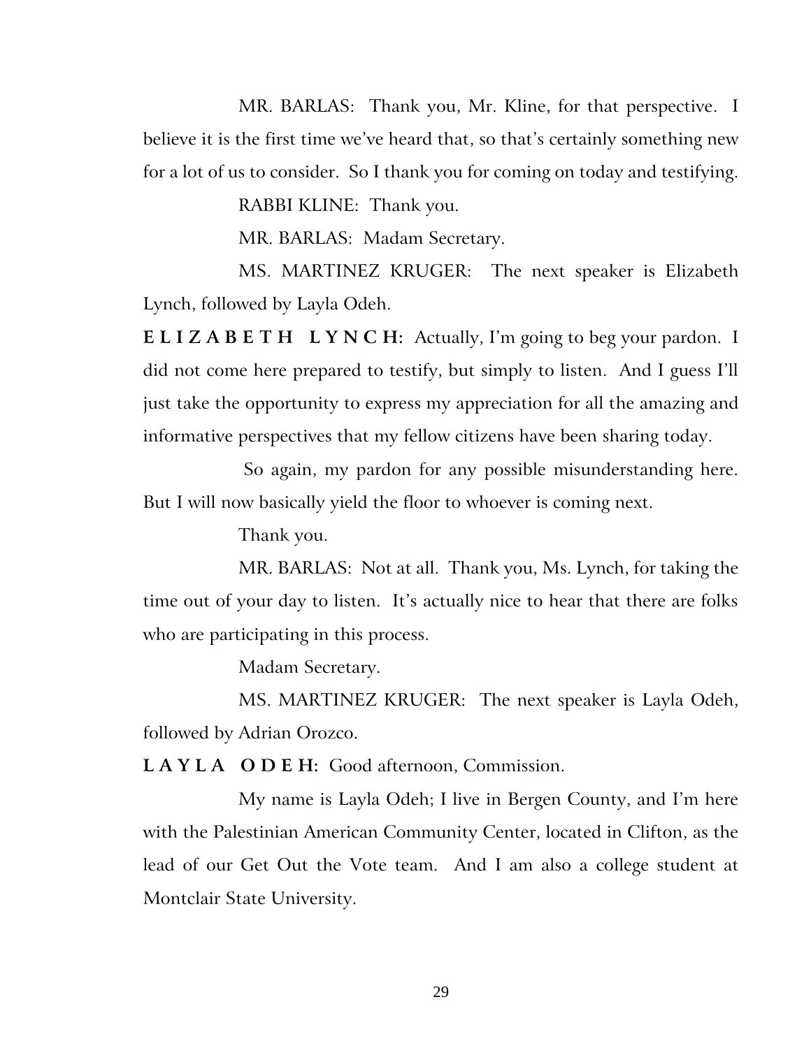MR. BARLAS: Thank you, Mr. Kline, for that perspective. I believe it is the first time we've heard that, so that's certainly something new for a lot of us to consider. So I thank you for coming on today and testifying.

RABBI KLINE: Thank you.

MR. BARLAS: Madam Secretary.

MS. MARTINEZ KRUGER: The next speaker is Elizabeth Lynch, followed by Layla Odeh.

**E L I Z A B E T H L Y N C H:** Actually, I'm going to beg your pardon. I did not come here prepared to testify, but simply to listen. And I guess I'll just take the opportunity to express my appreciation for all the amazing and informative perspectives that my fellow citizens have been sharing today.

So again, my pardon for any possible misunderstanding here. But I will now basically yield the floor to whoever is coming next.

Thank you.

MR. BARLAS: Not at all. Thank you, Ms. Lynch, for taking the time out of your day to listen. It's actually nice to hear that there are folks who are participating in this process.

Madam Secretary.

MS. MARTINEZ KRUGER: The next speaker is Layla Odeh, followed by Adrian Orozco.

**L A Y L A O D E H:** Good afternoon, Commission.

My name is Layla Odeh; I live in Bergen County, and I'm here with the Palestinian American Community Center, located in Clifton, as the lead of our Get Out the Vote team. And I am also a college student at Montclair State University.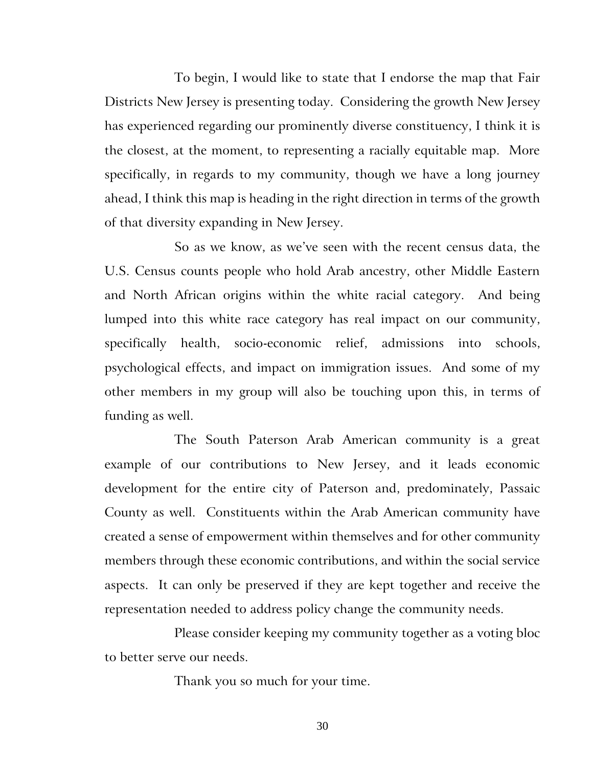To begin, I would like to state that I endorse the map that Fair Districts New Jersey is presenting today. Considering the growth New Jersey has experienced regarding our prominently diverse constituency, I think it is the closest, at the moment, to representing a racially equitable map. More specifically, in regards to my community, though we have a long journey ahead, I think this map is heading in the right direction in terms of the growth of that diversity expanding in New Jersey.

So as we know, as we've seen with the recent census data, the U.S. Census counts people who hold Arab ancestry, other Middle Eastern and North African origins within the white racial category. And being lumped into this white race category has real impact on our community, specifically health, socio-economic relief, admissions into schools, psychological effects, and impact on immigration issues. And some of my other members in my group will also be touching upon this, in terms of funding as well.

The South Paterson Arab American community is a great example of our contributions to New Jersey, and it leads economic development for the entire city of Paterson and, predominately, Passaic County as well. Constituents within the Arab American community have created a sense of empowerment within themselves and for other community members through these economic contributions, and within the social service aspects. It can only be preserved if they are kept together and receive the representation needed to address policy change the community needs.

Please consider keeping my community together as a voting bloc to better serve our needs.

Thank you so much for your time.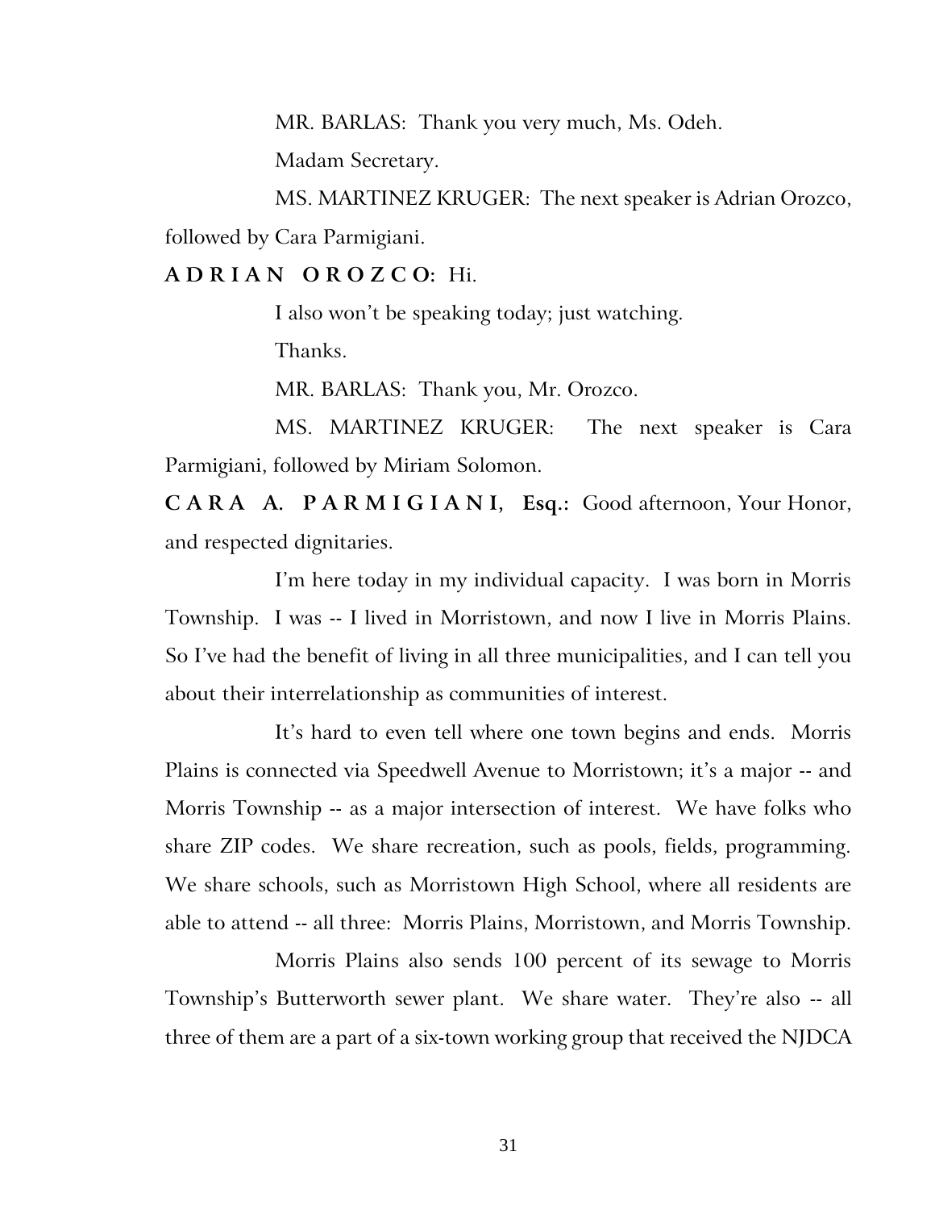MR. BARLAS: Thank you very much, Ms. Odeh.

Madam Secretary.

MS. MARTINEZ KRUGER: The next speaker is Adrian Orozco, followed by Cara Parmigiani.

**A D R I A N O R O Z C O:** Hi.

I also won't be speaking today; just watching.

Thanks.

MR. BARLAS: Thank you, Mr. Orozco.

MS. MARTINEZ KRUGER: The next speaker is Cara Parmigiani, followed by Miriam Solomon.

**C A R A A. P A R M I G I A N I, Esq.:** Good afternoon, Your Honor, and respected dignitaries.

I'm here today in my individual capacity. I was born in Morris Township. I was -- I lived in Morristown, and now I live in Morris Plains. So I've had the benefit of living in all three municipalities, and I can tell you about their interrelationship as communities of interest.

It's hard to even tell where one town begins and ends. Morris Plains is connected via Speedwell Avenue to Morristown; it's a major -- and Morris Township -- as a major intersection of interest. We have folks who share ZIP codes. We share recreation, such as pools, fields, programming. We share schools, such as Morristown High School, where all residents are able to attend -- all three: Morris Plains, Morristown, and Morris Township.

Morris Plains also sends 100 percent of its sewage to Morris Township's Butterworth sewer plant. We share water. They're also -- all three of them are a part of a six-town working group that received the NJDCA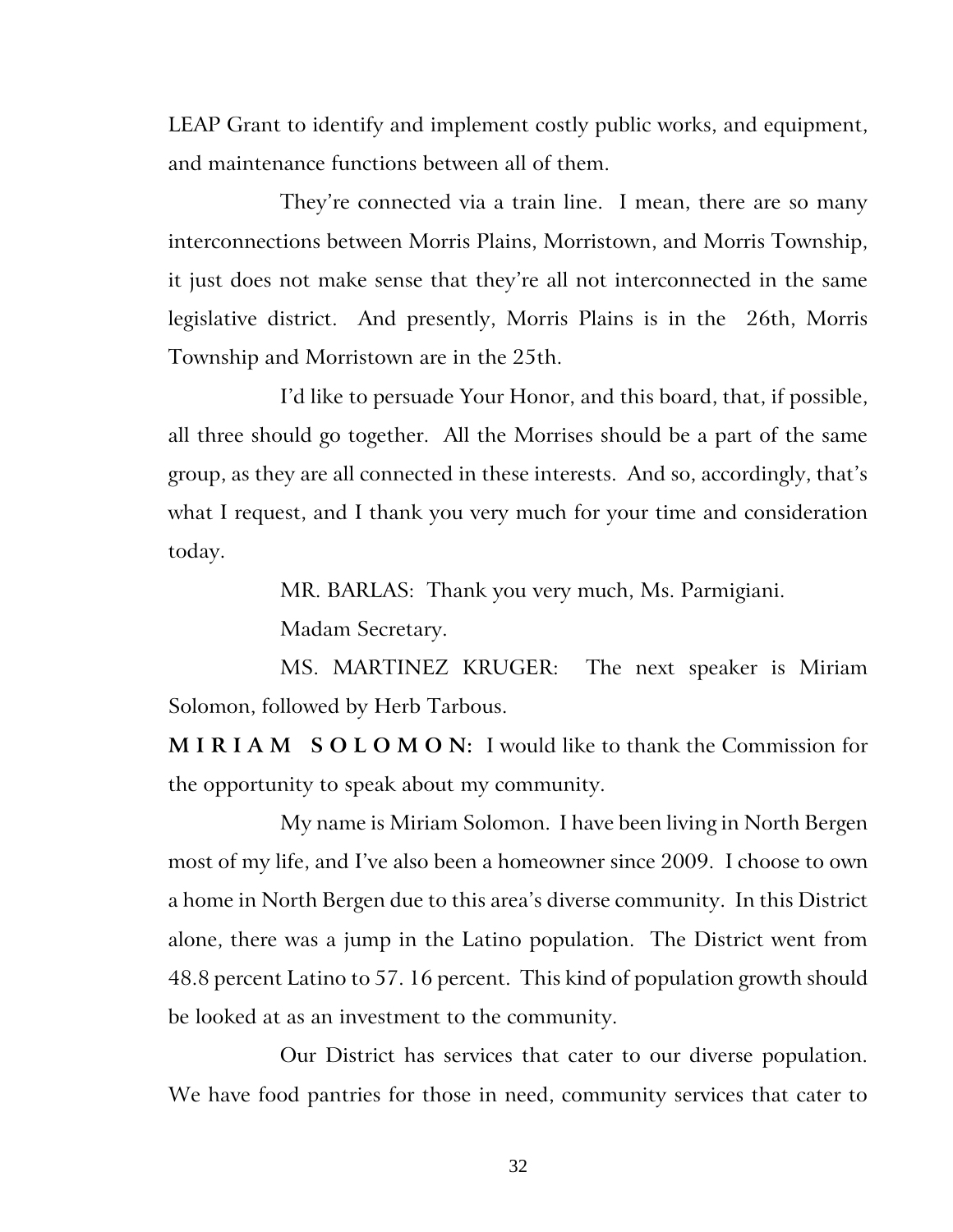LEAP Grant to identify and implement costly public works, and equipment, and maintenance functions between all of them.

They're connected via a train line. I mean, there are so many interconnections between Morris Plains, Morristown, and Morris Township, it just does not make sense that they're all not interconnected in the same legislative district. And presently, Morris Plains is in the 26th, Morris Township and Morristown are in the 25th.

I'd like to persuade Your Honor, and this board, that, if possible, all three should go together. All the Morrises should be a part of the same group, as they are all connected in these interests. And so, accordingly, that's what I request, and I thank you very much for your time and consideration today.

MR. BARLAS: Thank you very much, Ms. Parmigiani.

Madam Secretary.

MS. MARTINEZ KRUGER: The next speaker is Miriam Solomon, followed by Herb Tarbous.

**M I R I A M S O L O M O N:** I would like to thank the Commission for the opportunity to speak about my community.

My name is Miriam Solomon. I have been living in North Bergen most of my life, and I've also been a homeowner since 2009. I choose to own a home in North Bergen due to this area's diverse community. In this District alone, there was a jump in the Latino population. The District went from 48.8 percent Latino to 57. 16 percent. This kind of population growth should be looked at as an investment to the community.

Our District has services that cater to our diverse population. We have food pantries for those in need, community services that cater to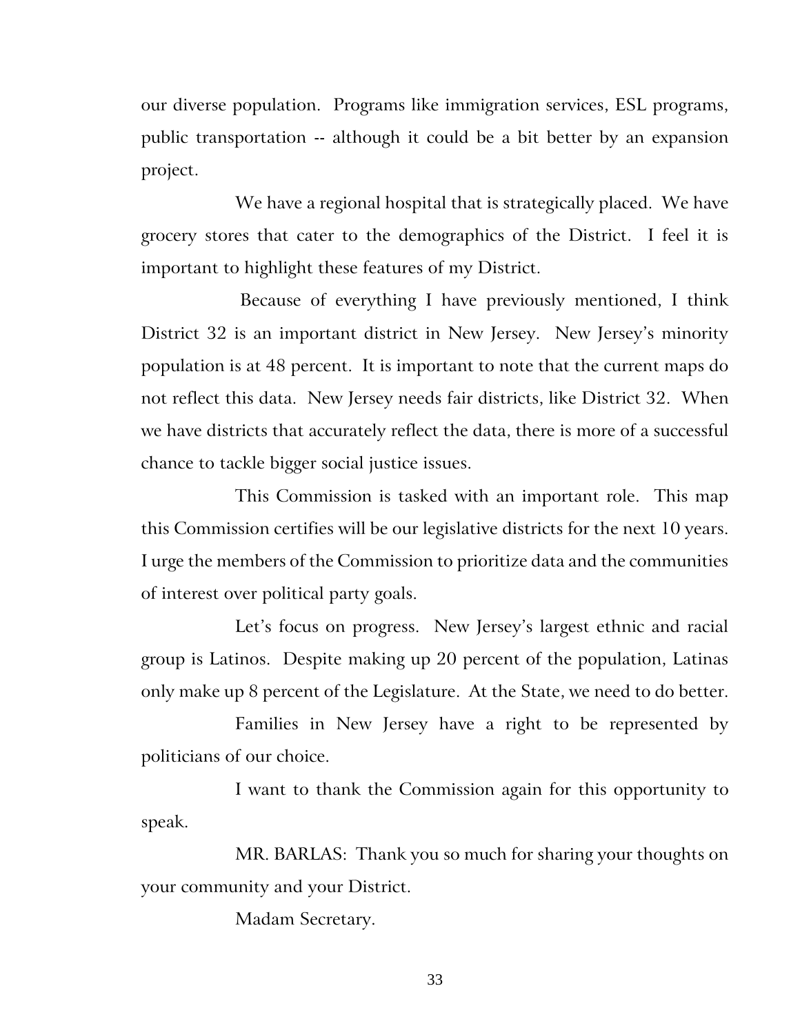our diverse population. Programs like immigration services, ESL programs, public transportation -- although it could be a bit better by an expansion project.

We have a regional hospital that is strategically placed. We have grocery stores that cater to the demographics of the District. I feel it is important to highlight these features of my District.

Because of everything I have previously mentioned, I think District 32 is an important district in New Jersey. New Jersey's minority population is at 48 percent. It is important to note that the current maps do not reflect this data. New Jersey needs fair districts, like District 32. When we have districts that accurately reflect the data, there is more of a successful chance to tackle bigger social justice issues.

This Commission is tasked with an important role. This map this Commission certifies will be our legislative districts for the next 10 years. I urge the members of the Commission to prioritize data and the communities of interest over political party goals.

Let's focus on progress. New Jersey's largest ethnic and racial group is Latinos. Despite making up 20 percent of the population, Latinas only make up 8 percent of the Legislature. At the State, we need to do better.

Families in New Jersey have a right to be represented by politicians of our choice.

I want to thank the Commission again for this opportunity to speak.

MR. BARLAS: Thank you so much for sharing your thoughts on your community and your District.

Madam Secretary.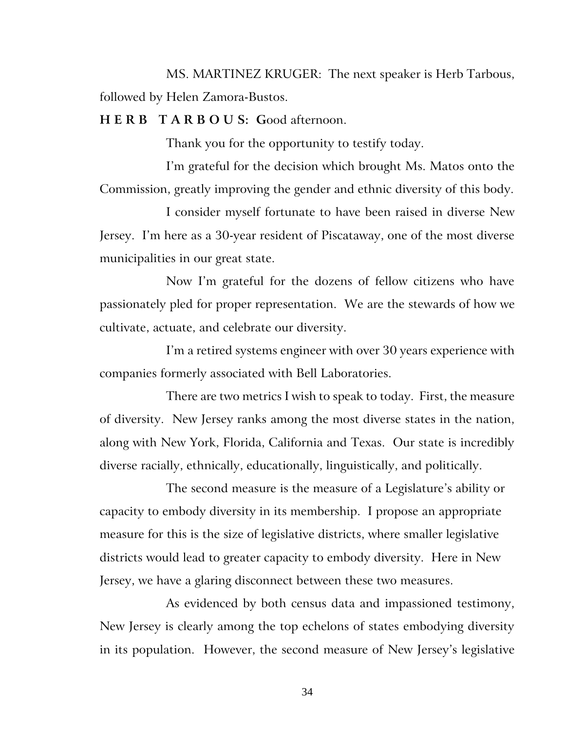MS. MARTINEZ KRUGER: The next speaker is Herb Tarbous, followed by Helen Zamora-Bustos.

**H E R B T A R B O U S: G**ood afternoon.

Thank you for the opportunity to testify today.

I'm grateful for the decision which brought Ms. Matos onto the Commission, greatly improving the gender and ethnic diversity of this body.

I consider myself fortunate to have been raised in diverse New Jersey. I'm here as a 30-year resident of Piscataway, one of the most diverse municipalities in our great state.

Now I'm grateful for the dozens of fellow citizens who have passionately pled for proper representation. We are the stewards of how we cultivate, actuate, and celebrate our diversity.

I'm a retired systems engineer with over 30 years experience with companies formerly associated with Bell Laboratories.

There are two metrics I wish to speak to today. First, the measure of diversity. New Jersey ranks among the most diverse states in the nation, along with New York, Florida, California and Texas. Our state is incredibly diverse racially, ethnically, educationally, linguistically, and politically.

The second measure is the measure of a Legislature's ability or capacity to embody diversity in its membership. I propose an appropriate measure for this is the size of legislative districts, where smaller legislative districts would lead to greater capacity to embody diversity. Here in New Jersey, we have a glaring disconnect between these two measures.

As evidenced by both census data and impassioned testimony, New Jersey is clearly among the top echelons of states embodying diversity in its population. However, the second measure of New Jersey's legislative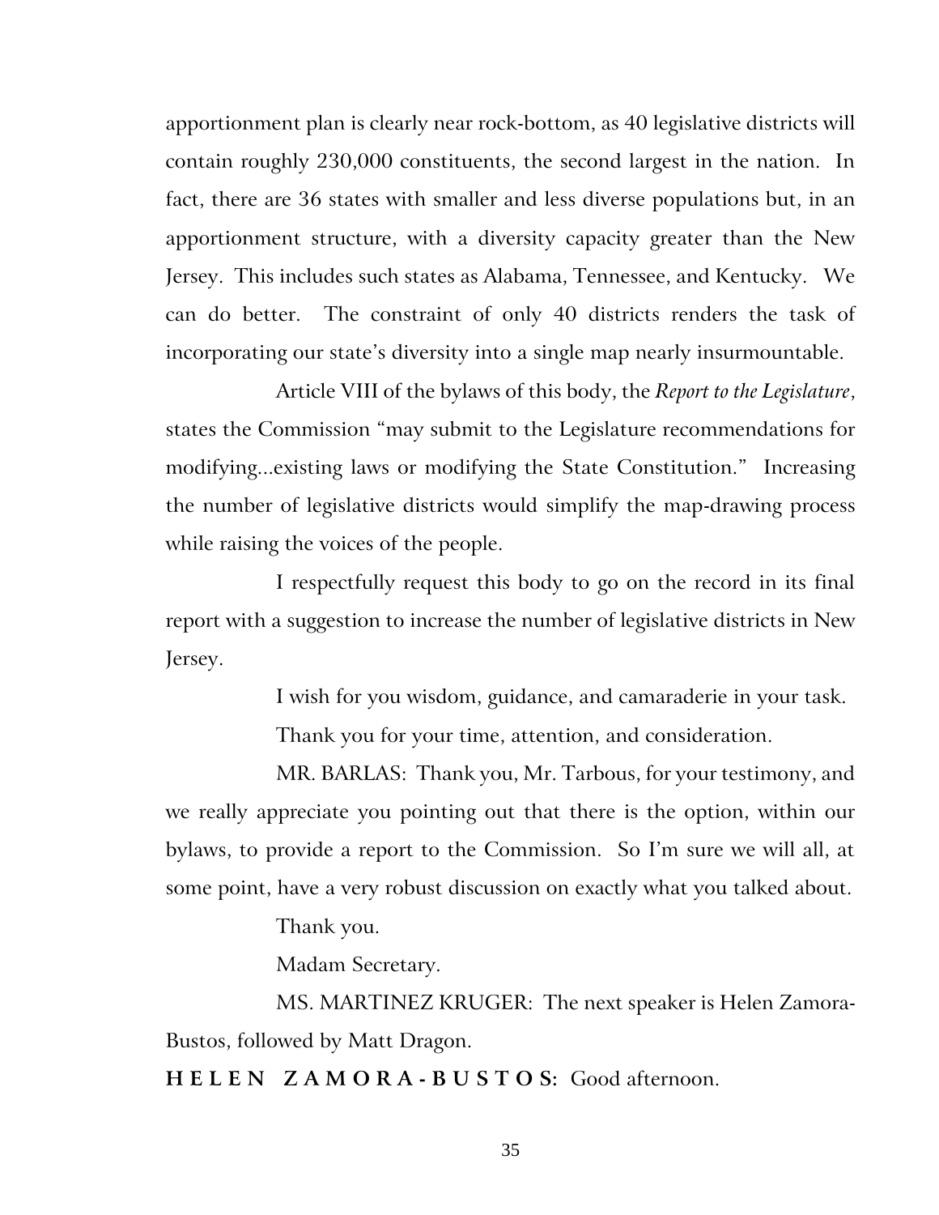apportionment plan is clearly near rock-bottom, as 40 legislative districts will contain roughly 230,000 constituents, the second largest in the nation. In fact, there are 36 states with smaller and less diverse populations but, in an apportionment structure, with a diversity capacity greater than the New Jersey. This includes such states as Alabama, Tennessee, and Kentucky. We can do better. The constraint of only 40 districts renders the task of incorporating our state's diversity into a single map nearly insurmountable.

Article VIII of the bylaws of this body, the *Report to the Legislature*, states the Commission "may submit to the Legislature recommendations for modifying...existing laws or modifying the State Constitution." Increasing the number of legislative districts would simplify the map-drawing process while raising the voices of the people.

I respectfully request this body to go on the record in its final report with a suggestion to increase the number of legislative districts in New Jersey.

I wish for you wisdom, guidance, and camaraderie in your task.

Thank you for your time, attention, and consideration.

MR. BARLAS: Thank you, Mr. Tarbous, for your testimony, and we really appreciate you pointing out that there is the option, within our bylaws, to provide a report to the Commission. So I'm sure we will all, at some point, have a very robust discussion on exactly what you talked about.

Thank you.

Madam Secretary.

MS. MARTINEZ KRUGER: The next speaker is Helen Zamora-Bustos, followed by Matt Dragon.

**HELEN ZAMORA-BUSTOS:** Good afternoon.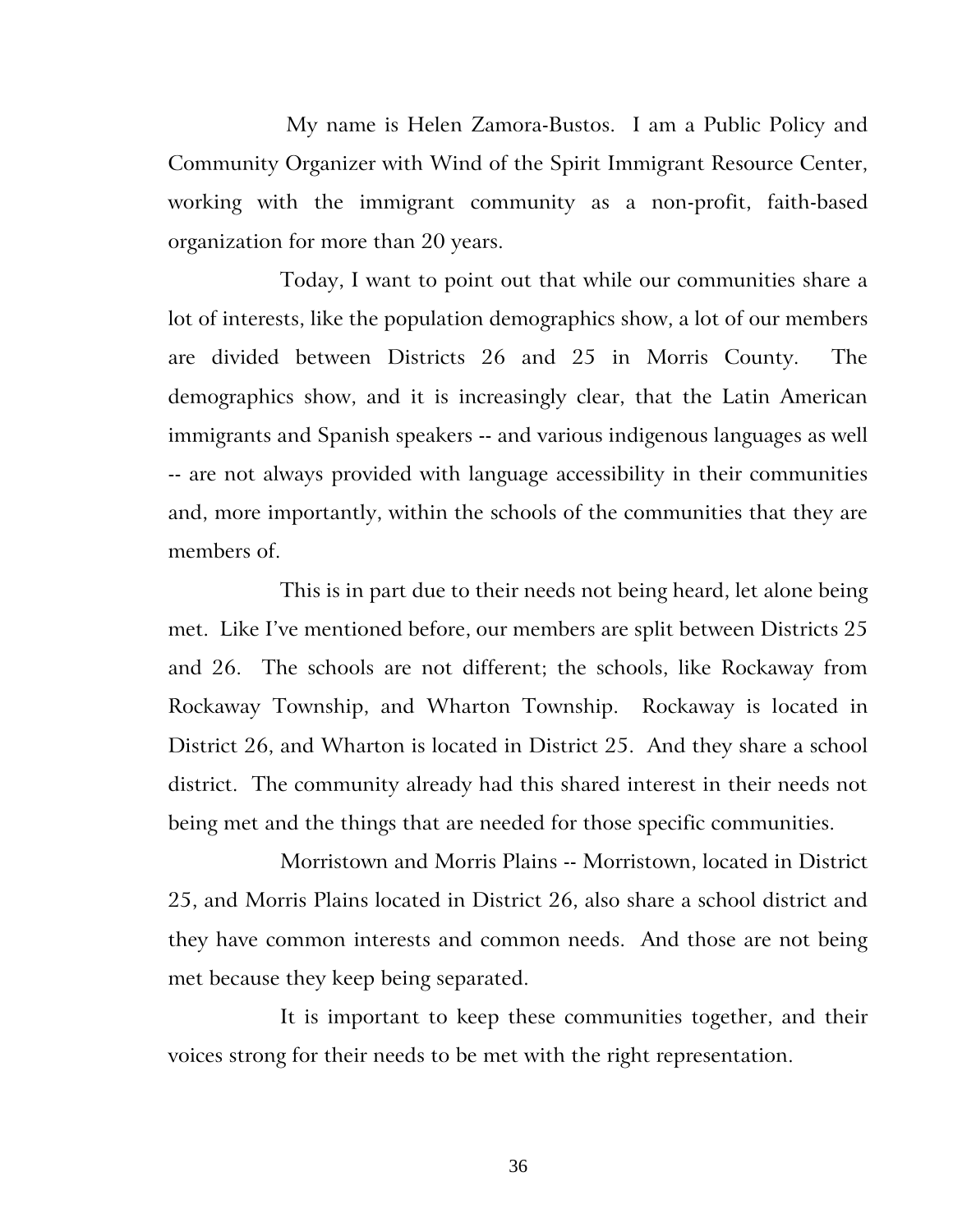My name is Helen Zamora-Bustos. I am a Public Policy and Community Organizer with Wind of the Spirit Immigrant Resource Center, working with the immigrant community as a non-profit, faith-based organization for more than 20 years.

Today, I want to point out that while our communities share a lot of interests, like the population demographics show, a lot of our members are divided between Districts 26 and 25 in Morris County. The demographics show, and it is increasingly clear, that the Latin American immigrants and Spanish speakers -- and various indigenous languages as well -- are not always provided with language accessibility in their communities and, more importantly, within the schools of the communities that they are members of.

This is in part due to their needs not being heard, let alone being met. Like I've mentioned before, our members are split between Districts 25 and 26. The schools are not different; the schools, like Rockaway from Rockaway Township, and Wharton Township. Rockaway is located in District 26, and Wharton is located in District 25. And they share a school district. The community already had this shared interest in their needs not being met and the things that are needed for those specific communities.

Morristown and Morris Plains -- Morristown, located in District 25, and Morris Plains located in District 26, also share a school district and they have common interests and common needs. And those are not being met because they keep being separated.

It is important to keep these communities together, and their voices strong for their needs to be met with the right representation.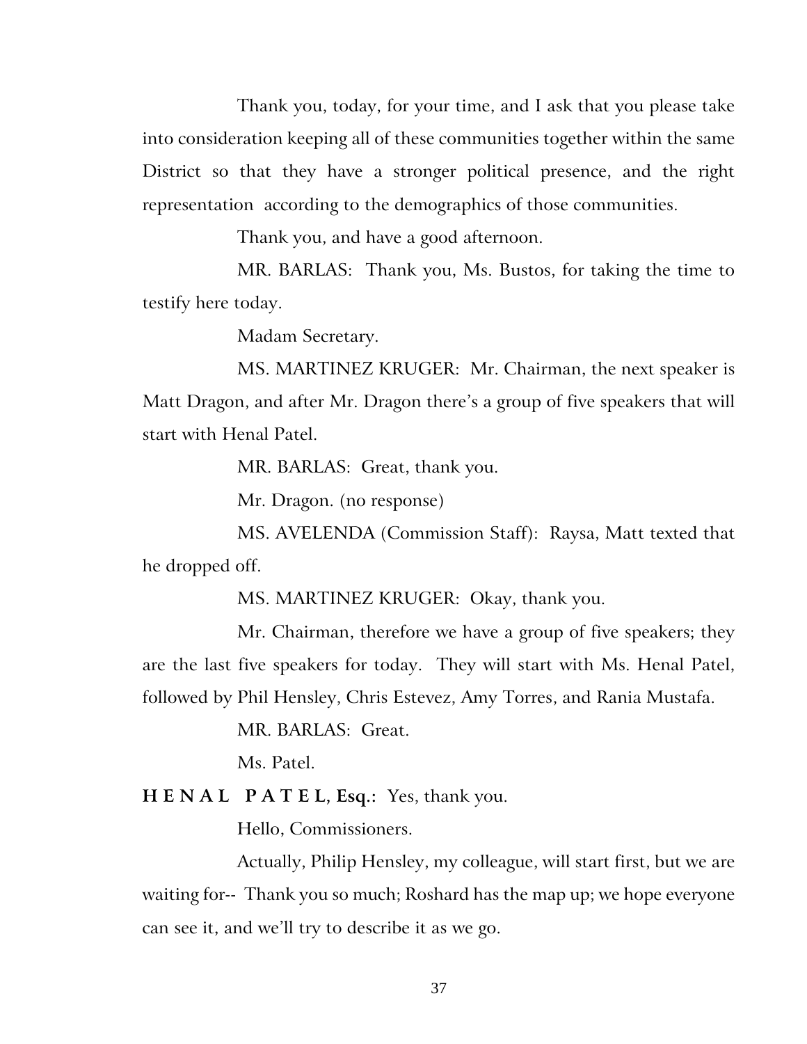Thank you, today, for your time, and I ask that you please take into consideration keeping all of these communities together within the same District so that they have a stronger political presence, and the right representation according to the demographics of those communities.

Thank you, and have a good afternoon.

MR. BARLAS: Thank you, Ms. Bustos, for taking the time to testify here today.

Madam Secretary.

MS. MARTINEZ KRUGER: Mr. Chairman, the next speaker is Matt Dragon, and after Mr. Dragon there's a group of five speakers that will start with Henal Patel.

MR. BARLAS: Great, thank you.

Mr. Dragon. (no response)

MS. AVELENDA (Commission Staff): Raysa, Matt texted that he dropped off.

MS. MARTINEZ KRUGER: Okay, thank you.

Mr. Chairman, therefore we have a group of five speakers; they are the last five speakers for today. They will start with Ms. Henal Patel, followed by Phil Hensley, Chris Estevez, Amy Torres, and Rania Mustafa.

MR. BARLAS: Great.

Ms. Patel.

**H E N A L P A T E L, Esq.:** Yes, thank you.

Hello, Commissioners.

Actually, Philip Hensley, my colleague, will start first, but we are waiting for-- Thank you so much; Roshard has the map up; we hope everyone can see it, and we'll try to describe it as we go.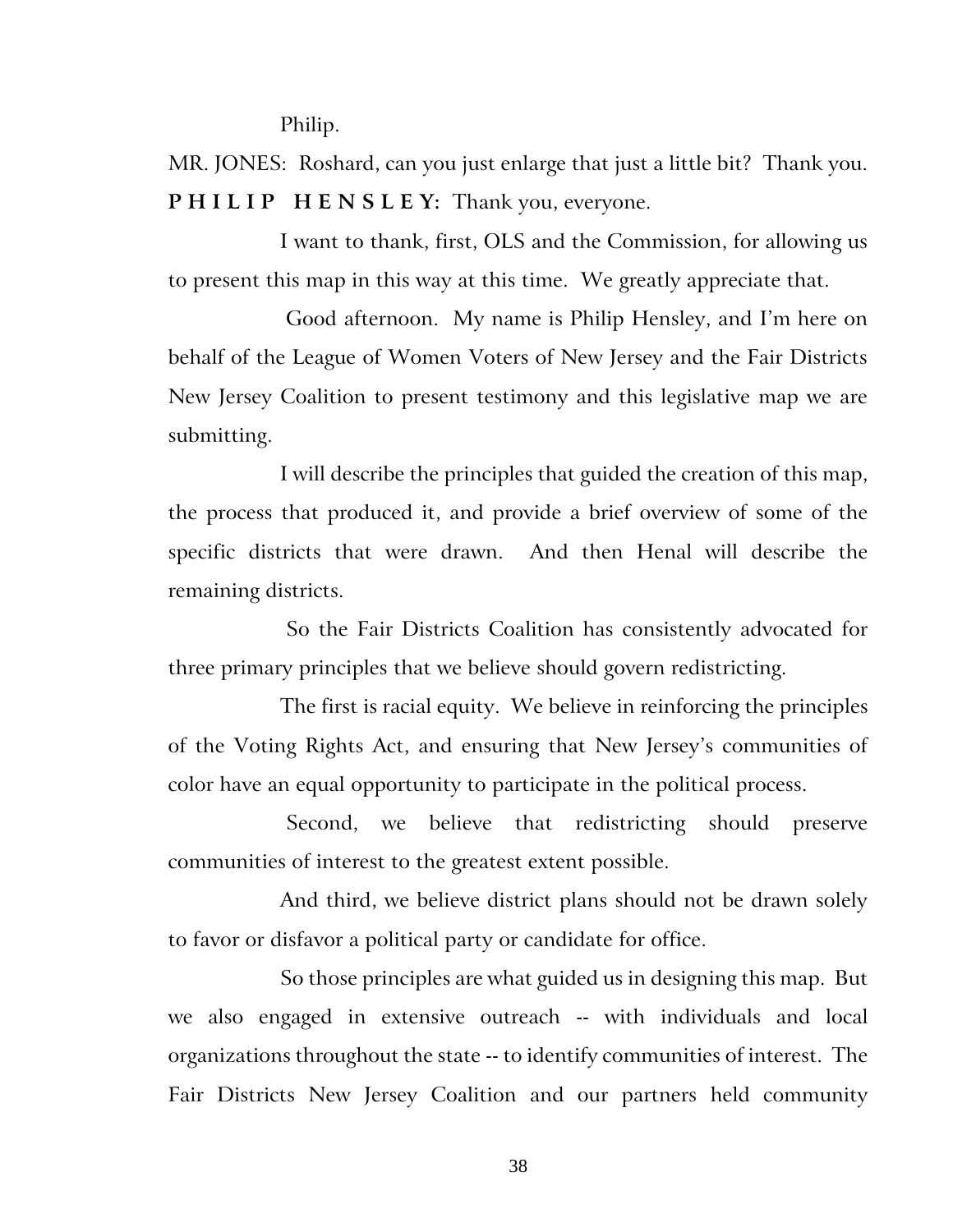Philip.

MR. JONES: Roshard, can you just enlarge that just a little bit? Thank you.

**P H I L I P   H E N S L E Y:** Thank you, everyone.

I want to thank, first, OLS and the Commission, for allowing us to present this map in this way at this time. We greatly appreciate that.

Good afternoon. My name is Philip Hensley, and I'm here on behalf of the League of Women Voters of New Jersey and the Fair Districts New Jersey Coalition to present testimony and this legislative map we are submitting.

I will describe the principles that guided the creation of this map, the process that produced it, and provide a brief overview of some of the specific districts that were drawn. And then Henal will describe the remaining districts.

So the Fair Districts Coalition has consistently advocated for three primary principles that we believe should govern redistricting.

The first is racial equity. We believe in reinforcing the principles of the Voting Rights Act, and ensuring that New Jersey's communities of color have an equal opportunity to participate in the political process.

Second, we believe that redistricting should preserve communities of interest to the greatest extent possible.

And third, we believe district plans should not be drawn solely to favor or disfavor a political party or candidate for office.

So those principles are what guided us in designing this map. But we also engaged in extensive outreach -- with individuals and local organizations throughout the state -- to identify communities of interest. The Fair Districts New Jersey Coalition and our partners held community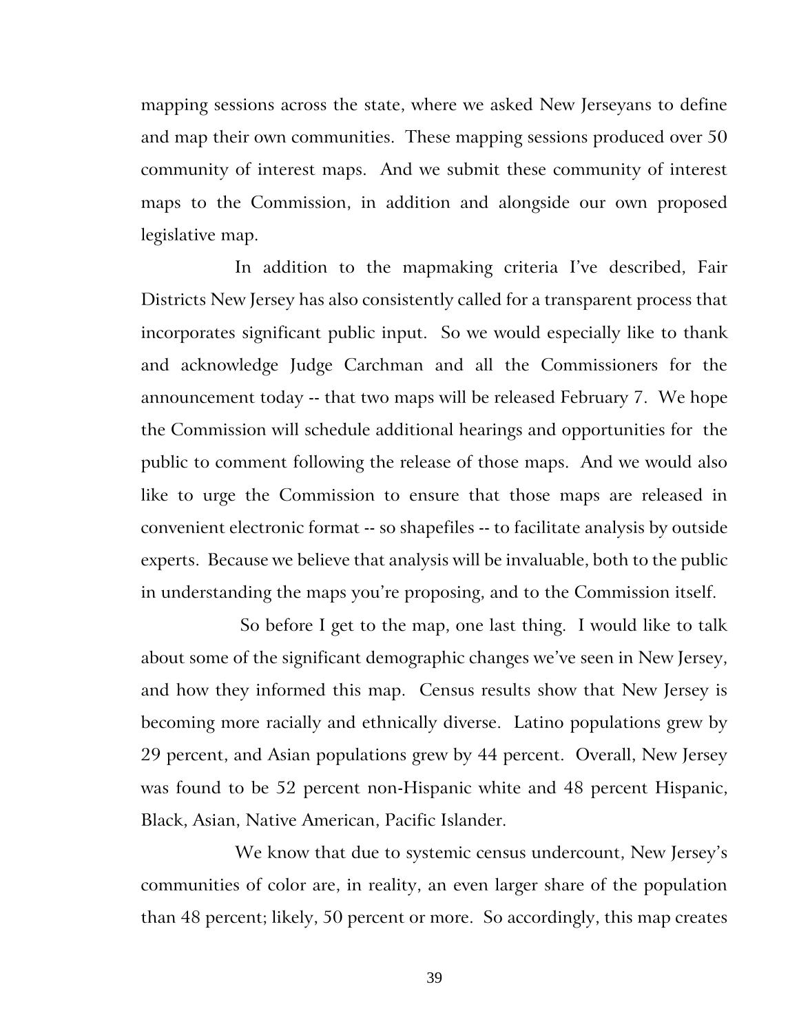mapping sessions across the state, where we asked New Jerseyans to define and map their own communities. These mapping sessions produced over 50 community of interest maps. And we submit these community of interest maps to the Commission, in addition and alongside our own proposed legislative map.

In addition to the mapmaking criteria I've described, Fair Districts New Jersey has also consistently called for a transparent process that incorporates significant public input. So we would especially like to thank and acknowledge Judge Carchman and all the Commissioners for the announcement today -- that two maps will be released February 7. We hope the Commission will schedule additional hearings and opportunities for the public to comment following the release of those maps. And we would also like to urge the Commission to ensure that those maps are released in convenient electronic format -- so shapefiles -- to facilitate analysis by outside experts. Because we believe that analysis will be invaluable, both to the public in understanding the maps you're proposing, and to the Commission itself.

So before I get to the map, one last thing. I would like to talk about some of the significant demographic changes we've seen in New Jersey, and how they informed this map. Census results show that New Jersey is becoming more racially and ethnically diverse. Latino populations grew by 29 percent, and Asian populations grew by 44 percent. Overall, New Jersey was found to be 52 percent non-Hispanic white and 48 percent Hispanic, Black, Asian, Native American, Pacific Islander.

We know that due to systemic census undercount, New Jersey's communities of color are, in reality, an even larger share of the population than 48 percent; likely, 50 percent or more. So accordingly, this map creates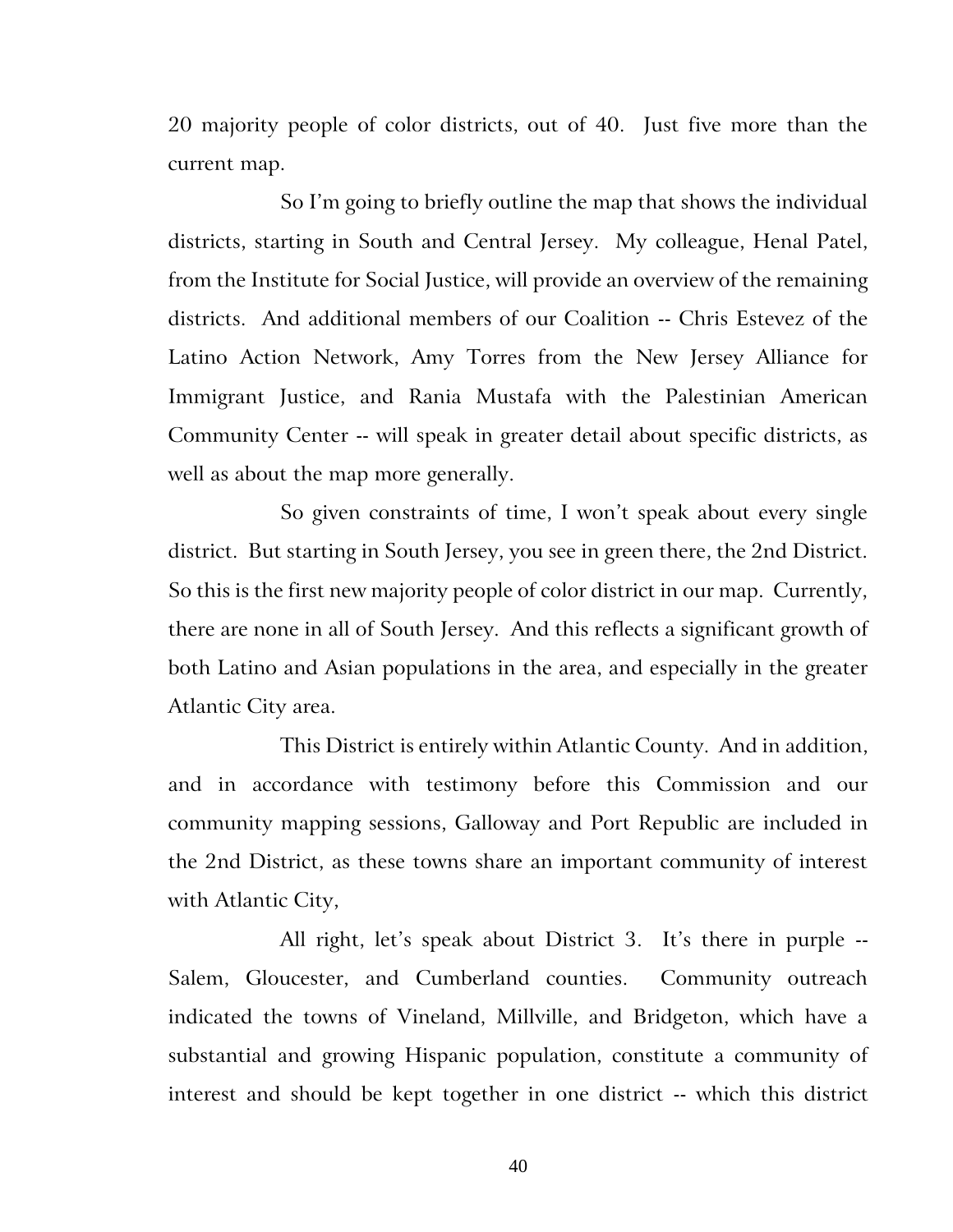20 majority people of color districts, out of 40. Just five more than the current map.

So I'm going to briefly outline the map that shows the individual districts, starting in South and Central Jersey. My colleague, Henal Patel, from the Institute for Social Justice, will provide an overview of the remaining districts. And additional members of our Coalition -- Chris Estevez of the Latino Action Network, Amy Torres from the New Jersey Alliance for Immigrant Justice, and Rania Mustafa with the Palestinian American Community Center -- will speak in greater detail about specific districts, as well as about the map more generally.

So given constraints of time, I won't speak about every single district. But starting in South Jersey, you see in green there, the 2nd District. So this is the first new majority people of color district in our map. Currently, there are none in all of South Jersey. And this reflects a significant growth of both Latino and Asian populations in the area, and especially in the greater Atlantic City area.

This District is entirely within Atlantic County. And in addition, and in accordance with testimony before this Commission and our community mapping sessions, Galloway and Port Republic are included in the 2nd District, as these towns share an important community of interest with Atlantic City,

All right, let's speak about District 3. It's there in purple -- Salem, Gloucester, and Cumberland counties. Community outreach indicated the towns of Vineland, Millville, and Bridgeton, which have a substantial and growing Hispanic population, constitute a community of interest and should be kept together in one district -- which this district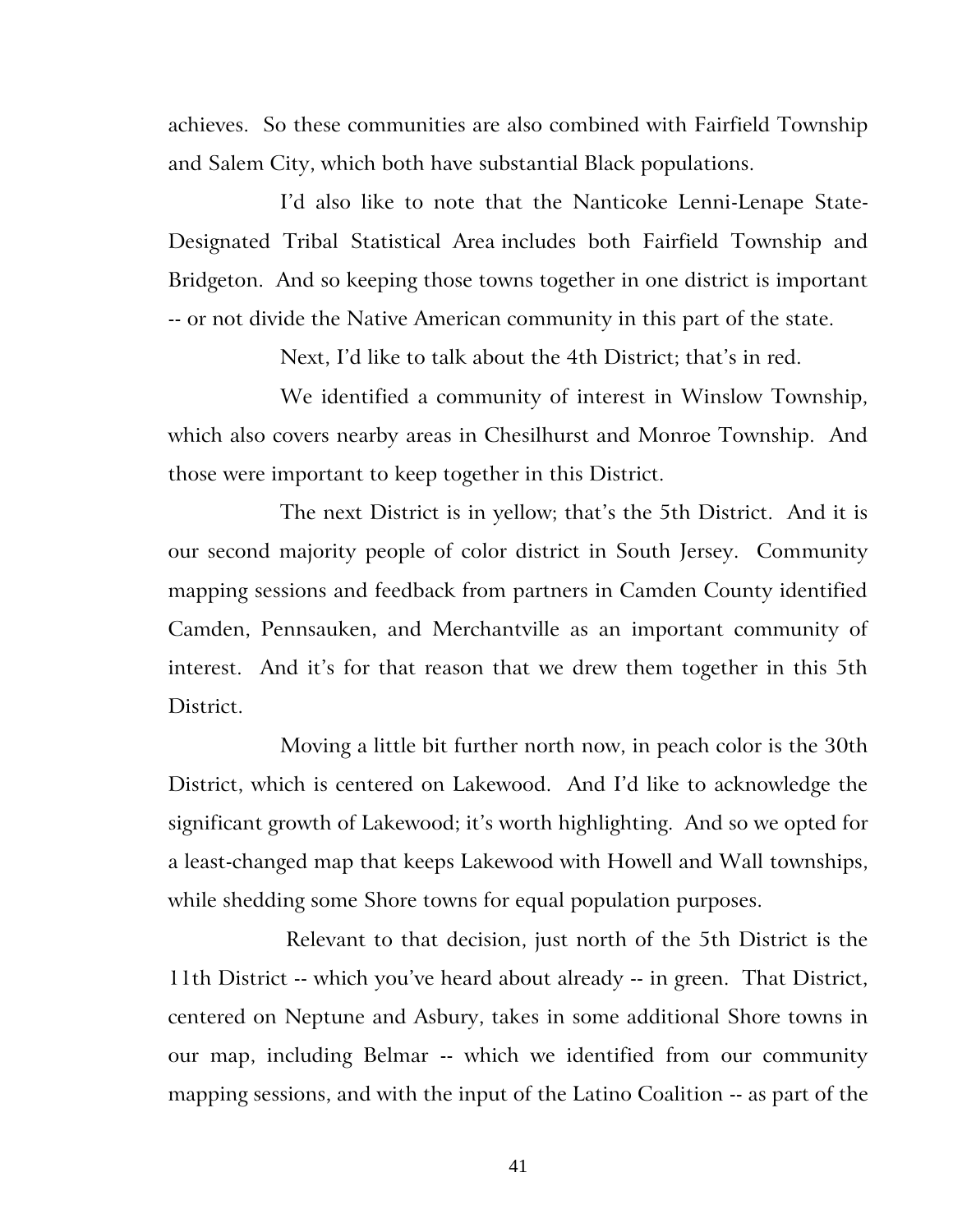achieves. So these communities are also combined with Fairfield Township and Salem City, which both have substantial Black populations.

I'd also like to note that the Nanticoke Lenni-Lenape State-Designated Tribal Statistical Area includes both Fairfield Township and Bridgeton. And so keeping those towns together in one district is important -- or not divide the Native American community in this part of the state.

Next, I'd like to talk about the 4th District; that's in red.

We identified a community of interest in Winslow Township, which also covers nearby areas in Chesilhurst and Monroe Township. And those were important to keep together in this District.

The next District is in yellow; that's the 5th District. And it is our second majority people of color district in South Jersey. Community mapping sessions and feedback from partners in Camden County identified Camden, Pennsauken, and Merchantville as an important community of interest. And it's for that reason that we drew them together in this 5th District.

Moving a little bit further north now, in peach color is the 30th District, which is centered on Lakewood. And I'd like to acknowledge the significant growth of Lakewood; it's worth highlighting. And so we opted for a least-changed map that keeps Lakewood with Howell and Wall townships, while shedding some Shore towns for equal population purposes.

Relevant to that decision, just north of the 5th District is the 11th District -- which you've heard about already -- in green. That District, centered on Neptune and Asbury, takes in some additional Shore towns in our map, including Belmar -- which we identified from our community mapping sessions, and with the input of the Latino Coalition -- as part of the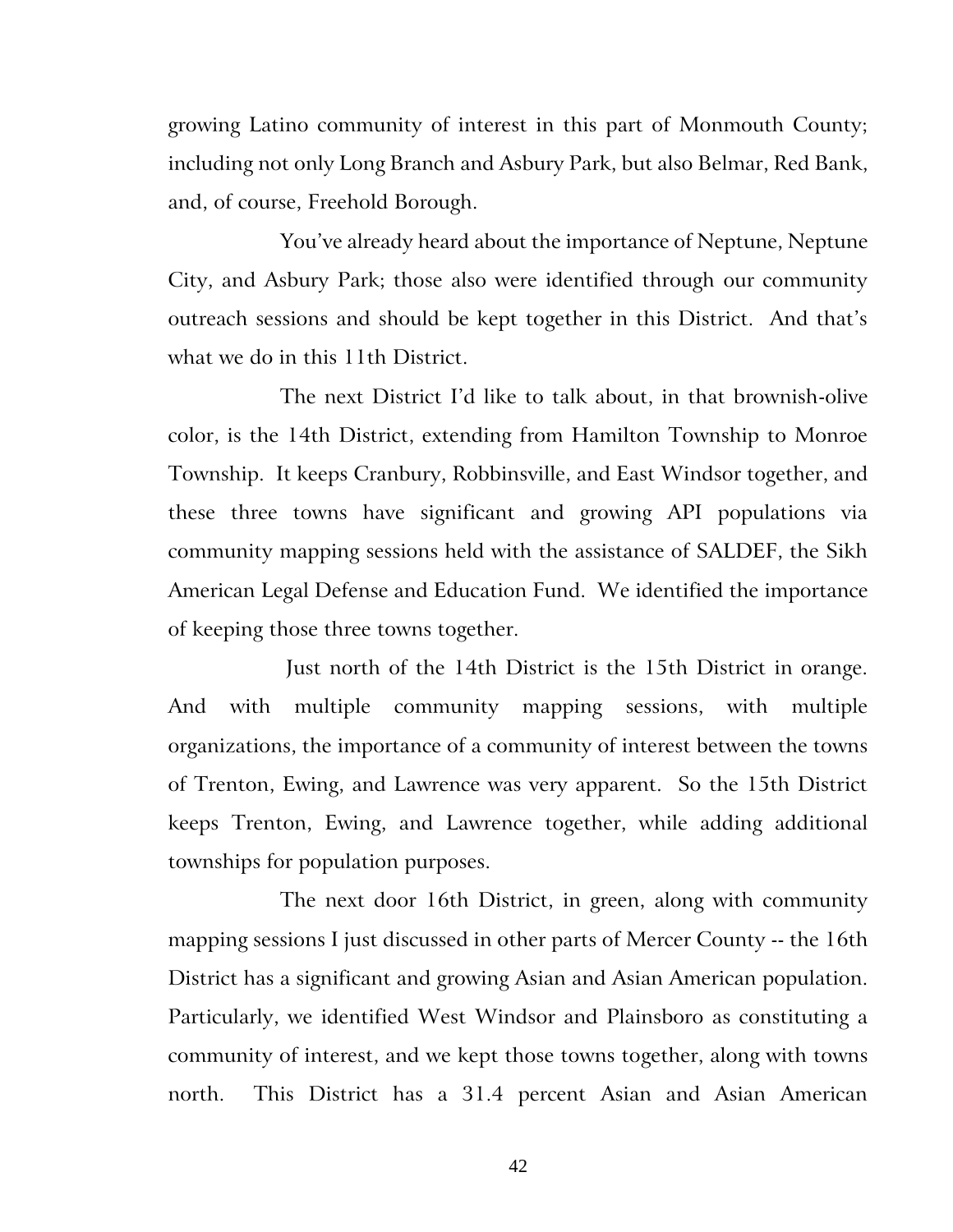growing Latino community of interest in this part of Monmouth County; including not only Long Branch and Asbury Park, but also Belmar, Red Bank, and, of course, Freehold Borough.

You've already heard about the importance of Neptune, Neptune City, and Asbury Park; those also were identified through our community outreach sessions and should be kept together in this District. And that's what we do in this 11th District.

The next District I'd like to talk about, in that brownish-olive color, is the 14th District, extending from Hamilton Township to Monroe Township. It keeps Cranbury, Robbinsville, and East Windsor together, and these three towns have significant and growing API populations via community mapping sessions held with the assistance of SALDEF, the Sikh American Legal Defense and Education Fund. We identified the importance of keeping those three towns together.

Just north of the 14th District is the 15th District in orange. And with multiple community mapping sessions, with multiple organizations, the importance of a community of interest between the towns of Trenton, Ewing, and Lawrence was very apparent. So the 15th District keeps Trenton, Ewing, and Lawrence together, while adding additional townships for population purposes.

The next door 16th District, in green, along with community mapping sessions I just discussed in other parts of Mercer County -- the 16th District has a significant and growing Asian and Asian American population. Particularly, we identified West Windsor and Plainsboro as constituting a community of interest, and we kept those towns together, along with towns north. This District has a 31.4 percent Asian and Asian American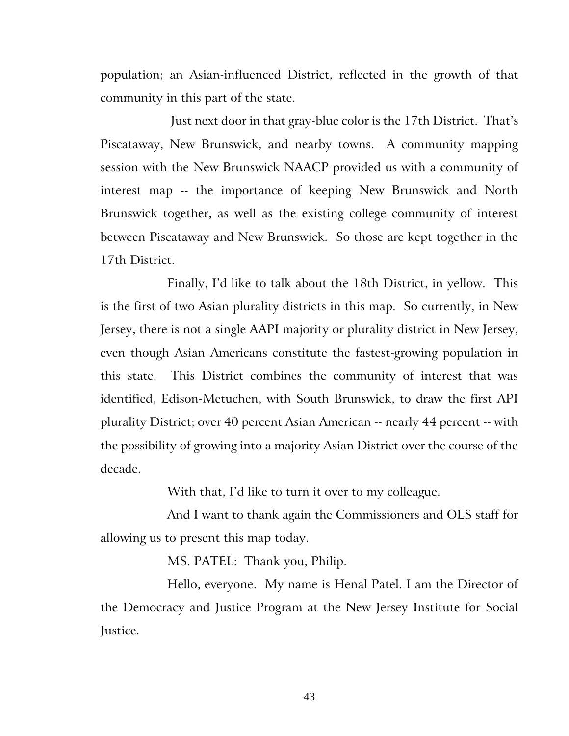population; an Asian-influenced District, reflected in the growth of that community in this part of the state.

Just next door in that gray-blue color is the 17th District. That's Piscataway, New Brunswick, and nearby towns. A community mapping session with the New Brunswick NAACP provided us with a community of interest map -- the importance of keeping New Brunswick and North Brunswick together, as well as the existing college community of interest between Piscataway and New Brunswick. So those are kept together in the 17th District.

Finally, I'd like to talk about the 18th District, in yellow. This is the first of two Asian plurality districts in this map. So currently, in New Jersey, there is not a single AAPI majority or plurality district in New Jersey, even though Asian Americans constitute the fastest-growing population in this state. This District combines the community of interest that was identified, Edison-Metuchen, with South Brunswick, to draw the first API plurality District; over 40 percent Asian American -- nearly 44 percent -- with the possibility of growing into a majority Asian District over the course of the decade.

With that, I'd like to turn it over to my colleague.

And I want to thank again the Commissioners and OLS staff for allowing us to present this map today.

MS. PATEL: Thank you, Philip.

Hello, everyone. My name is Henal Patel. I am the Director of the Democracy and Justice Program at the New Jersey Institute for Social Justice.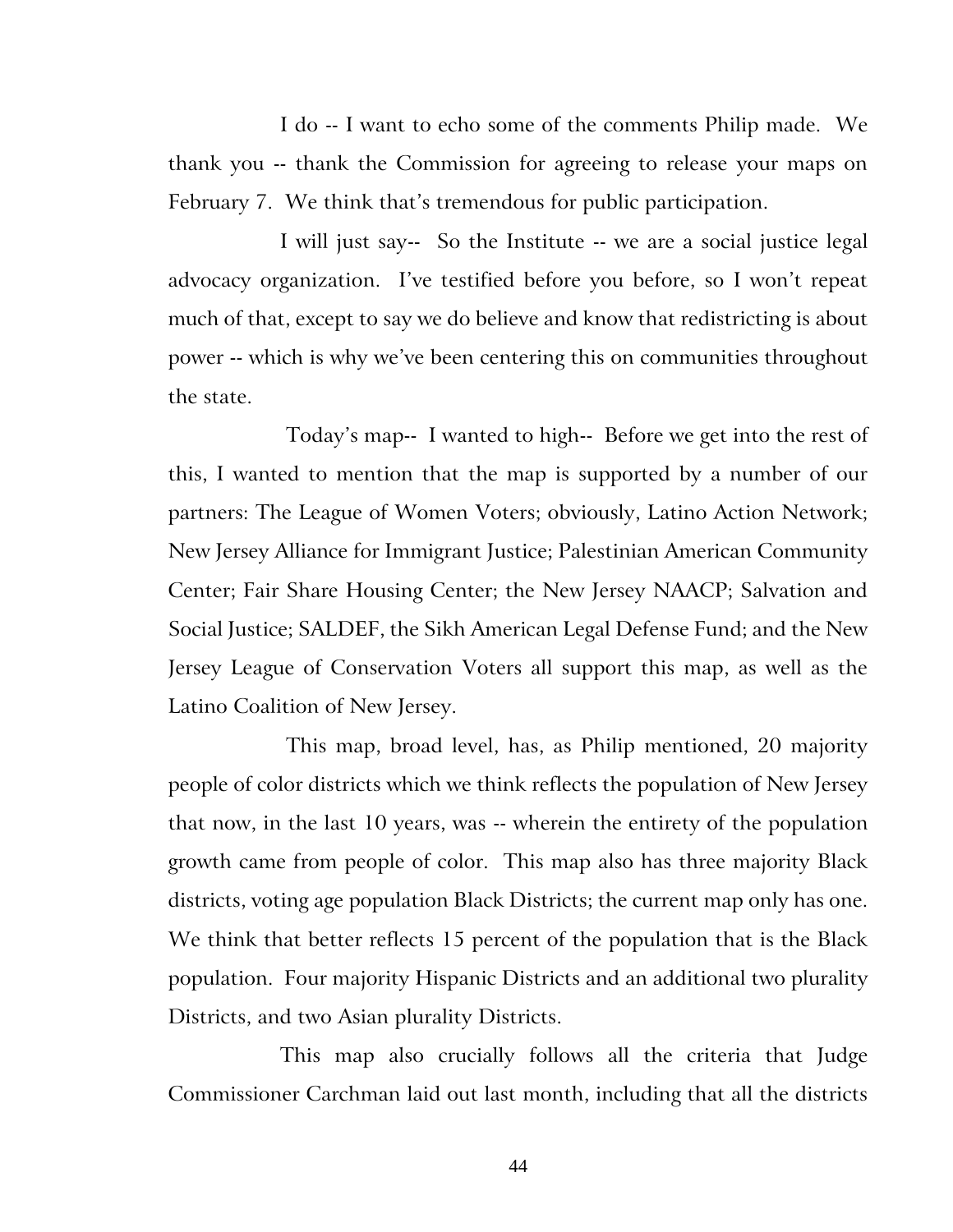I do -- I want to echo some of the comments Philip made. We thank you -- thank the Commission for agreeing to release your maps on February 7. We think that's tremendous for public participation.

I will just say-- So the Institute -- we are a social justice legal advocacy organization. I've testified before you before, so I won't repeat much of that, except to say we do believe and know that redistricting is about power -- which is why we've been centering this on communities throughout the state.

Today's map-- I wanted to high-- Before we get into the rest of this, I wanted to mention that the map is supported by a number of our partners: The League of Women Voters; obviously, Latino Action Network; New Jersey Alliance for Immigrant Justice; Palestinian American Community Center; Fair Share Housing Center; the New Jersey NAACP; Salvation and Social Justice; SALDEF, the Sikh American Legal Defense Fund; and the New Jersey League of Conservation Voters all support this map, as well as the Latino Coalition of New Jersey.

This map, broad level, has, as Philip mentioned, 20 majority people of color districts which we think reflects the population of New Jersey that now, in the last 10 years, was -- wherein the entirety of the population growth came from people of color. This map also has three majority Black districts, voting age population Black Districts; the current map only has one. We think that better reflects 15 percent of the population that is the Black population. Four majority Hispanic Districts and an additional two plurality Districts, and two Asian plurality Districts.

This map also crucially follows all the criteria that Judge Commissioner Carchman laid out last month, including that all the districts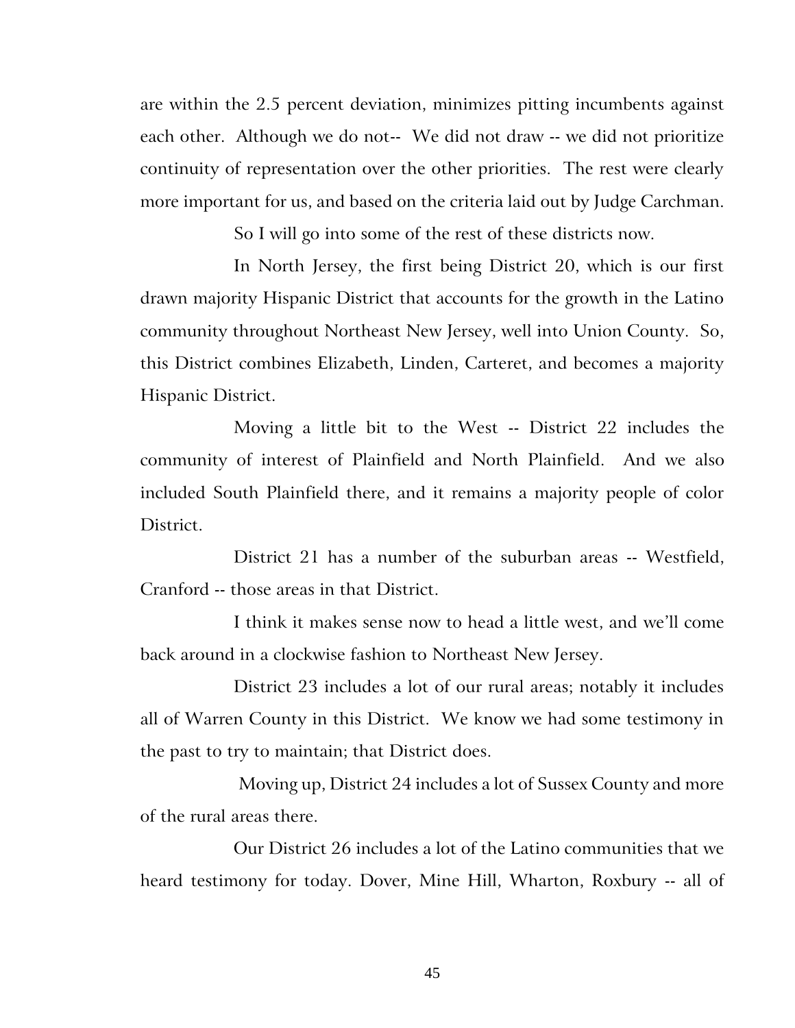are within the 2.5 percent deviation, minimizes pitting incumbents against each other. Although we do not-- We did not draw -- we did not prioritize continuity of representation over the other priorities. The rest were clearly more important for us, and based on the criteria laid out by Judge Carchman.

So I will go into some of the rest of these districts now.

In North Jersey, the first being District 20, which is our first drawn majority Hispanic District that accounts for the growth in the Latino community throughout Northeast New Jersey, well into Union County. So, this District combines Elizabeth, Linden, Carteret, and becomes a majority Hispanic District.

Moving a little bit to the West -- District 22 includes the community of interest of Plainfield and North Plainfield. And we also included South Plainfield there, and it remains a majority people of color District.

District 21 has a number of the suburban areas -- Westfield, Cranford -- those areas in that District.

I think it makes sense now to head a little west, and we'll come back around in a clockwise fashion to Northeast New Jersey.

District 23 includes a lot of our rural areas; notably it includes all of Warren County in this District. We know we had some testimony in the past to try to maintain; that District does.

Moving up, District 24 includes a lot of Sussex County and more of the rural areas there.

Our District 26 includes a lot of the Latino communities that we heard testimony for today. Dover, Mine Hill, Wharton, Roxbury -- all of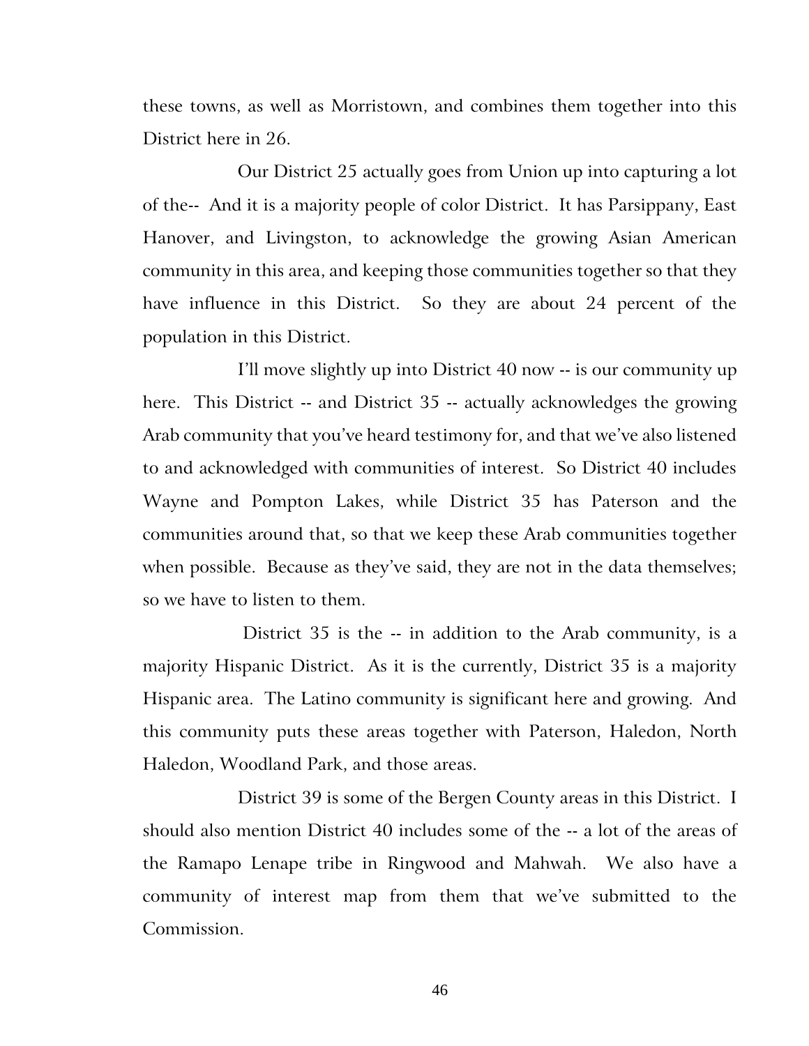these towns, as well as Morristown, and combines them together into this District here in 26.

Our District 25 actually goes from Union up into capturing a lot of the-- And it is a majority people of color District. It has Parsippany, East Hanover, and Livingston, to acknowledge the growing Asian American community in this area, and keeping those communities together so that they have influence in this District. So they are about 24 percent of the population in this District.

I'll move slightly up into District 40 now -- is our community up here. This District -- and District 35 -- actually acknowledges the growing Arab community that you've heard testimony for, and that we've also listened to and acknowledged with communities of interest. So District 40 includes Wayne and Pompton Lakes, while District 35 has Paterson and the communities around that, so that we keep these Arab communities together when possible. Because as they've said, they are not in the data themselves; so we have to listen to them.

District 35 is the -- in addition to the Arab community, is a majority Hispanic District. As it is the currently, District 35 is a majority Hispanic area. The Latino community is significant here and growing. And this community puts these areas together with Paterson, Haledon, North Haledon, Woodland Park, and those areas.

District 39 is some of the Bergen County areas in this District. I should also mention District 40 includes some of the -- a lot of the areas of the Ramapo Lenape tribe in Ringwood and Mahwah. We also have a community of interest map from them that we've submitted to the Commission.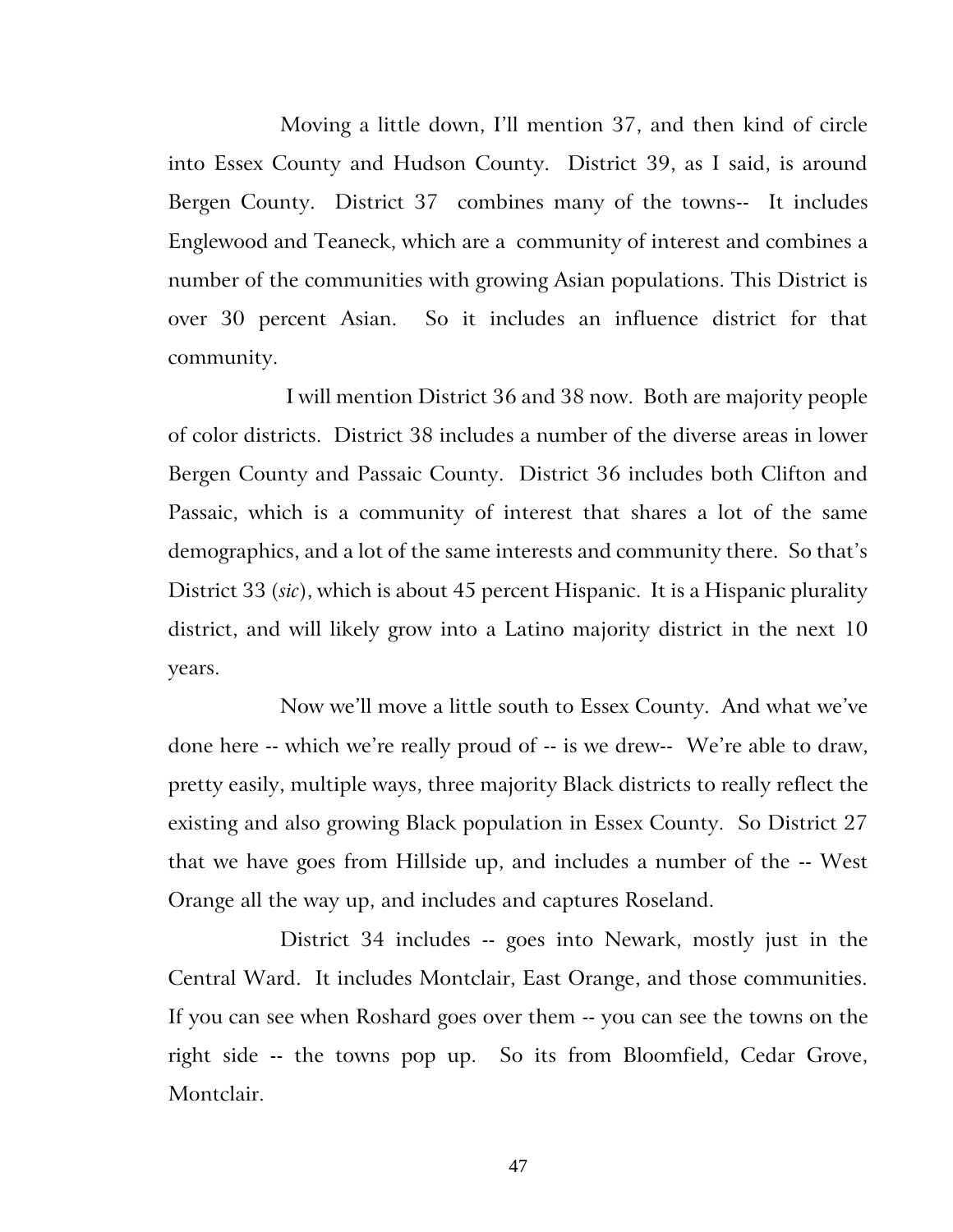Moving a little down, I'll mention 37, and then kind of circle into Essex County and Hudson County. District 39, as I said, is around Bergen County. District 37 combines many of the towns-- It includes Englewood and Teaneck, which are a community of interest and combines a number of the communities with growing Asian populations. This District is over 30 percent Asian. So it includes an influence district for that community.

I will mention District 36 and 38 now. Both are majority people of color districts. District 38 includes a number of the diverse areas in lower Bergen County and Passaic County. District 36 includes both Clifton and Passaic, which is a community of interest that shares a lot of the same demographics, and a lot of the same interests and community there. So that's District 33 (*sic*), which is about 45 percent Hispanic. It is a Hispanic plurality district, and will likely grow into a Latino majority district in the next 10 years.

Now we'll move a little south to Essex County. And what we've done here -- which we're really proud of -- is we drew-- We're able to draw, pretty easily, multiple ways, three majority Black districts to really reflect the existing and also growing Black population in Essex County. So District 27 that we have goes from Hillside up, and includes a number of the -- West Orange all the way up, and includes and captures Roseland.

District 34 includes -- goes into Newark, mostly just in the Central Ward. It includes Montclair, East Orange, and those communities. If you can see when Roshard goes over them -- you can see the towns on the right side -- the towns pop up. So its from Bloomfield, Cedar Grove, Montclair.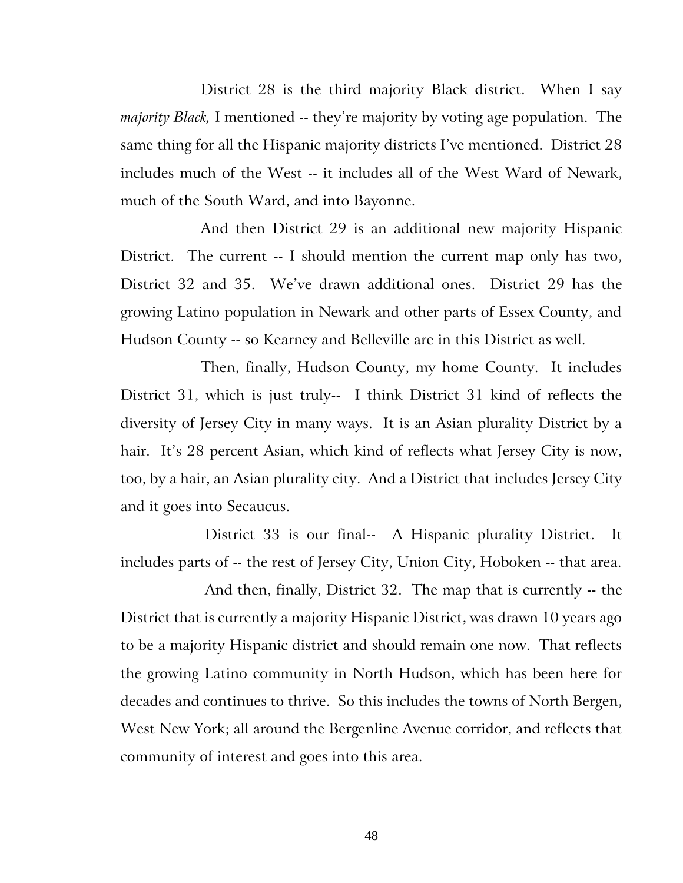District 28 is the third majority Black district. When I say *majority Black,* I mentioned -- they're majority by voting age population. The same thing for all the Hispanic majority districts I've mentioned. District 28 includes much of the West -- it includes all of the West Ward of Newark, much of the South Ward, and into Bayonne.

And then District 29 is an additional new majority Hispanic District. The current -- I should mention the current map only has two, District 32 and 35. We've drawn additional ones. District 29 has the growing Latino population in Newark and other parts of Essex County, and Hudson County -- so Kearney and Belleville are in this District as well.

Then, finally, Hudson County, my home County. It includes District 31, which is just truly-- I think District 31 kind of reflects the diversity of Jersey City in many ways. It is an Asian plurality District by a hair. It's 28 percent Asian, which kind of reflects what Jersey City is now, too, by a hair, an Asian plurality city. And a District that includes Jersey City and it goes into Secaucus.

District 33 is our final-- A Hispanic plurality District. It includes parts of -- the rest of Jersey City, Union City, Hoboken -- that area.

And then, finally, District 32. The map that is currently -- the District that is currently a majority Hispanic District, was drawn 10 years ago to be a majority Hispanic district and should remain one now. That reflects the growing Latino community in North Hudson, which has been here for decades and continues to thrive. So this includes the towns of North Bergen, West New York; all around the Bergenline Avenue corridor, and reflects that community of interest and goes into this area.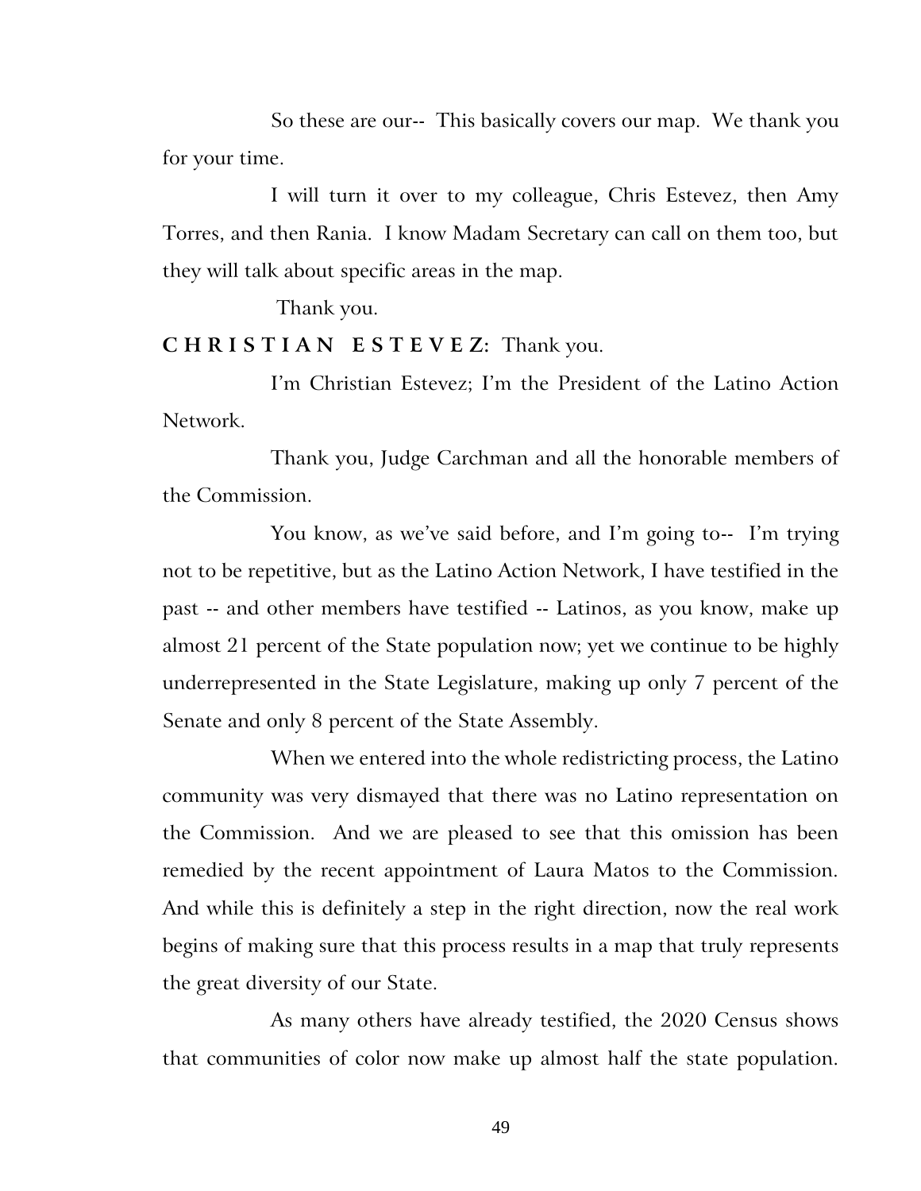So these are our-- This basically covers our map. We thank you for your time.

I will turn it over to my colleague, Chris Estevez, then Amy Torres, and then Rania. I know Madam Secretary can call on them too, but they will talk about specific areas in the map.

Thank you.

**CHRISTIAN ESTEVEZ:** Thank you.

I'm Christian Estevez; I'm the President of the Latino Action Network.

Thank you, Judge Carchman and all the honorable members of the Commission.

You know, as we've said before, and I'm going to-- I'm trying not to be repetitive, but as the Latino Action Network, I have testified in the past -- and other members have testified -- Latinos, as you know, make up almost 21 percent of the State population now; yet we continue to be highly underrepresented in the State Legislature, making up only 7 percent of the Senate and only 8 percent of the State Assembly.

When we entered into the whole redistricting process, the Latino community was very dismayed that there was no Latino representation on the Commission. And we are pleased to see that this omission has been remedied by the recent appointment of Laura Matos to the Commission. And while this is definitely a step in the right direction, now the real work begins of making sure that this process results in a map that truly represents the great diversity of our State.

As many others have already testified, the 2020 Census shows that communities of color now make up almost half the state population.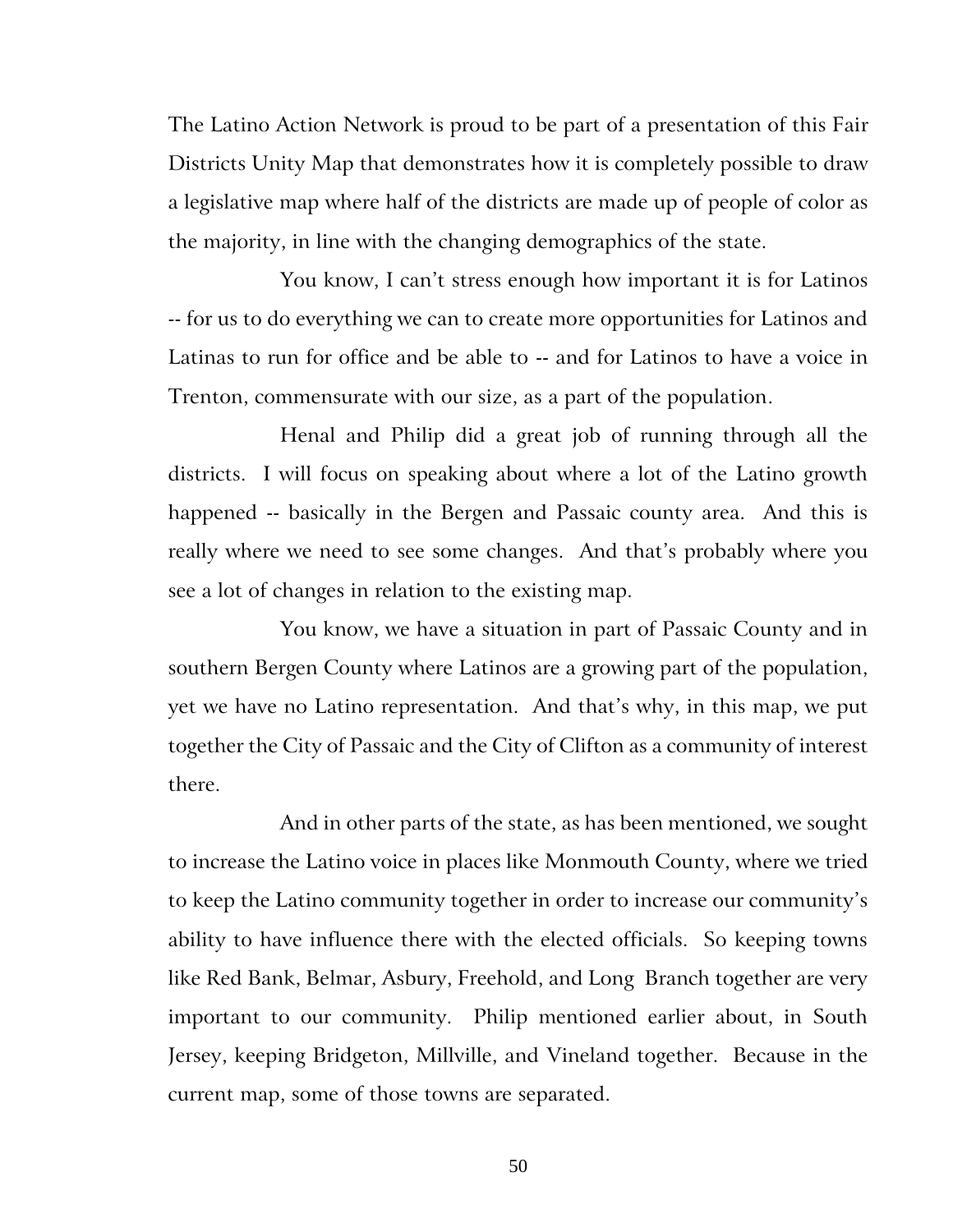The Latino Action Network is proud to be part of a presentation of this Fair Districts Unity Map that demonstrates how it is completely possible to draw a legislative map where half of the districts are made up of people of color as the majority, in line with the changing demographics of the state.

You know, I can't stress enough how important it is for Latinos -- for us to do everything we can to create more opportunities for Latinos and Latinas to run for office and be able to -- and for Latinos to have a voice in Trenton, commensurate with our size, as a part of the population.

Henal and Philip did a great job of running through all the districts. I will focus on speaking about where a lot of the Latino growth happened -- basically in the Bergen and Passaic county area. And this is really where we need to see some changes. And that's probably where you see a lot of changes in relation to the existing map.

You know, we have a situation in part of Passaic County and in southern Bergen County where Latinos are a growing part of the population, yet we have no Latino representation. And that's why, in this map, we put together the City of Passaic and the City of Clifton as a community of interest there.

And in other parts of the state, as has been mentioned, we sought to increase the Latino voice in places like Monmouth County, where we tried to keep the Latino community together in order to increase our community's ability to have influence there with the elected officials. So keeping towns like Red Bank, Belmar, Asbury, Freehold, and Long Branch together are very important to our community. Philip mentioned earlier about, in South Jersey, keeping Bridgeton, Millville, and Vineland together. Because in the current map, some of those towns are separated.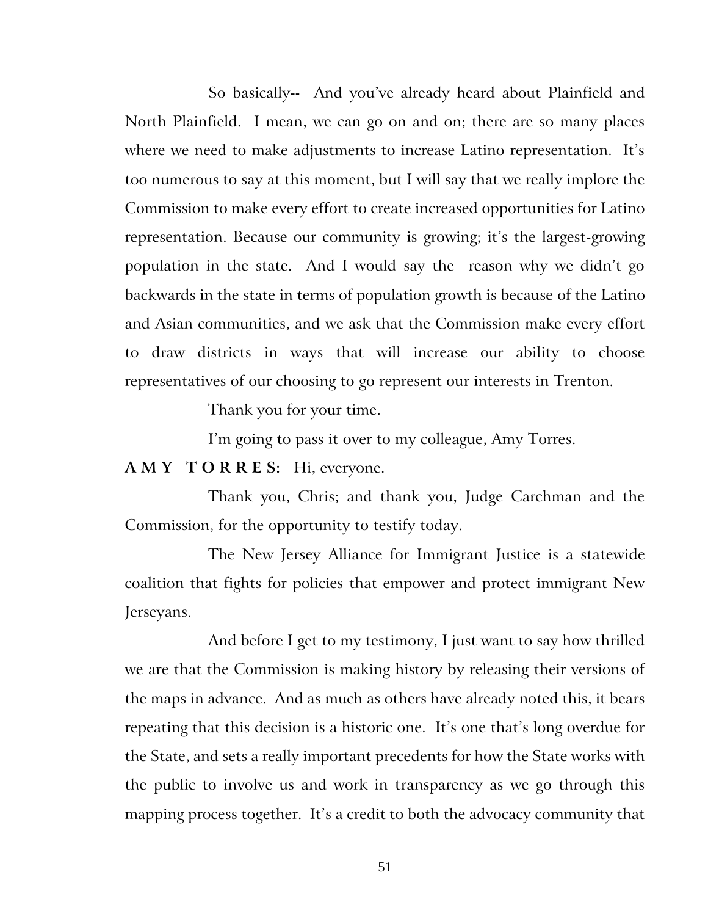So basically-- And you've already heard about Plainfield and North Plainfield. I mean, we can go on and on; there are so many places where we need to make adjustments to increase Latino representation. It's too numerous to say at this moment, but I will say that we really implore the Commission to make every effort to create increased opportunities for Latino representation. Because our community is growing; it's the largest-growing population in the state. And I would say the reason why we didn't go backwards in the state in terms of population growth is because of the Latino and Asian communities, and we ask that the Commission make every effort to draw districts in ways that will increase our ability to choose representatives of our choosing to go represent our interests in Trenton.

Thank you for your time.

I'm going to pass it over to my colleague, Amy Torres.

**AMY TORRES:** Hi, everyone.

Thank you, Chris; and thank you, Judge Carchman and the Commission, for the opportunity to testify today.

The New Jersey Alliance for Immigrant Justice is a statewide coalition that fights for policies that empower and protect immigrant New Jerseyans.

And before I get to my testimony, I just want to say how thrilled we are that the Commission is making history by releasing their versions of the maps in advance. And as much as others have already noted this, it bears repeating that this decision is a historic one. It's one that's long overdue for the State, and sets a really important precedents for how the State works with the public to involve us and work in transparency as we go through this mapping process together. It's a credit to both the advocacy community that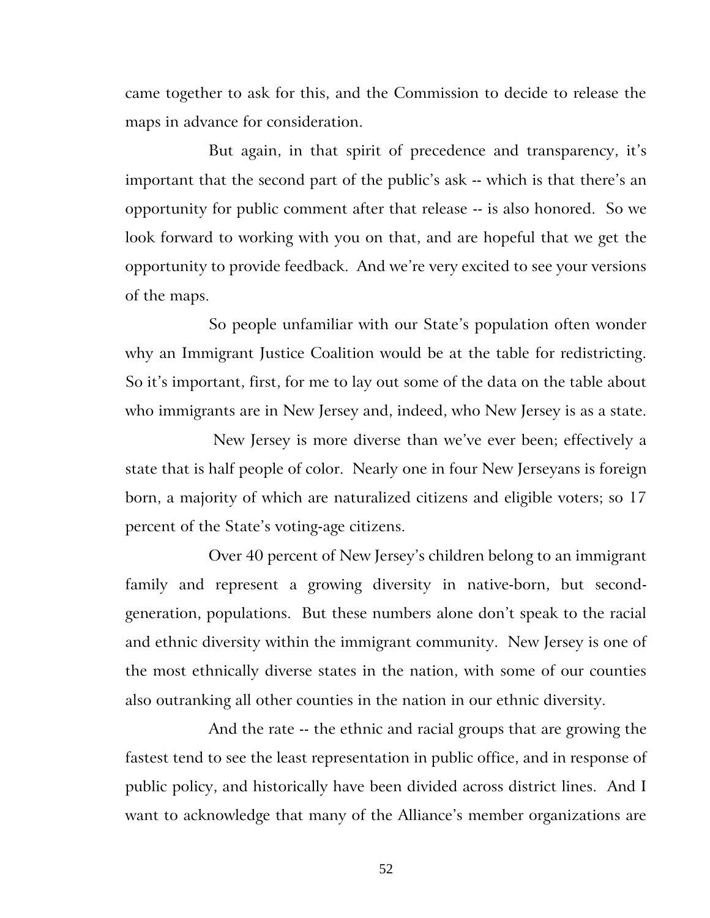came together to ask for this, and the Commission to decide to release the maps in advance for consideration.

But again, in that spirit of precedence and transparency, it's important that the second part of the public's ask -- which is that there's an opportunity for public comment after that release -- is also honored. So we look forward to working with you on that, and are hopeful that we get the opportunity to provide feedback. And we're very excited to see your versions of the maps.

So people unfamiliar with our State's population often wonder why an Immigrant Justice Coalition would be at the table for redistricting. So it's important, first, for me to lay out some of the data on the table about who immigrants are in New Jersey and, indeed, who New Jersey is as a state.

New Jersey is more diverse than we've ever been; effectively a state that is half people of color. Nearly one in four New Jerseyans is foreign born, a majority of which are naturalized citizens and eligible voters; so 17 percent of the State's voting-age citizens.

Over 40 percent of New Jersey's children belong to an immigrant family and represent a growing diversity in native-born, but second-generation, populations. But these numbers alone don't speak to the racial and ethnic diversity within the immigrant community. New Jersey is one of the most ethnically diverse states in the nation, with some of our counties also outranking all other counties in the nation in our ethnic diversity.

And the rate -- the ethnic and racial groups that are growing the fastest tend to see the least representation in public office, and in response of public policy, and historically have been divided across district lines. And I want to acknowledge that many of the Alliance's member organizations are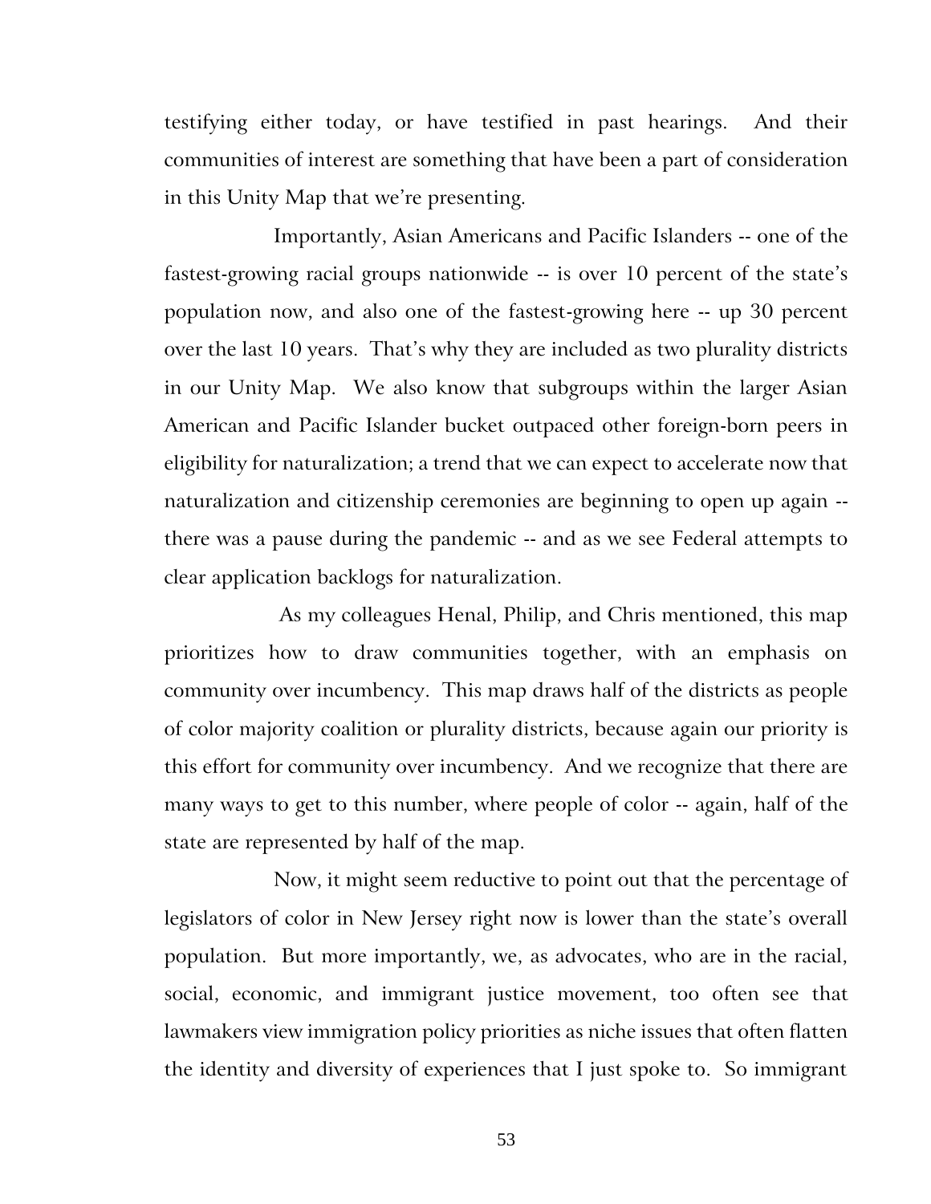testifying either today, or have testified in past hearings. And their communities of interest are something that have been a part of consideration in this Unity Map that we're presenting.

Importantly, Asian Americans and Pacific Islanders -- one of the fastest-growing racial groups nationwide -- is over 10 percent of the state's population now, and also one of the fastest-growing here -- up 30 percent over the last 10 years. That's why they are included as two plurality districts in our Unity Map. We also know that subgroups within the larger Asian American and Pacific Islander bucket outpaced other foreign-born peers in eligibility for naturalization; a trend that we can expect to accelerate now that naturalization and citizenship ceremonies are beginning to open up again -- there was a pause during the pandemic -- and as we see Federal attempts to clear application backlogs for naturalization.

As my colleagues Henal, Philip, and Chris mentioned, this map prioritizes how to draw communities together, with an emphasis on community over incumbency. This map draws half of the districts as people of color majority coalition or plurality districts, because again our priority is this effort for community over incumbency. And we recognize that there are many ways to get to this number, where people of color -- again, half of the state are represented by half of the map.

Now, it might seem reductive to point out that the percentage of legislators of color in New Jersey right now is lower than the state's overall population. But more importantly, we, as advocates, who are in the racial, social, economic, and immigrant justice movement, too often see that lawmakers view immigration policy priorities as niche issues that often flatten the identity and diversity of experiences that I just spoke to. So immigrant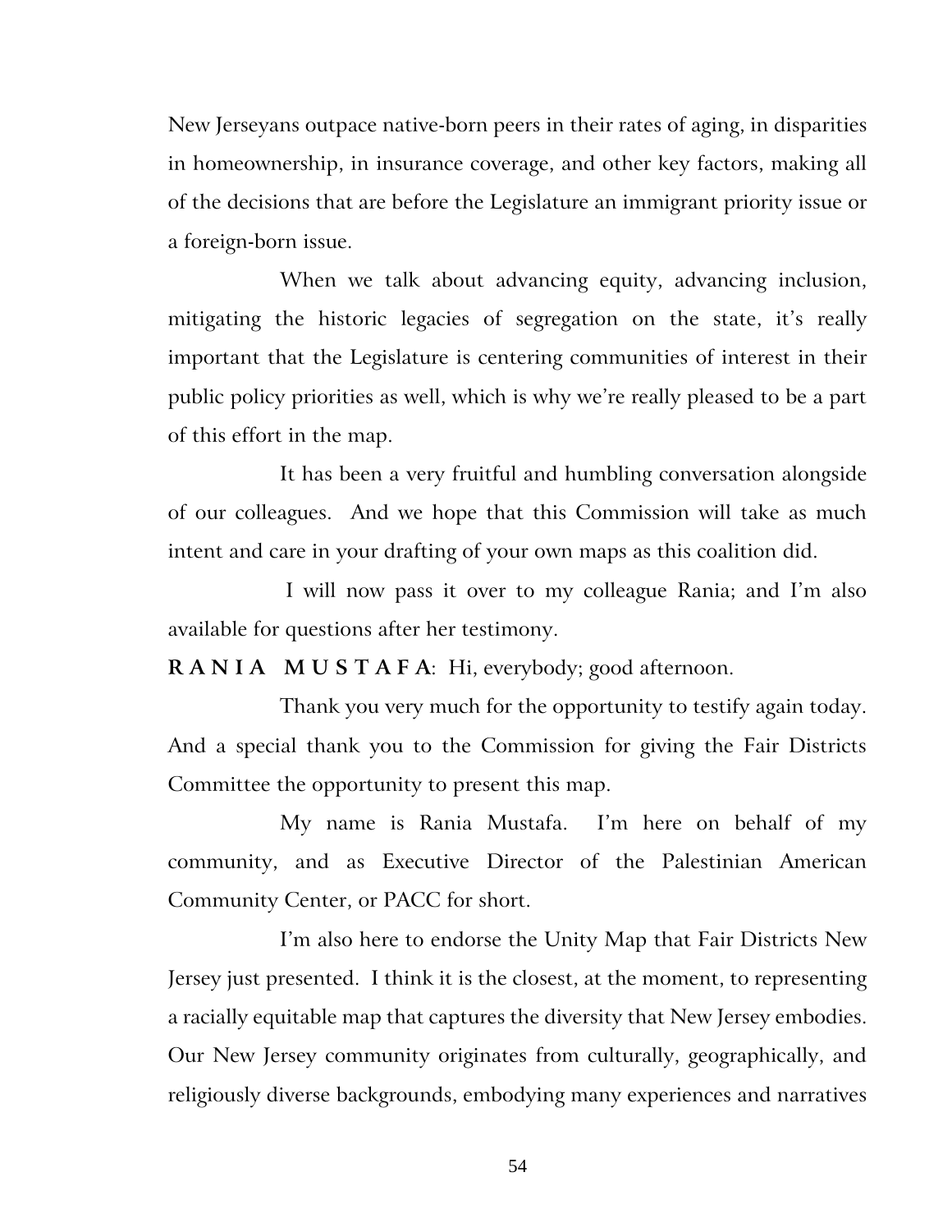New Jerseyans outpace native-born peers in their rates of aging, in disparities in homeownership, in insurance coverage, and other key factors, making all of the decisions that are before the Legislature an immigrant priority issue or a foreign-born issue.

When we talk about advancing equity, advancing inclusion, mitigating the historic legacies of segregation on the state, it's really important that the Legislature is centering communities of interest in their public policy priorities as well, which is why we're really pleased to be a part of this effort in the map.

It has been a very fruitful and humbling conversation alongside of our colleagues. And we hope that this Commission will take as much intent and care in your drafting of your own maps as this coalition did.

I will now pass it over to my colleague Rania; and I'm also available for questions after her testimony.

**R A N I A  M U S T A F A**: Hi, everybody; good afternoon.

Thank you very much for the opportunity to testify again today. And a special thank you to the Commission for giving the Fair Districts Committee the opportunity to present this map.

My name is Rania Mustafa. I'm here on behalf of my community, and as Executive Director of the Palestinian American Community Center, or PACC for short.

I'm also here to endorse the Unity Map that Fair Districts New Jersey just presented. I think it is the closest, at the moment, to representing a racially equitable map that captures the diversity that New Jersey embodies. Our New Jersey community originates from culturally, geographically, and religiously diverse backgrounds, embodying many experiences and narratives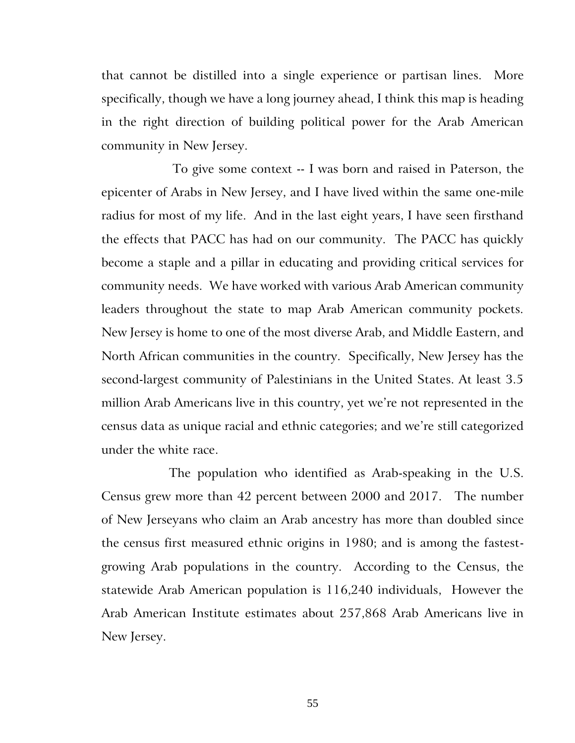that cannot be distilled into a single experience or partisan lines. More specifically, though we have a long journey ahead, I think this map is heading in the right direction of building political power for the Arab American community in New Jersey.

To give some context -- I was born and raised in Paterson, the epicenter of Arabs in New Jersey, and I have lived within the same one-mile radius for most of my life. And in the last eight years, I have seen firsthand the effects that PACC has had on our community. The PACC has quickly become a staple and a pillar in educating and providing critical services for community needs. We have worked with various Arab American community leaders throughout the state to map Arab American community pockets. New Jersey is home to one of the most diverse Arab, and Middle Eastern, and North African communities in the country. Specifically, New Jersey has the second-largest community of Palestinians in the United States. At least 3.5 million Arab Americans live in this country, yet we're not represented in the census data as unique racial and ethnic categories; and we're still categorized under the white race.

The population who identified as Arab-speaking in the U.S. Census grew more than 42 percent between 2000 and 2017. The number of New Jerseyans who claim an Arab ancestry has more than doubled since the census first measured ethnic origins in 1980; and is among the fastest-growing Arab populations in the country. According to the Census, the statewide Arab American population is 116,240 individuals, However the Arab American Institute estimates about 257,868 Arab Americans live in New Jersey.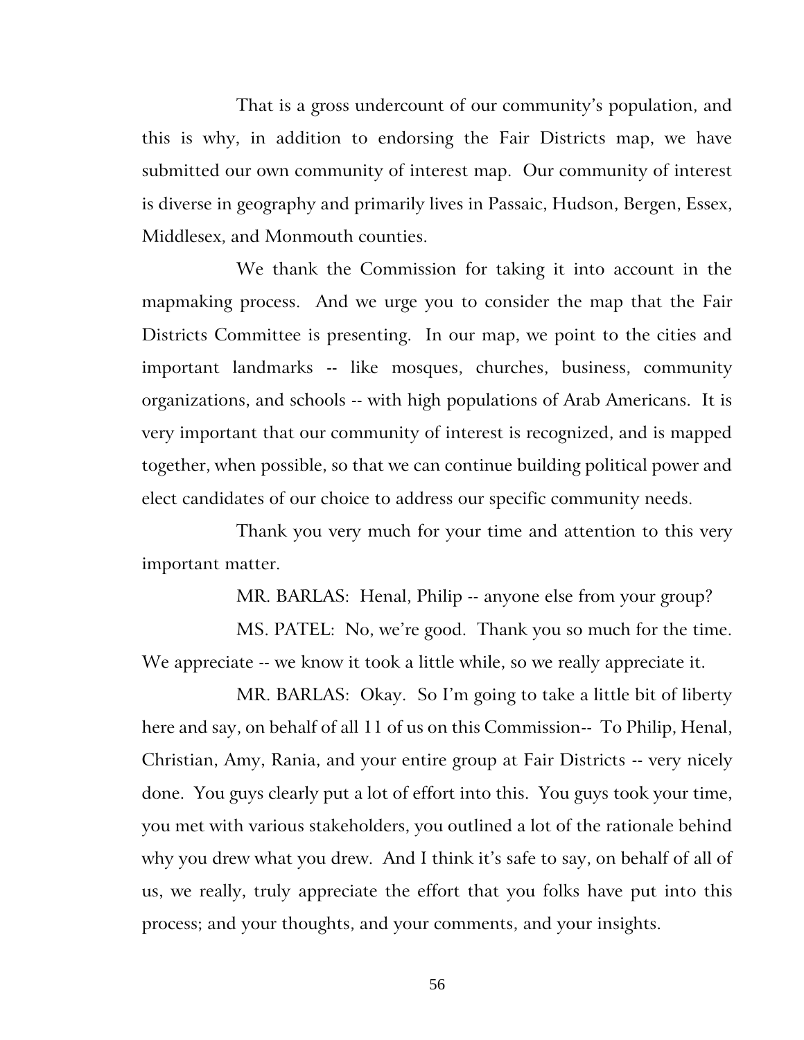That is a gross undercount of our community's population, and this is why, in addition to endorsing the Fair Districts map, we have submitted our own community of interest map. Our community of interest is diverse in geography and primarily lives in Passaic, Hudson, Bergen, Essex, Middlesex, and Monmouth counties.

We thank the Commission for taking it into account in the mapmaking process. And we urge you to consider the map that the Fair Districts Committee is presenting. In our map, we point to the cities and important landmarks -- like mosques, churches, business, community organizations, and schools -- with high populations of Arab Americans. It is very important that our community of interest is recognized, and is mapped together, when possible, so that we can continue building political power and elect candidates of our choice to address our specific community needs.

Thank you very much for your time and attention to this very important matter.

MR. BARLAS: Henal, Philip -- anyone else from your group?

MS. PATEL: No, we're good. Thank you so much for the time. We appreciate -- we know it took a little while, so we really appreciate it.

MR. BARLAS: Okay. So I'm going to take a little bit of liberty here and say, on behalf of all 11 of us on this Commission-- To Philip, Henal, Christian, Amy, Rania, and your entire group at Fair Districts -- very nicely done. You guys clearly put a lot of effort into this. You guys took your time, you met with various stakeholders, you outlined a lot of the rationale behind why you drew what you drew. And I think it's safe to say, on behalf of all of us, we really, truly appreciate the effort that you folks have put into this process; and your thoughts, and your comments, and your insights.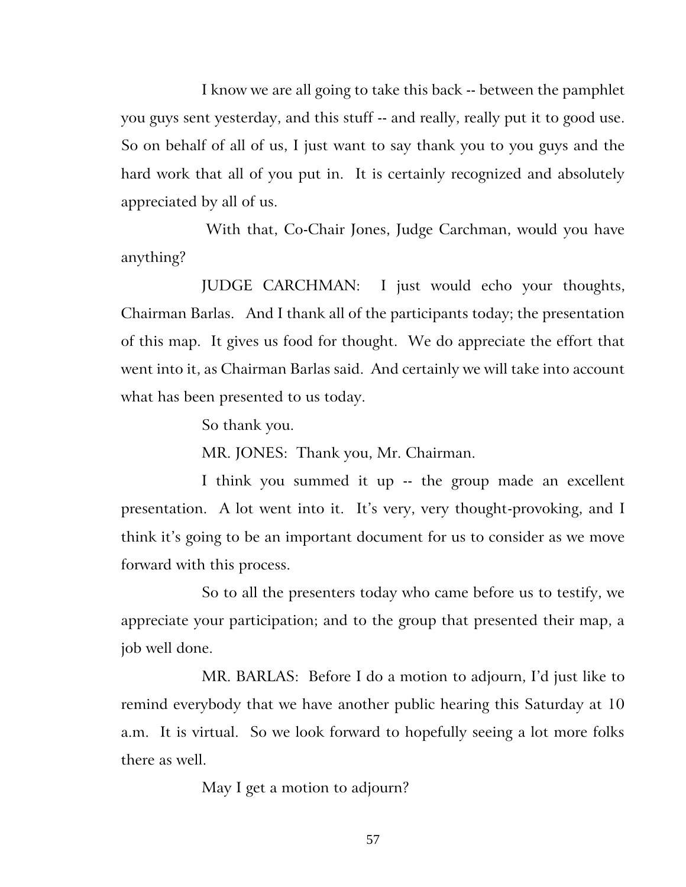I know we are all going to take this back -- between the pamphlet you guys sent yesterday, and this stuff -- and really, really put it to good use. So on behalf of all of us, I just want to say thank you to you guys and the hard work that all of you put in. It is certainly recognized and absolutely appreciated by all of us.

With that, Co-Chair Jones, Judge Carchman, would you have anything?

JUDGE CARCHMAN: I just would echo your thoughts, Chairman Barlas. And I thank all of the participants today; the presentation of this map. It gives us food for thought. We do appreciate the effort that went into it, as Chairman Barlas said. And certainly we will take into account what has been presented to us today.

So thank you.

MR. JONES: Thank you, Mr. Chairman.

I think you summed it up -- the group made an excellent presentation. A lot went into it. It's very, very thought-provoking, and I think it's going to be an important document for us to consider as we move forward with this process.

So to all the presenters today who came before us to testify, we appreciate your participation; and to the group that presented their map, a job well done.

MR. BARLAS: Before I do a motion to adjourn, I'd just like to remind everybody that we have another public hearing this Saturday at 10 a.m. It is virtual. So we look forward to hopefully seeing a lot more folks there as well.

May I get a motion to adjourn?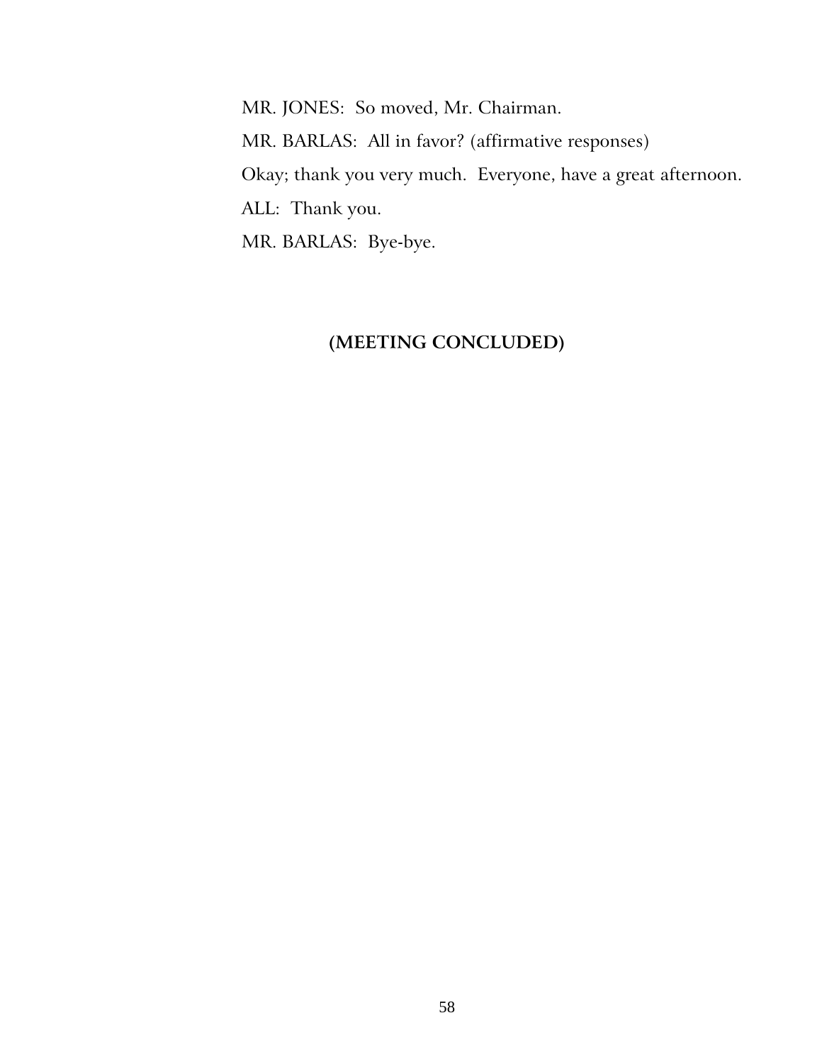MR. JONES: So moved, Mr. Chairman.

MR. BARLAS: All in favor? (affirmative responses)

Okay; thank you very much. Everyone, have a great afternoon.

ALL: Thank you.

MR. BARLAS: Bye-bye.

**(MEETING CONCLUDED)**